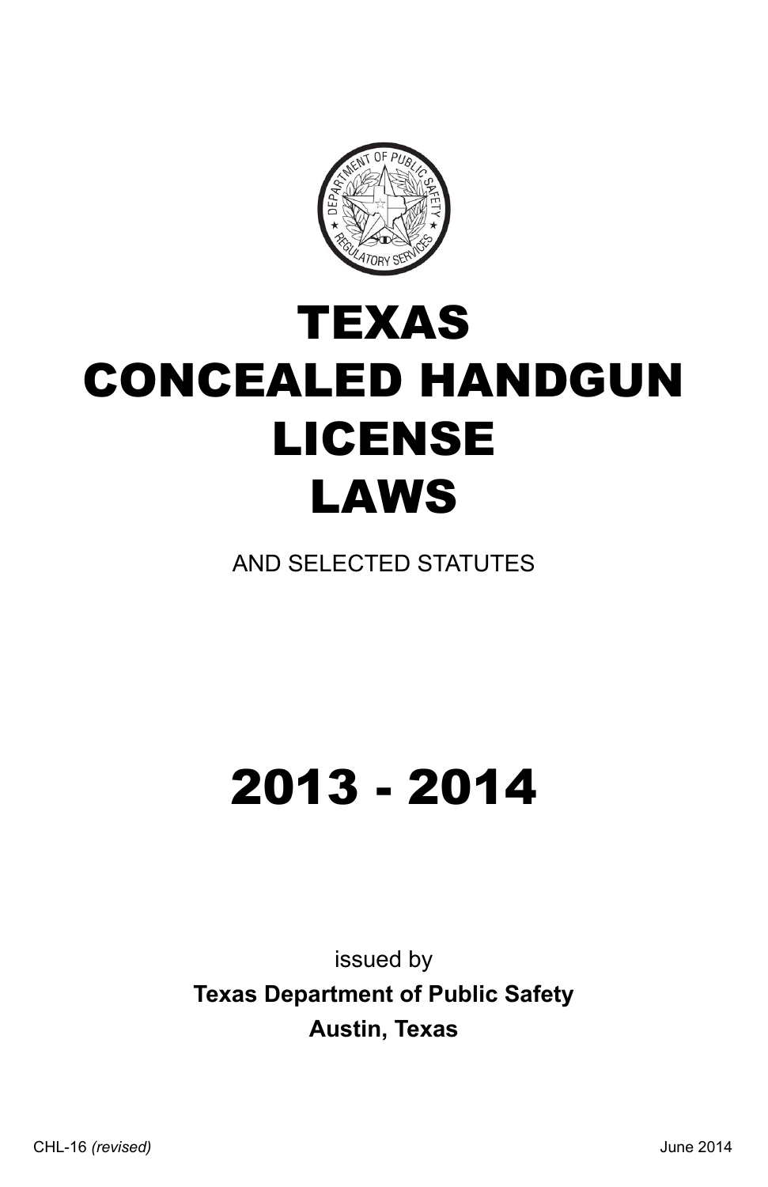# TEXAS CONCEALED HANDGUN LICENSE LAWS

AND SELECTED STATUTES

# 2013 - 2014

issued by

**Texas Department of Public Safety**

**Austin, Texas**

CHL-16 *(revised)*

June 2014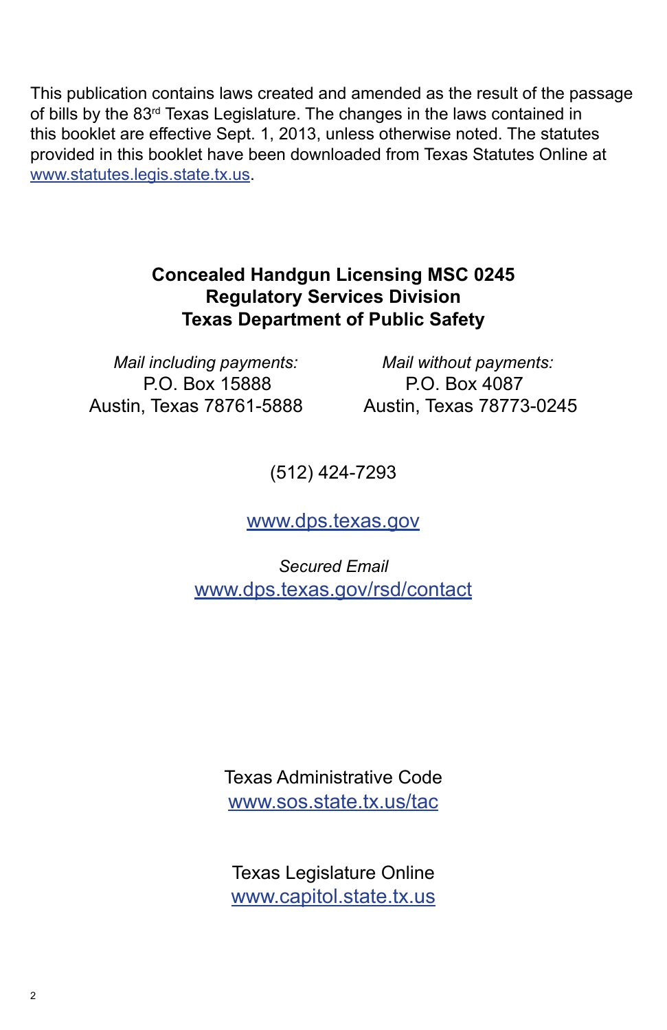This publication contains laws created and amended as the result of the passage of bills by the 83rd Texas Legislature. The changes in the laws contained in this booklet are effective Sept. 1, 2013, unless otherwise noted. The statutes provided in this booklet have been downloaded from Texas Statutes Online at www.statutes.legis.state.tx.us.

**Concealed Handgun Licensing MSC 0245**
**Regulatory Services Division**
**Texas Department of Public Safety**

*Mail including payments:*
P.O. Box 15888
Austin, Texas 78761-5888

*Mail without payments:*
P.O. Box 4087
Austin, Texas 78773-0245

(512) 424-7293

www.dps.texas.gov

*Secured Email*
www.dps.texas.gov/rsd/contact

Texas Administrative Code
www.sos.state.tx.us/tac

Texas Legislature Online
www.capitol.state.tx.us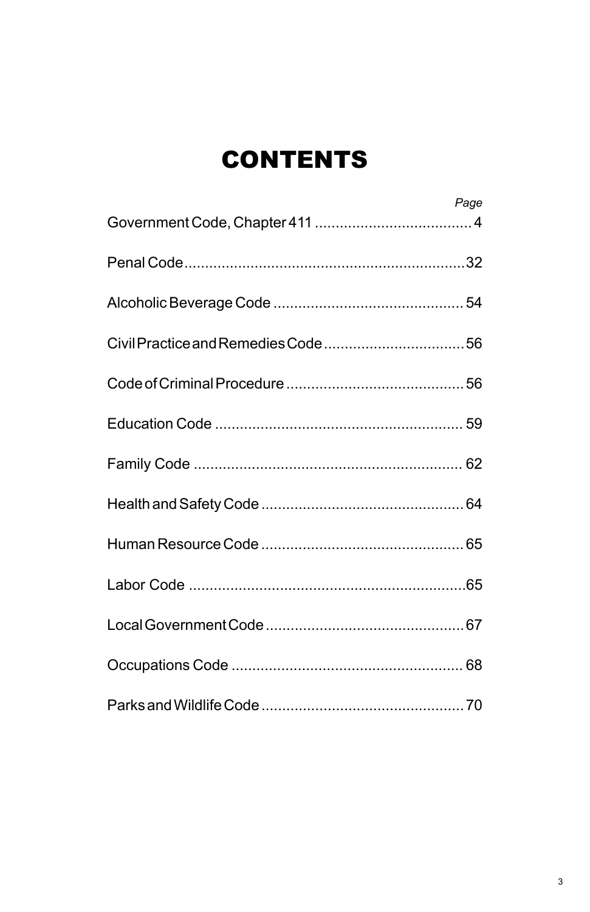# CONTENTS

| | Page |
|---|---|
| Government Code, Chapter 411 | 4 |
| Penal Code | 32 |
| Alcoholic Beverage Code | 54 |
| Civil Practice and Remedies Code | 56 |
| Code of Criminal Procedure | 56 |
| Education Code | 59 |
| Family Code | 62 |
| Health and Safety Code | 64 |
| Human Resource Code | 65 |
| Labor Code | 65 |
| Local Government Code | 67 |
| Occupations Code | 68 |
| Parks and Wildlife Code | 70 |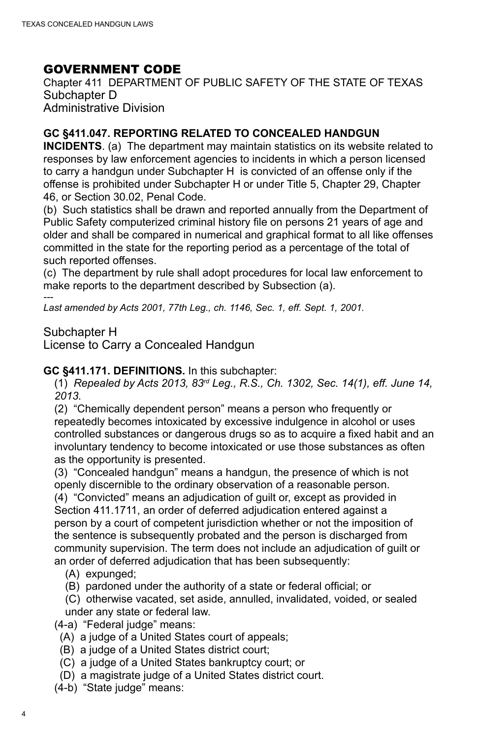# GOVERNMENT CODE

Chapter 411 DEPARTMENT OF PUBLIC SAFETY OF THE STATE OF TEXAS
Subchapter D
Administrative Division

**GC §411.047. REPORTING RELATED TO CONCEALED HANDGUN INCIDENTS**. (a) The department may maintain statistics on its website related to responses by law enforcement agencies to incidents in which a person licensed to carry a handgun under Subchapter H is convicted of an offense only if the offense is prohibited under Subchapter H or under Title 5, Chapter 29, Chapter 46, or Section 30.02, Penal Code.

(b) Such statistics shall be drawn and reported annually from the Department of Public Safety computerized criminal history file on persons 21 years of age and older and shall be compared in numerical and graphical format to all like offenses committed in the state for the reporting period as a percentage of the total of such reported offenses.

(c) The department by rule shall adopt procedures for local law enforcement to make reports to the department described by Subsection (a).

---

*Last amended by Acts 2001, 77th Leg., ch. 1146, Sec. 1, eff. Sept. 1, 2001.*

Subchapter H
License to Carry a Concealed Handgun

**GC §411.171. DEFINITIONS.** In this subchapter:

(1) *Repealed by Acts 2013, 83rd Leg., R.S., Ch. 1302, Sec. 14(1), eff. June 14, 2013.*

(2) "Chemically dependent person" means a person who frequently or repeatedly becomes intoxicated by excessive indulgence in alcohol or uses controlled substances or dangerous drugs so as to acquire a fixed habit and an involuntary tendency to become intoxicated or use those substances as often as the opportunity is presented.

(3) "Concealed handgun" means a handgun, the presence of which is not openly discernible to the ordinary observation of a reasonable person.

(4) "Convicted" means an adjudication of guilt or, except as provided in Section 411.1711, an order of deferred adjudication entered against a person by a court of competent jurisdiction whether or not the imposition of the sentence is subsequently probated and the person is discharged from community supervision. The term does not include an adjudication of guilt or an order of deferred adjudication that has been subsequently:

(A) expunged;

(B) pardoned under the authority of a state or federal official; or

(C) otherwise vacated, set aside, annulled, invalidated, voided, or sealed under any state or federal law.

(4-a) "Federal judge" means:

(A) a judge of a United States court of appeals;

(B) a judge of a United States district court;

(C) a judge of a United States bankruptcy court; or

(D) a magistrate judge of a United States district court.

(4-b) "State judge" means: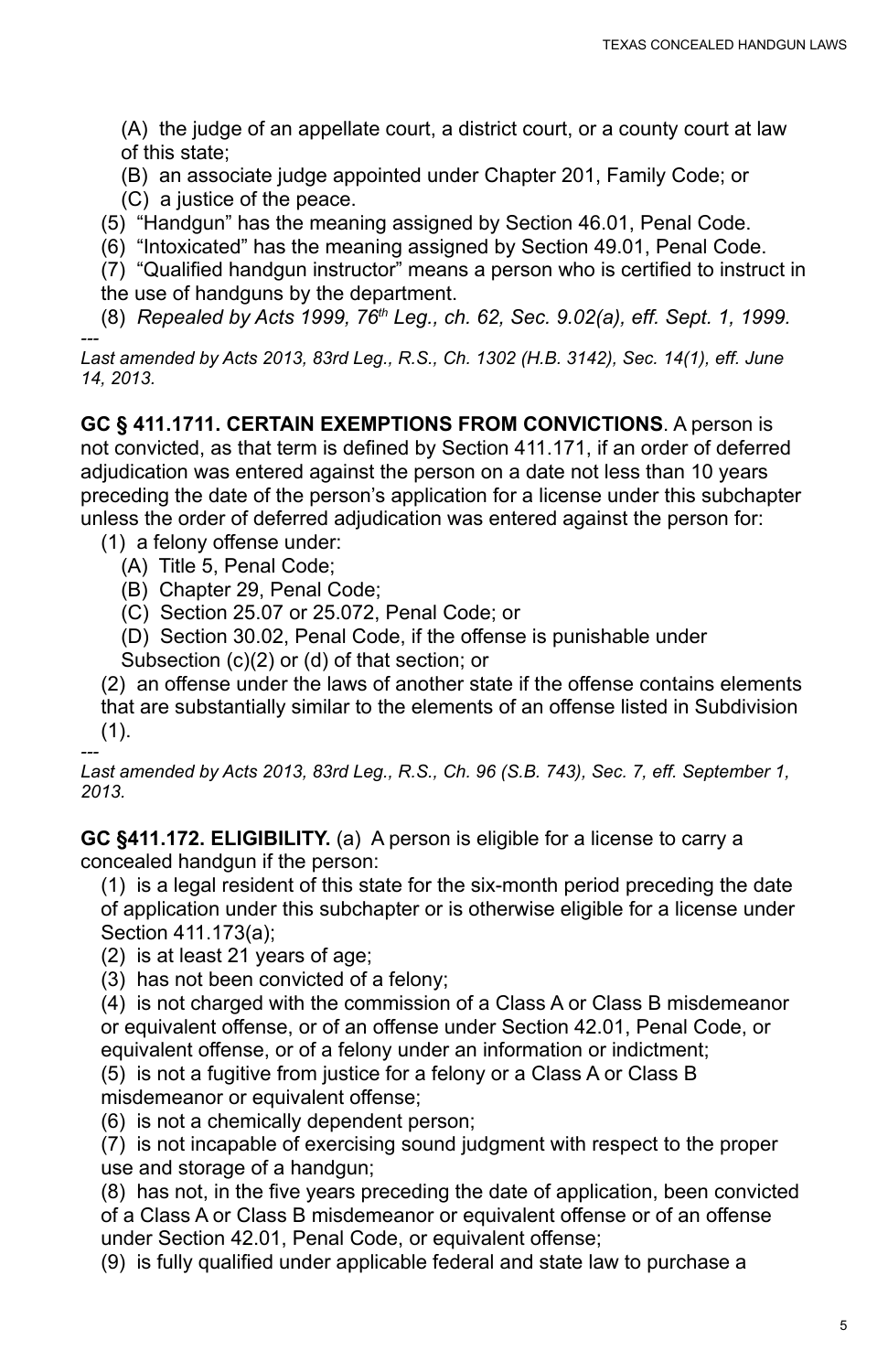(A) the judge of an appellate court, a district court, or a county court at law of this state;

(B) an associate judge appointed under Chapter 201, Family Code; or

(C) a justice of the peace.

(5) "Handgun" has the meaning assigned by Section 46.01, Penal Code.

(6) "Intoxicated" has the meaning assigned by Section 49.01, Penal Code.

(7) "Qualified handgun instructor" means a person who is certified to instruct in the use of handguns by the department.

(8) *Repealed by Acts 1999, 76th Leg., ch. 62, Sec. 9.02(a), eff. Sept. 1, 1999.*

---

*Last amended by Acts 2013, 83rd Leg., R.S., Ch. 1302 (H.B. 3142), Sec. 14(1), eff. June 14, 2013.*

**GC § 411.1711. CERTAIN EXEMPTIONS FROM CONVICTIONS**. A person is not convicted, as that term is defined by Section 411.171, if an order of deferred adjudication was entered against the person on a date not less than 10 years preceding the date of the person's application for a license under this subchapter unless the order of deferred adjudication was entered against the person for:

(1) a felony offense under:

(A) Title 5, Penal Code;

(B) Chapter 29, Penal Code;

(C) Section 25.07 or 25.072, Penal Code; or

(D) Section 30.02, Penal Code, if the offense is punishable under Subsection (c)(2) or (d) of that section; or

(2) an offense under the laws of another state if the offense contains elements that are substantially similar to the elements of an offense listed in Subdivision (1).

---

*Last amended by Acts 2013, 83rd Leg., R.S., Ch. 96 (S.B. 743), Sec. 7, eff. September 1, 2013.*

**GC §411.172. ELIGIBILITY.** (a) A person is eligible for a license to carry a concealed handgun if the person:

(1) is a legal resident of this state for the six-month period preceding the date of application under this subchapter or is otherwise eligible for a license under Section 411.173(a);

(2) is at least 21 years of age;

(3) has not been convicted of a felony;

(4) is not charged with the commission of a Class A or Class B misdemeanor or equivalent offense, or of an offense under Section 42.01, Penal Code, or equivalent offense, or of a felony under an information or indictment;

(5) is not a fugitive from justice for a felony or a Class A or Class B misdemeanor or equivalent offense;

(6) is not a chemically dependent person;

(7) is not incapable of exercising sound judgment with respect to the proper use and storage of a handgun;

(8) has not, in the five years preceding the date of application, been convicted of a Class A or Class B misdemeanor or equivalent offense or of an offense under Section 42.01, Penal Code, or equivalent offense;

(9) is fully qualified under applicable federal and state law to purchase a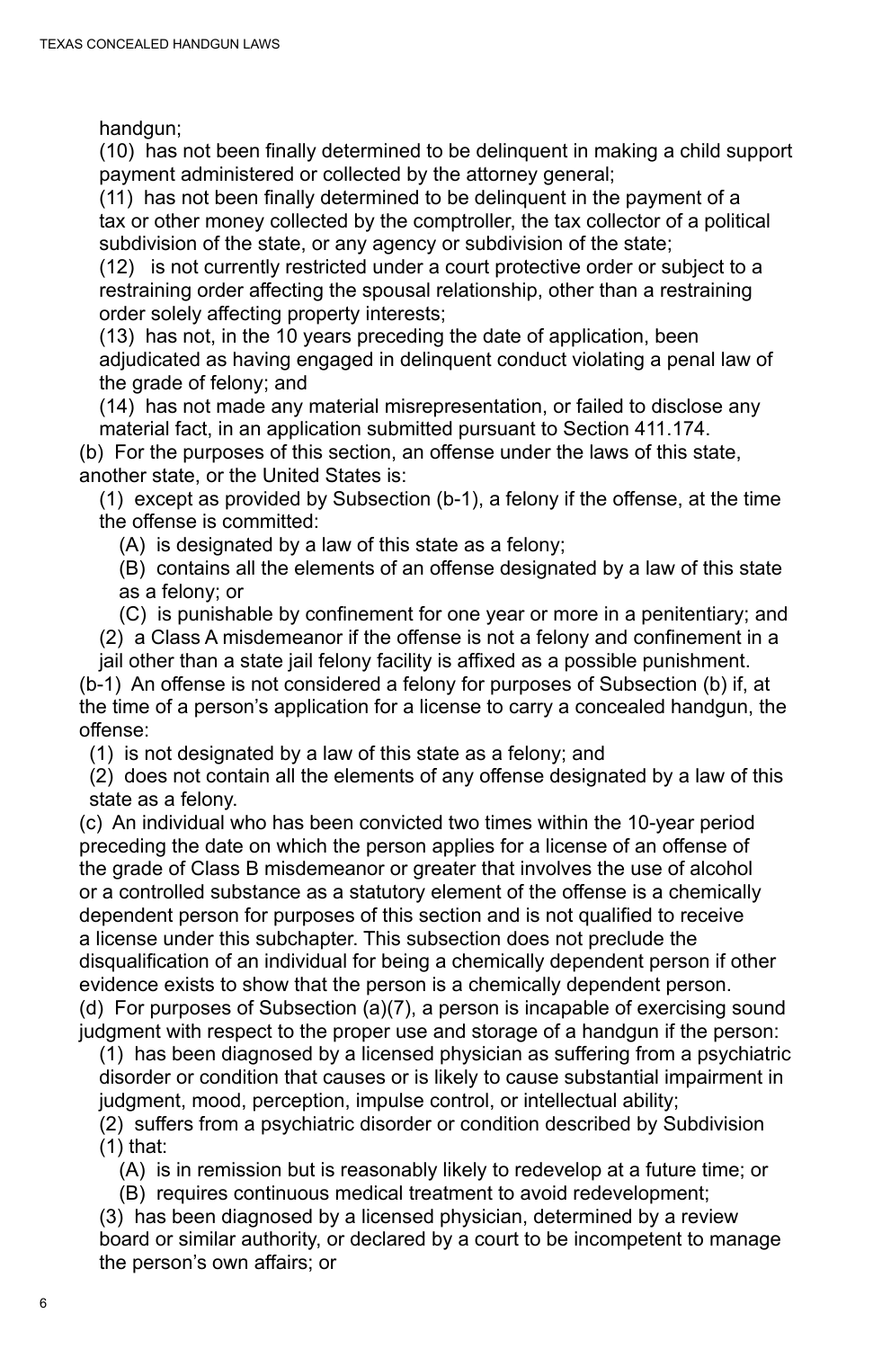handgun;

(10) has not been finally determined to be delinquent in making a child support payment administered or collected by the attorney general;

(11) has not been finally determined to be delinquent in the payment of a tax or other money collected by the comptroller, the tax collector of a political subdivision of the state, or any agency or subdivision of the state;

(12) is not currently restricted under a court protective order or subject to a restraining order affecting the spousal relationship, other than a restraining order solely affecting property interests;

(13) has not, in the 10 years preceding the date of application, been adjudicated as having engaged in delinquent conduct violating a penal law of the grade of felony; and

(14) has not made any material misrepresentation, or failed to disclose any material fact, in an application submitted pursuant to Section 411.174.

(b) For the purposes of this section, an offense under the laws of this state, another state, or the United States is:

(1) except as provided by Subsection (b-1), a felony if the offense, at the time the offense is committed:

(A) is designated by a law of this state as a felony;

(B) contains all the elements of an offense designated by a law of this state as a felony; or

(C) is punishable by confinement for one year or more in a penitentiary; and

(2) a Class A misdemeanor if the offense is not a felony and confinement in a jail other than a state jail felony facility is affixed as a possible punishment.

(b-1) An offense is not considered a felony for purposes of Subsection (b) if, at the time of a person's application for a license to carry a concealed handgun, the offense:

(1) is not designated by a law of this state as a felony; and

(2) does not contain all the elements of any offense designated by a law of this state as a felony.

(c) An individual who has been convicted two times within the 10-year period preceding the date on which the person applies for a license of an offense of the grade of Class B misdemeanor or greater that involves the use of alcohol or a controlled substance as a statutory element of the offense is a chemically dependent person for purposes of this section and is not qualified to receive a license under this subchapter. This subsection does not preclude the disqualification of an individual for being a chemically dependent person if other evidence exists to show that the person is a chemically dependent person.

(d) For purposes of Subsection (a)(7), a person is incapable of exercising sound judgment with respect to the proper use and storage of a handgun if the person:

(1) has been diagnosed by a licensed physician as suffering from a psychiatric disorder or condition that causes or is likely to cause substantial impairment in judgment, mood, perception, impulse control, or intellectual ability;

(2) suffers from a psychiatric disorder or condition described by Subdivision (1) that:

(A) is in remission but is reasonably likely to redevelop at a future time; or

(B) requires continuous medical treatment to avoid redevelopment;

(3) has been diagnosed by a licensed physician, determined by a review board or similar authority, or declared by a court to be incompetent to manage the person's own affairs; or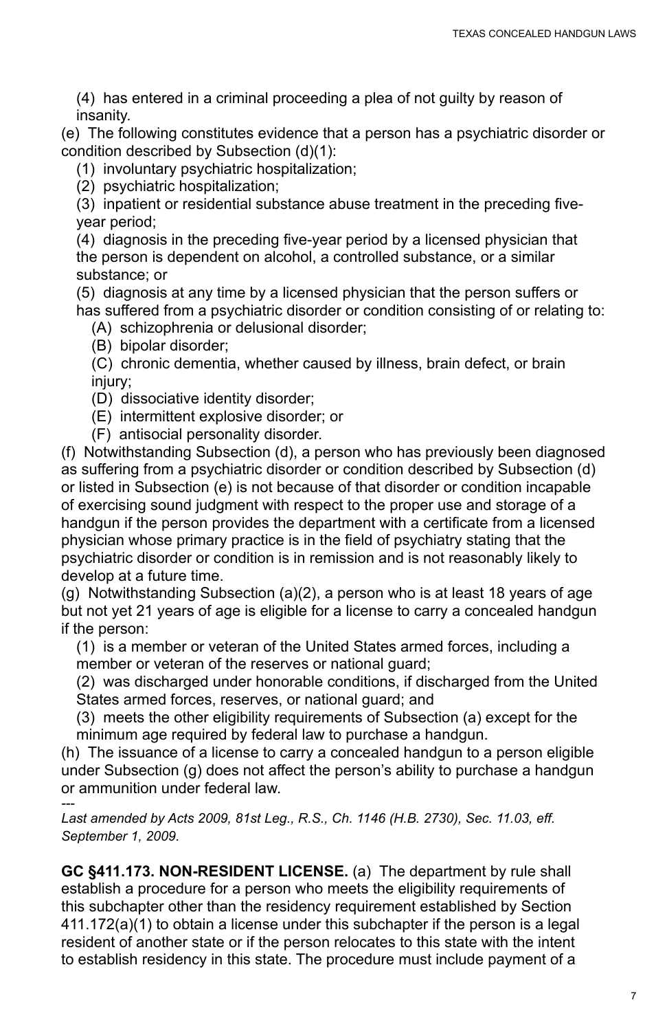(4) has entered in a criminal proceeding a plea of not guilty by reason of insanity.

(e) The following constitutes evidence that a person has a psychiatric disorder or condition described by Subsection (d)(1):

(1) involuntary psychiatric hospitalization;

(2) psychiatric hospitalization;

(3) inpatient or residential substance abuse treatment in the preceding five-year period;

(4) diagnosis in the preceding five-year period by a licensed physician that the person is dependent on alcohol, a controlled substance, or a similar substance; or

(5) diagnosis at any time by a licensed physician that the person suffers or has suffered from a psychiatric disorder or condition consisting of or relating to:

(A) schizophrenia or delusional disorder;

(B) bipolar disorder;

(C) chronic dementia, whether caused by illness, brain defect, or brain injury;

(D) dissociative identity disorder;

(E) intermittent explosive disorder; or

(F) antisocial personality disorder.

(f) Notwithstanding Subsection (d), a person who has previously been diagnosed as suffering from a psychiatric disorder or condition described by Subsection (d) or listed in Subsection (e) is not because of that disorder or condition incapable of exercising sound judgment with respect to the proper use and storage of a handgun if the person provides the department with a certificate from a licensed physician whose primary practice is in the field of psychiatry stating that the psychiatric disorder or condition is in remission and is not reasonably likely to develop at a future time.

(g) Notwithstanding Subsection (a)(2), a person who is at least 18 years of age but not yet 21 years of age is eligible for a license to carry a concealed handgun if the person:

(1) is a member or veteran of the United States armed forces, including a member or veteran of the reserves or national guard;

(2) was discharged under honorable conditions, if discharged from the United States armed forces, reserves, or national guard; and

(3) meets the other eligibility requirements of Subsection (a) except for the minimum age required by federal law to purchase a handgun.

(h) The issuance of a license to carry a concealed handgun to a person eligible under Subsection (g) does not affect the person's ability to purchase a handgun or ammunition under federal law.

---

*Last amended by Acts 2009, 81st Leg., R.S., Ch. 1146 (H.B. 2730), Sec. 11.03, eff. September 1, 2009.*

**GC §411.173. NON-RESIDENT LICENSE.** (a) The department by rule shall establish a procedure for a person who meets the eligibility requirements of this subchapter other than the residency requirement established by Section 411.172(a)(1) to obtain a license under this subchapter if the person is a legal resident of another state or if the person relocates to this state with the intent to establish residency in this state. The procedure must include payment of a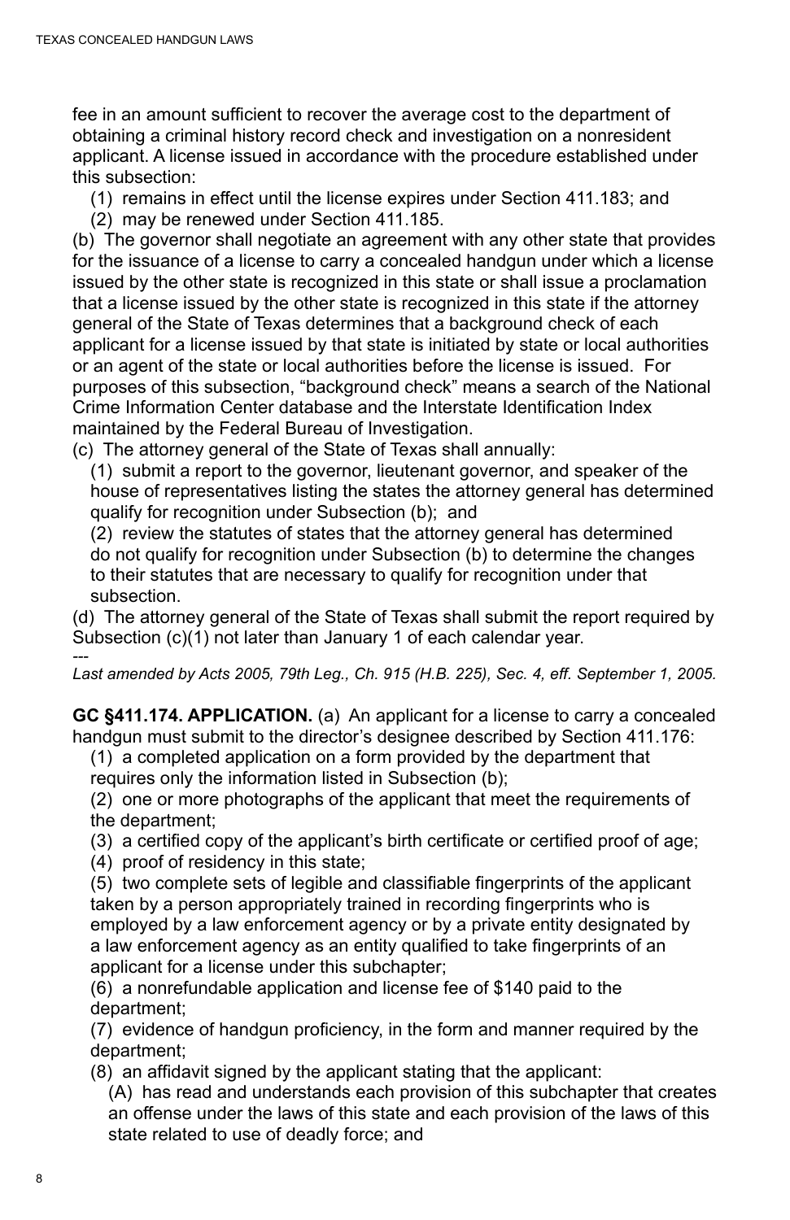fee in an amount sufficient to recover the average cost to the department of obtaining a criminal history record check and investigation on a nonresident applicant. A license issued in accordance with the procedure established under this subsection:

(1) remains in effect until the license expires under Section 411.183; and

(2) may be renewed under Section 411.185.

(b) The governor shall negotiate an agreement with any other state that provides for the issuance of a license to carry a concealed handgun under which a license issued by the other state is recognized in this state or shall issue a proclamation that a license issued by the other state is recognized in this state if the attorney general of the State of Texas determines that a background check of each applicant for a license issued by that state is initiated by state or local authorities or an agent of the state or local authorities before the license is issued. For purposes of this subsection, "background check" means a search of the National Crime Information Center database and the Interstate Identification Index maintained by the Federal Bureau of Investigation.

(c) The attorney general of the State of Texas shall annually:

(1) submit a report to the governor, lieutenant governor, and speaker of the house of representatives listing the states the attorney general has determined qualify for recognition under Subsection (b); and

(2) review the statutes of states that the attorney general has determined do not qualify for recognition under Subsection (b) to determine the changes to their statutes that are necessary to qualify for recognition under that subsection.

(d) The attorney general of the State of Texas shall submit the report required by Subsection (c)(1) not later than January 1 of each calendar year.

---

*Last amended by Acts 2005, 79th Leg., Ch. 915 (H.B. 225), Sec. 4, eff. September 1, 2005.*

**GC §411.174. APPLICATION.** (a) An applicant for a license to carry a concealed handgun must submit to the director's designee described by Section 411.176:

(1) a completed application on a form provided by the department that requires only the information listed in Subsection (b);

(2) one or more photographs of the applicant that meet the requirements of the department;

(3) a certified copy of the applicant's birth certificate or certified proof of age;

(4) proof of residency in this state;

(5) two complete sets of legible and classifiable fingerprints of the applicant taken by a person appropriately trained in recording fingerprints who is employed by a law enforcement agency or by a private entity designated by a law enforcement agency as an entity qualified to take fingerprints of an applicant for a license under this subchapter;

(6) a nonrefundable application and license fee of $140 paid to the department;

(7) evidence of handgun proficiency, in the form and manner required by the department;

(8) an affidavit signed by the applicant stating that the applicant:

(A) has read and understands each provision of this subchapter that creates an offense under the laws of this state and each provision of the laws of this state related to use of deadly force; and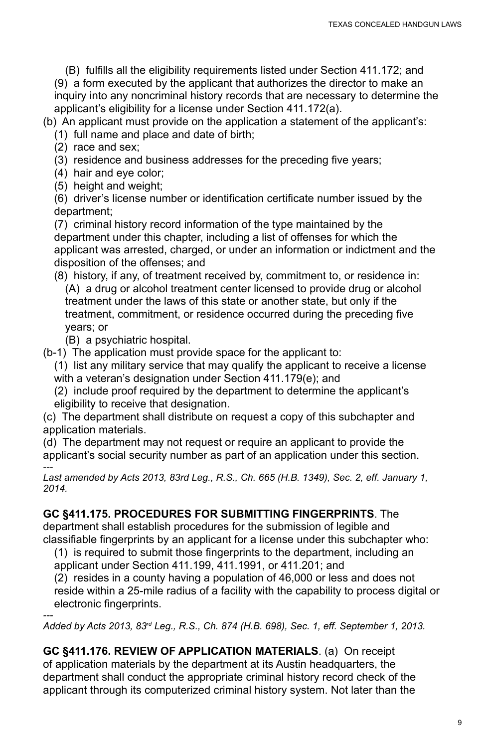(B) fulfills all the eligibility requirements listed under Section 411.172; and

(9) a form executed by the applicant that authorizes the director to make an inquiry into any noncriminal history records that are necessary to determine the applicant's eligibility for a license under Section 411.172(a).

(b) An applicant must provide on the application a statement of the applicant's:

(1) full name and place and date of birth;

(2) race and sex;

(3) residence and business addresses for the preceding five years;

(4) hair and eye color;

(5) height and weight;

(6) driver's license number or identification certificate number issued by the department;

(7) criminal history record information of the type maintained by the department under this chapter, including a list of offenses for which the applicant was arrested, charged, or under an information or indictment and the disposition of the offenses; and

(8) history, if any, of treatment received by, commitment to, or residence in:

(A) a drug or alcohol treatment center licensed to provide drug or alcohol treatment under the laws of this state or another state, but only if the treatment, commitment, or residence occurred during the preceding five years; or

(B) a psychiatric hospital.

(b-1) The application must provide space for the applicant to:

(1) list any military service that may qualify the applicant to receive a license with a veteran's designation under Section 411.179(e); and

(2) include proof required by the department to determine the applicant's eligibility to receive that designation.

(c) The department shall distribute on request a copy of this subchapter and application materials.

(d) The department may not request or require an applicant to provide the applicant's social security number as part of an application under this section.

---

*Last amended by Acts 2013, 83rd Leg., R.S., Ch. 665 (H.B. 1349), Sec. 2, eff. January 1, 2014.*

**GC §411.175. PROCEDURES FOR SUBMITTING FINGERPRINTS**. The department shall establish procedures for the submission of legible and classifiable fingerprints by an applicant for a license under this subchapter who:

(1) is required to submit those fingerprints to the department, including an applicant under Section 411.199, 411.1991, or 411.201; and

(2) resides in a county having a population of 46,000 or less and does not reside within a 25-mile radius of a facility with the capability to process digital or electronic fingerprints.

---

*Added by Acts 2013, 83rd Leg., R.S., Ch. 874 (H.B. 698), Sec. 1, eff. September 1, 2013.*

**GC §411.176. REVIEW OF APPLICATION MATERIALS**. (a) On receipt of application materials by the department at its Austin headquarters, the department shall conduct the appropriate criminal history record check of the applicant through its computerized criminal history system. Not later than the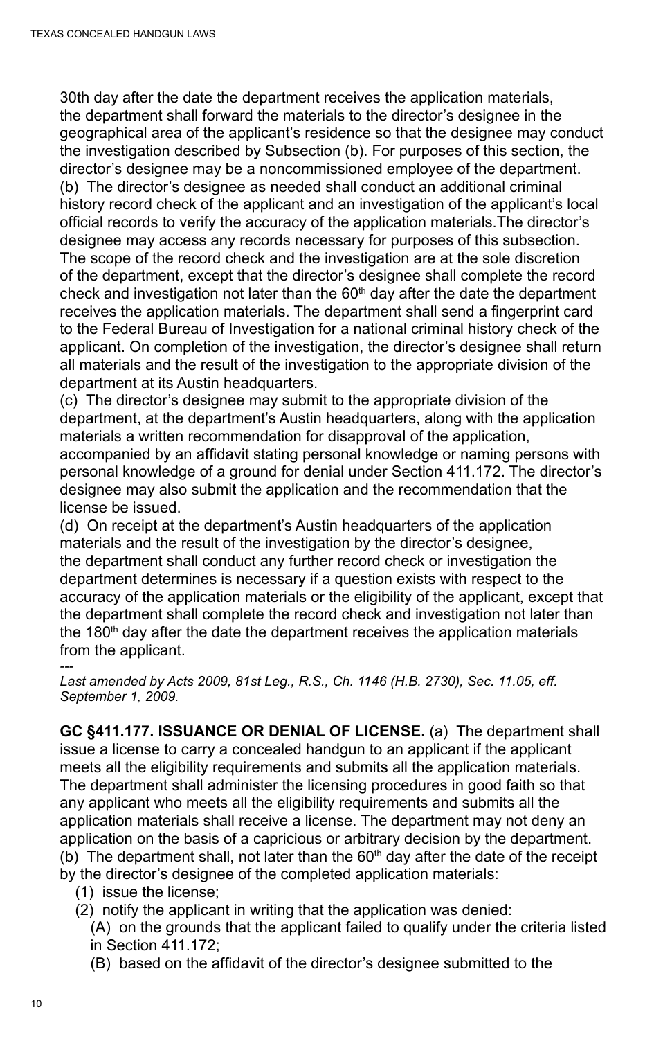30th day after the date the department receives the application materials, the department shall forward the materials to the director's designee in the geographical area of the applicant's residence so that the designee may conduct the investigation described by Subsection (b). For purposes of this section, the director's designee may be a noncommissioned employee of the department.

(b) The director's designee as needed shall conduct an additional criminal history record check of the applicant and an investigation of the applicant's local official records to verify the accuracy of the application materials.The director's designee may access any records necessary for purposes of this subsection. The scope of the record check and the investigation are at the sole discretion of the department, except that the director's designee shall complete the record check and investigation not later than the 60th day after the date the department receives the application materials. The department shall send a fingerprint card to the Federal Bureau of Investigation for a national criminal history check of the applicant. On completion of the investigation, the director's designee shall return all materials and the result of the investigation to the appropriate division of the department at its Austin headquarters.

(c) The director's designee may submit to the appropriate division of the department, at the department's Austin headquarters, along with the application materials a written recommendation for disapproval of the application, accompanied by an affidavit stating personal knowledge or naming persons with personal knowledge of a ground for denial under Section 411.172. The director's designee may also submit the application and the recommendation that the license be issued.

(d) On receipt at the department's Austin headquarters of the application materials and the result of the investigation by the director's designee, the department shall conduct any further record check or investigation the department determines is necessary if a question exists with respect to the accuracy of the application materials or the eligibility of the applicant, except that the department shall complete the record check and investigation not later than the 180th day after the date the department receives the application materials from the applicant.

---

*Last amended by Acts 2009, 81st Leg., R.S., Ch. 1146 (H.B. 2730), Sec. 11.05, eff. September 1, 2009.*

**GC §411.177. ISSUANCE OR DENIAL OF LICENSE.** (a) The department shall issue a license to carry a concealed handgun to an applicant if the applicant meets all the eligibility requirements and submits all the application materials. The department shall administer the licensing procedures in good faith so that any applicant who meets all the eligibility requirements and submits all the application materials shall receive a license. The department may not deny an application on the basis of a capricious or arbitrary decision by the department.

(b) The department shall, not later than the 60th day after the date of the receipt by the director's designee of the completed application materials:

(1) issue the license;

(2) notify the applicant in writing that the application was denied:

(A) on the grounds that the applicant failed to qualify under the criteria listed in Section 411.172;

(B) based on the affidavit of the director's designee submitted to the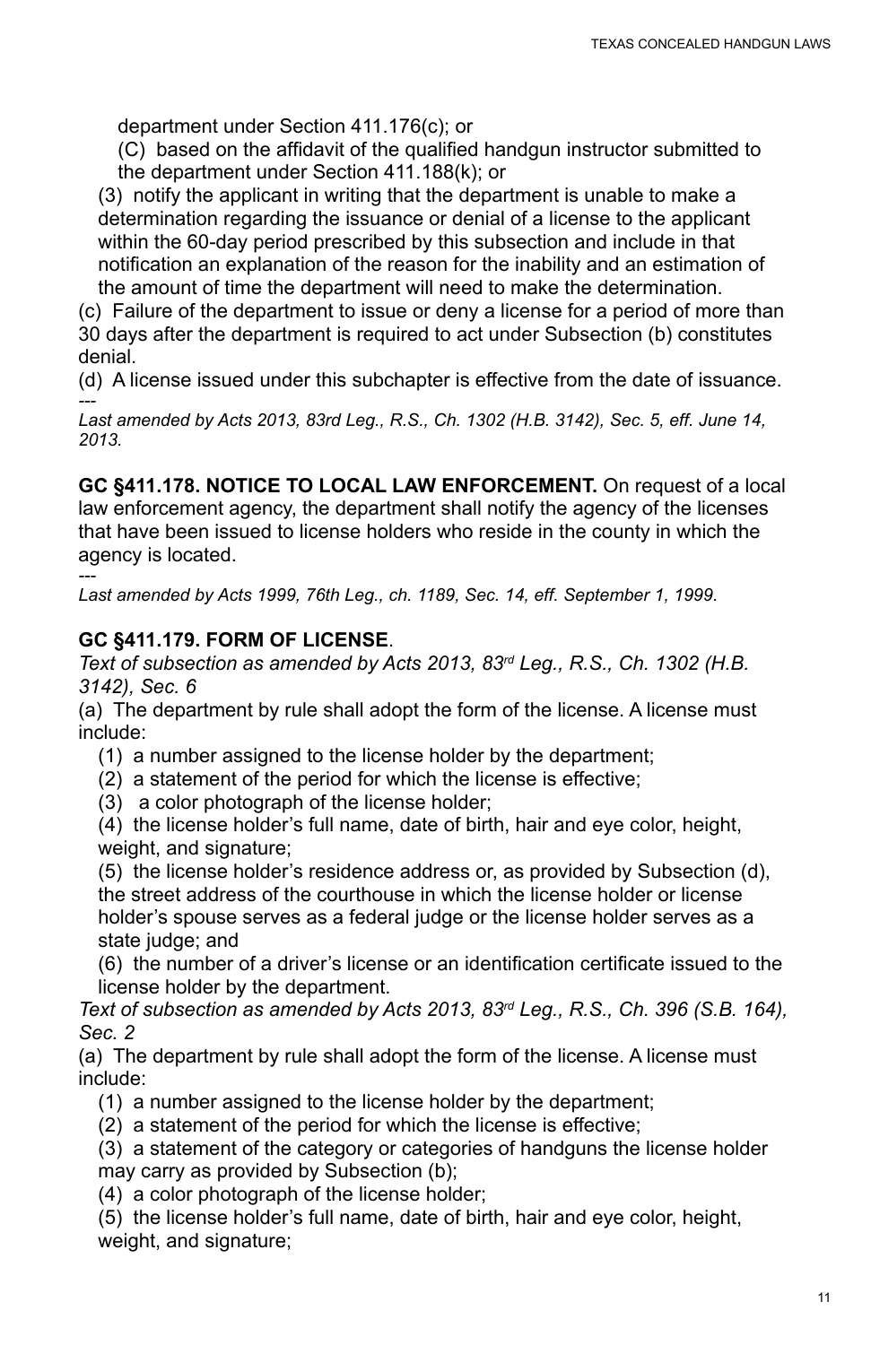department under Section 411.176(c); or

(C) based on the affidavit of the qualified handgun instructor submitted to the department under Section 411.188(k); or

(3) notify the applicant in writing that the department is unable to make a determination regarding the issuance or denial of a license to the applicant within the 60-day period prescribed by this subsection and include in that notification an explanation of the reason for the inability and an estimation of the amount of time the department will need to make the determination.

(c) Failure of the department to issue or deny a license for a period of more than 30 days after the department is required to act under Subsection (b) constitutes denial.

(d) A license issued under this subchapter is effective from the date of issuance.

---

*Last amended by Acts 2013, 83rd Leg., R.S., Ch. 1302 (H.B. 3142), Sec. 5, eff. June 14, 2013.*

**GC §411.178. NOTICE TO LOCAL LAW ENFORCEMENT.** On request of a local law enforcement agency, the department shall notify the agency of the licenses that have been issued to license holders who reside in the county in which the agency is located.

---

*Last amended by Acts 1999, 76th Leg., ch. 1189, Sec. 14, eff. September 1, 1999.*

**GC §411.179. FORM OF LICENSE**.

*Text of subsection as amended by Acts 2013, 83rd Leg., R.S., Ch. 1302 (H.B. 3142), Sec. 6*

(a) The department by rule shall adopt the form of the license. A license must include:

(1) a number assigned to the license holder by the department;

(2) a statement of the period for which the license is effective;

(3) a color photograph of the license holder;

(4) the license holder's full name, date of birth, hair and eye color, height, weight, and signature;

(5) the license holder's residence address or, as provided by Subsection (d), the street address of the courthouse in which the license holder or license holder's spouse serves as a federal judge or the license holder serves as a state judge; and

(6) the number of a driver's license or an identification certificate issued to the license holder by the department.

*Text of subsection as amended by Acts 2013, 83rd Leg., R.S., Ch. 396 (S.B. 164), Sec. 2*

(a) The department by rule shall adopt the form of the license. A license must include:

(1) a number assigned to the license holder by the department;

(2) a statement of the period for which the license is effective;

(3) a statement of the category or categories of handguns the license holder may carry as provided by Subsection (b);

(4) a color photograph of the license holder;

(5) the license holder's full name, date of birth, hair and eye color, height, weight, and signature;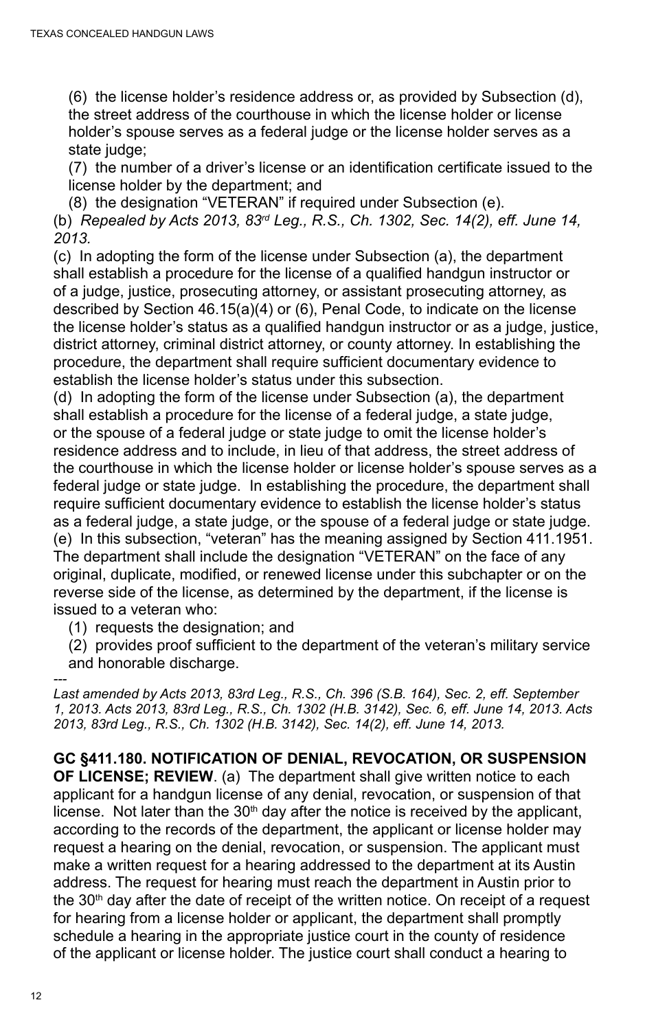(6) the license holder's residence address or, as provided by Subsection (d), the street address of the courthouse in which the license holder or license holder's spouse serves as a federal judge or the license holder serves as a state judge;

(7) the number of a driver's license or an identification certificate issued to the license holder by the department; and

(8) the designation "VETERAN" if required under Subsection (e).

(b) *Repealed by Acts 2013, 83rd Leg., R.S., Ch. 1302, Sec. 14(2), eff. June 14, 2013.*

(c) In adopting the form of the license under Subsection (a), the department shall establish a procedure for the license of a qualified handgun instructor or of a judge, justice, prosecuting attorney, or assistant prosecuting attorney, as described by Section 46.15(a)(4) or (6), Penal Code, to indicate on the license the license holder's status as a qualified handgun instructor or as a judge, justice, district attorney, criminal district attorney, or county attorney. In establishing the procedure, the department shall require sufficient documentary evidence to establish the license holder's status under this subsection.

(d) In adopting the form of the license under Subsection (a), the department shall establish a procedure for the license of a federal judge, a state judge, or the spouse of a federal judge or state judge to omit the license holder's residence address and to include, in lieu of that address, the street address of the courthouse in which the license holder or license holder's spouse serves as a federal judge or state judge. In establishing the procedure, the department shall require sufficient documentary evidence to establish the license holder's status as a federal judge, a state judge, or the spouse of a federal judge or state judge.

(e) In this subsection, "veteran" has the meaning assigned by Section 411.1951. The department shall include the designation "VETERAN" on the face of any original, duplicate, modified, or renewed license under this subchapter or on the reverse side of the license, as determined by the department, if the license is issued to a veteran who:

(1) requests the designation; and

(2) provides proof sufficient to the department of the veteran's military service and honorable discharge.

---

*Last amended by Acts 2013, 83rd Leg., R.S., Ch. 396 (S.B. 164), Sec. 2, eff. September 1, 2013. Acts 2013, 83rd Leg., R.S., Ch. 1302 (H.B. 3142), Sec. 6, eff. June 14, 2013. Acts 2013, 83rd Leg., R.S., Ch. 1302 (H.B. 3142), Sec. 14(2), eff. June 14, 2013.*

**GC §411.180. NOTIFICATION OF DENIAL, REVOCATION, OR SUSPENSION OF LICENSE; REVIEW**. (a) The department shall give written notice to each applicant for a handgun license of any denial, revocation, or suspension of that license. Not later than the 30th day after the notice is received by the applicant, according to the records of the department, the applicant or license holder may request a hearing on the denial, revocation, or suspension. The applicant must make a written request for a hearing addressed to the department at its Austin address. The request for hearing must reach the department in Austin prior to the 30th day after the date of receipt of the written notice. On receipt of a request for hearing from a license holder or applicant, the department shall promptly schedule a hearing in the appropriate justice court in the county of residence of the applicant or license holder. The justice court shall conduct a hearing to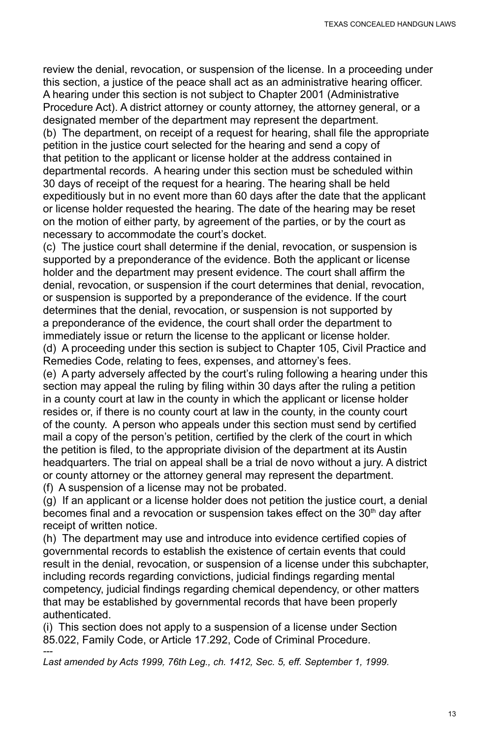review the denial, revocation, or suspension of the license. In a proceeding under this section, a justice of the peace shall act as an administrative hearing officer. A hearing under this section is not subject to Chapter 2001 (Administrative Procedure Act). A district attorney or county attorney, the attorney general, or a designated member of the department may represent the department.

(b) The department, on receipt of a request for hearing, shall file the appropriate petition in the justice court selected for the hearing and send a copy of that petition to the applicant or license holder at the address contained in departmental records. A hearing under this section must be scheduled within 30 days of receipt of the request for a hearing. The hearing shall be held expeditiously but in no event more than 60 days after the date that the applicant or license holder requested the hearing. The date of the hearing may be reset on the motion of either party, by agreement of the parties, or by the court as necessary to accommodate the court's docket.

(c) The justice court shall determine if the denial, revocation, or suspension is supported by a preponderance of the evidence. Both the applicant or license holder and the department may present evidence. The court shall affirm the denial, revocation, or suspension if the court determines that denial, revocation, or suspension is supported by a preponderance of the evidence. If the court determines that the denial, revocation, or suspension is not supported by a preponderance of the evidence, the court shall order the department to immediately issue or return the license to the applicant or license holder.

(d) A proceeding under this section is subject to Chapter 105, Civil Practice and Remedies Code, relating to fees, expenses, and attorney's fees.

(e) A party adversely affected by the court's ruling following a hearing under this section may appeal the ruling by filing within 30 days after the ruling a petition in a county court at law in the county in which the applicant or license holder resides or, if there is no county court at law in the county, in the county court of the county. A person who appeals under this section must send by certified mail a copy of the person's petition, certified by the clerk of the court in which the petition is filed, to the appropriate division of the department at its Austin headquarters. The trial on appeal shall be a trial de novo without a jury. A district or county attorney or the attorney general may represent the department.

(f) A suspension of a license may not be probated.

(g) If an applicant or a license holder does not petition the justice court, a denial becomes final and a revocation or suspension takes effect on the 30th day after receipt of written notice.

(h) The department may use and introduce into evidence certified copies of governmental records to establish the existence of certain events that could result in the denial, revocation, or suspension of a license under this subchapter, including records regarding convictions, judicial findings regarding mental competency, judicial findings regarding chemical dependency, or other matters that may be established by governmental records that have been properly authenticated.

(i) This section does not apply to a suspension of a license under Section 85.022, Family Code, or Article 17.292, Code of Criminal Procedure.

---

*Last amended by Acts 1999, 76th Leg., ch. 1412, Sec. 5, eff. September 1, 1999.*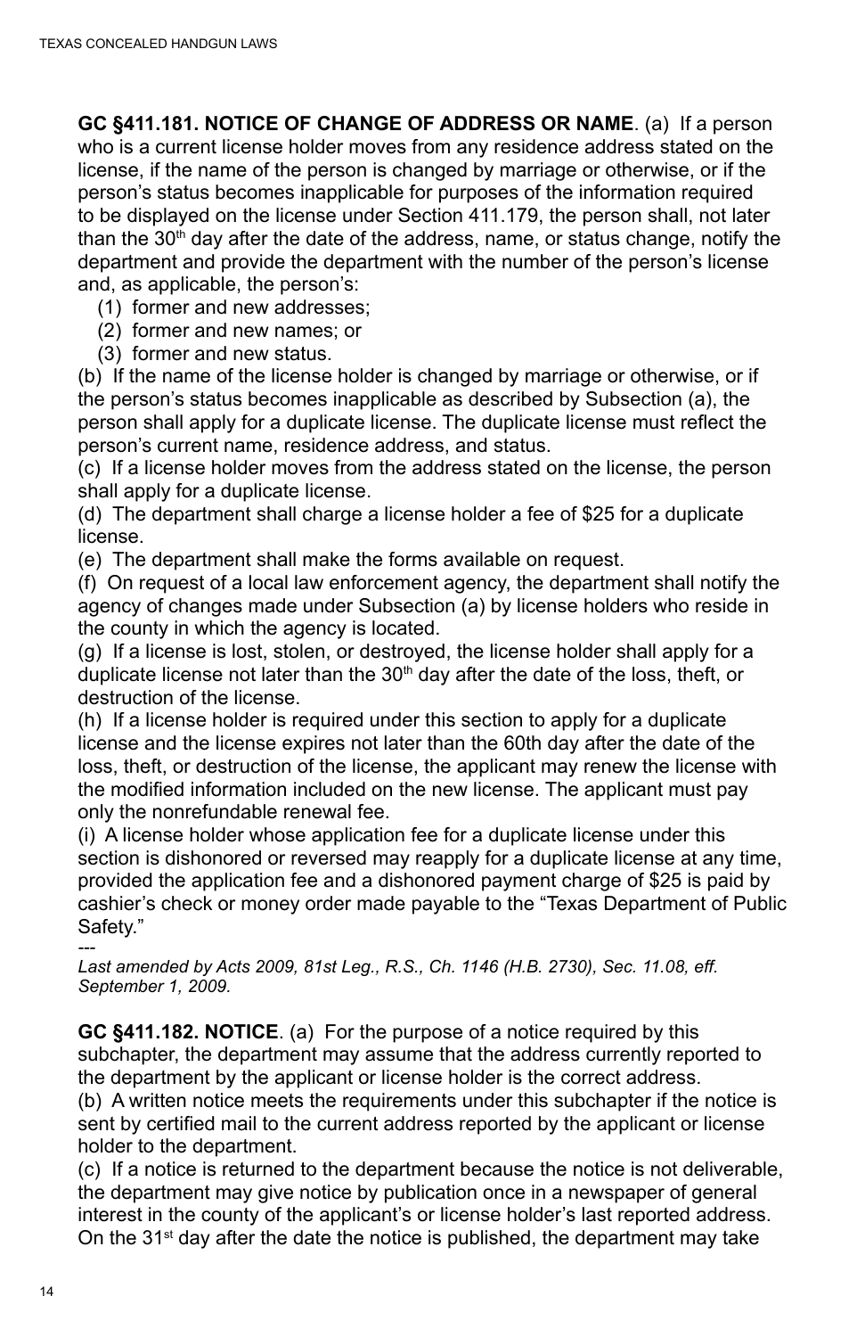**GC §411.181. NOTICE OF CHANGE OF ADDRESS OR NAME**. (a) If a person who is a current license holder moves from any residence address stated on the license, if the name of the person is changed by marriage or otherwise, or if the person's status becomes inapplicable for purposes of the information required to be displayed on the license under Section 411.179, the person shall, not later than the 30th day after the date of the address, name, or status change, notify the department and provide the department with the number of the person's license and, as applicable, the person's:

(1) former and new addresses;
(2) former and new names; or
(3) former and new status.

(b) If the name of the license holder is changed by marriage or otherwise, or if the person's status becomes inapplicable as described by Subsection (a), the person shall apply for a duplicate license. The duplicate license must reflect the person's current name, residence address, and status.

(c) If a license holder moves from the address stated on the license, the person shall apply for a duplicate license.

(d) The department shall charge a license holder a fee of $25 for a duplicate license.

(e) The department shall make the forms available on request.

(f) On request of a local law enforcement agency, the department shall notify the agency of changes made under Subsection (a) by license holders who reside in the county in which the agency is located.

(g) If a license is lost, stolen, or destroyed, the license holder shall apply for a duplicate license not later than the 30th day after the date of the loss, theft, or destruction of the license.

(h) If a license holder is required under this section to apply for a duplicate license and the license expires not later than the 60th day after the date of the loss, theft, or destruction of the license, the applicant may renew the license with the modified information included on the new license. The applicant must pay only the nonrefundable renewal fee.

(i) A license holder whose application fee for a duplicate license under this section is dishonored or reversed may reapply for a duplicate license at any time, provided the application fee and a dishonored payment charge of $25 is paid by cashier's check or money order made payable to the "Texas Department of Public Safety."

---

*Last amended by Acts 2009, 81st Leg., R.S., Ch. 1146 (H.B. 2730), Sec. 11.08, eff. September 1, 2009.*

**GC §411.182. NOTICE**. (a) For the purpose of a notice required by this subchapter, the department may assume that the address currently reported to the department by the applicant or license holder is the correct address.

(b) A written notice meets the requirements under this subchapter if the notice is sent by certified mail to the current address reported by the applicant or license holder to the department.

(c) If a notice is returned to the department because the notice is not deliverable, the department may give notice by publication once in a newspaper of general interest in the county of the applicant's or license holder's last reported address. On the 31st day after the date the notice is published, the department may take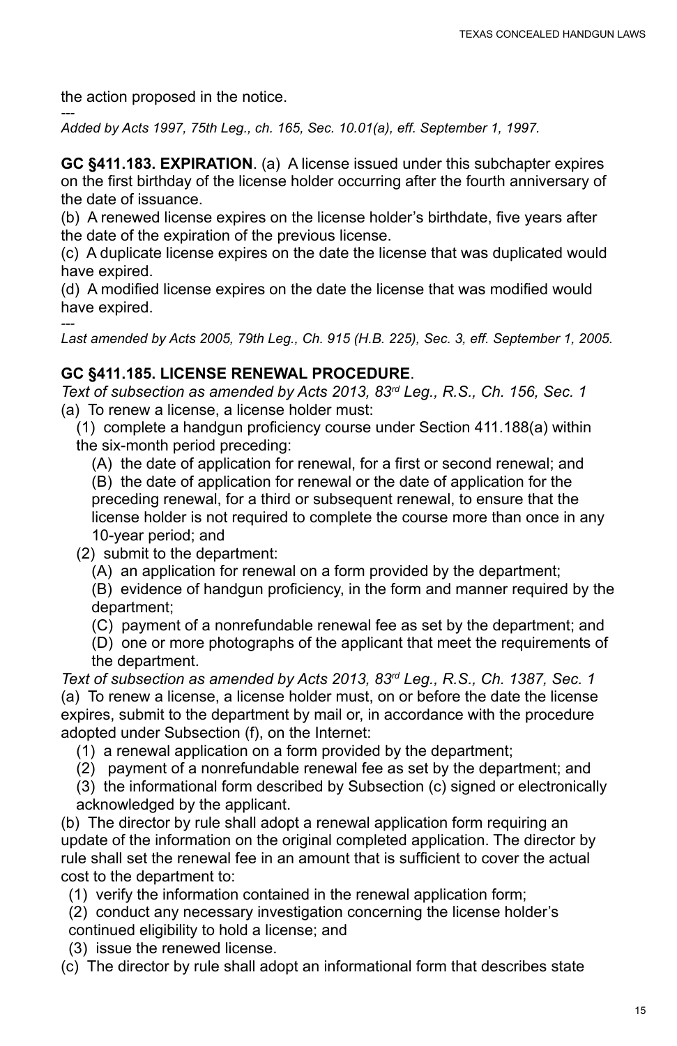the action proposed in the notice.

---

*Added by Acts 1997, 75th Leg., ch. 165, Sec. 10.01(a), eff. September 1, 1997.*

**GC §411.183. EXPIRATION**. (a) A license issued under this subchapter expires on the first birthday of the license holder occurring after the fourth anniversary of the date of issuance.

(b) A renewed license expires on the license holder's birthdate, five years after the date of the expiration of the previous license.

(c) A duplicate license expires on the date the license that was duplicated would have expired.

(d) A modified license expires on the date the license that was modified would have expired.

---

*Last amended by Acts 2005, 79th Leg., Ch. 915 (H.B. 225), Sec. 3, eff. September 1, 2005.*

**GC §411.185. LICENSE RENEWAL PROCEDURE**.

*Text of subsection as amended by Acts 2013, 83rd Leg., R.S., Ch. 156, Sec. 1*

(a) To renew a license, a license holder must:

(1) complete a handgun proficiency course under Section 411.188(a) within the six-month period preceding:

(A) the date of application for renewal, for a first or second renewal; and

(B) the date of application for renewal or the date of application for the preceding renewal, for a third or subsequent renewal, to ensure that the license holder is not required to complete the course more than once in any 10-year period; and

(2) submit to the department:

(A) an application for renewal on a form provided by the department;

(B) evidence of handgun proficiency, in the form and manner required by the department;

(C) payment of a nonrefundable renewal fee as set by the department; and

(D) one or more photographs of the applicant that meet the requirements of the department.

*Text of subsection as amended by Acts 2013, 83rd Leg., R.S., Ch. 1387, Sec. 1*

(a) To renew a license, a license holder must, on or before the date the license expires, submit to the department by mail or, in accordance with the procedure adopted under Subsection (f), on the Internet:

(1) a renewal application on a form provided by the department;

(2) payment of a nonrefundable renewal fee as set by the department; and

(3) the informational form described by Subsection (c) signed or electronically acknowledged by the applicant.

(b) The director by rule shall adopt a renewal application form requiring an update of the information on the original completed application. The director by rule shall set the renewal fee in an amount that is sufficient to cover the actual cost to the department to:

(1) verify the information contained in the renewal application form;

(2) conduct any necessary investigation concerning the license holder's continued eligibility to hold a license; and

(3) issue the renewed license.

(c) The director by rule shall adopt an informational form that describes state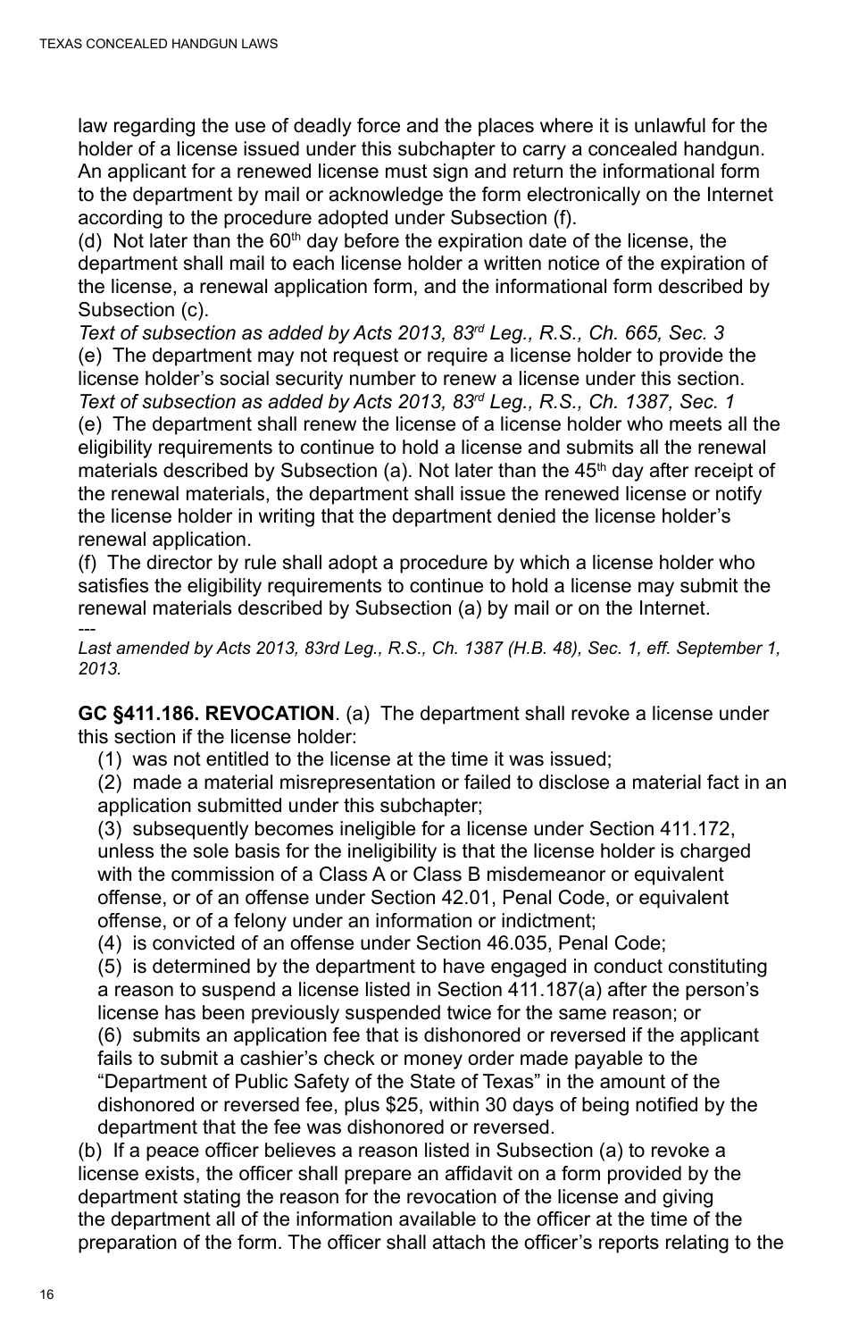law regarding the use of deadly force and the places where it is unlawful for the holder of a license issued under this subchapter to carry a concealed handgun. An applicant for a renewed license must sign and return the informational form to the department by mail or acknowledge the form electronically on the Internet according to the procedure adopted under Subsection (f).

(d) Not later than the 60th day before the expiration date of the license, the department shall mail to each license holder a written notice of the expiration of the license, a renewal application form, and the informational form described by Subsection (c).

*Text of subsection as added by Acts 2013, 83rd Leg., R.S., Ch. 665, Sec. 3*

(e) The department may not request or require a license holder to provide the license holder's social security number to renew a license under this section.

*Text of subsection as added by Acts 2013, 83rd Leg., R.S., Ch. 1387, Sec. 1*

(e) The department shall renew the license of a license holder who meets all the eligibility requirements to continue to hold a license and submits all the renewal materials described by Subsection (a). Not later than the 45th day after receipt of the renewal materials, the department shall issue the renewed license or notify the license holder in writing that the department denied the license holder's renewal application.

(f) The director by rule shall adopt a procedure by which a license holder who satisfies the eligibility requirements to continue to hold a license may submit the renewal materials described by Subsection (a) by mail or on the Internet.

---

*Last amended by Acts 2013, 83rd Leg., R.S., Ch. 1387 (H.B. 48), Sec. 1, eff. September 1, 2013.*

**GC §411.186. REVOCATION**. (a) The department shall revoke a license under this section if the license holder:

(1) was not entitled to the license at the time it was issued;

(2) made a material misrepresentation or failed to disclose a material fact in an application submitted under this subchapter;

(3) subsequently becomes ineligible for a license under Section 411.172, unless the sole basis for the ineligibility is that the license holder is charged with the commission of a Class A or Class B misdemeanor or equivalent offense, or of an offense under Section 42.01, Penal Code, or equivalent offense, or of a felony under an information or indictment;

(4) is convicted of an offense under Section 46.035, Penal Code;

(5) is determined by the department to have engaged in conduct constituting a reason to suspend a license listed in Section 411.187(a) after the person's license has been previously suspended twice for the same reason; or

(6) submits an application fee that is dishonored or reversed if the applicant fails to submit a cashier's check or money order made payable to the "Department of Public Safety of the State of Texas" in the amount of the dishonored or reversed fee, plus $25, within 30 days of being notified by the department that the fee was dishonored or reversed.

(b) If a peace officer believes a reason listed in Subsection (a) to revoke a license exists, the officer shall prepare an affidavit on a form provided by the department stating the reason for the revocation of the license and giving the department all of the information available to the officer at the time of the preparation of the form. The officer shall attach the officer's reports relating to the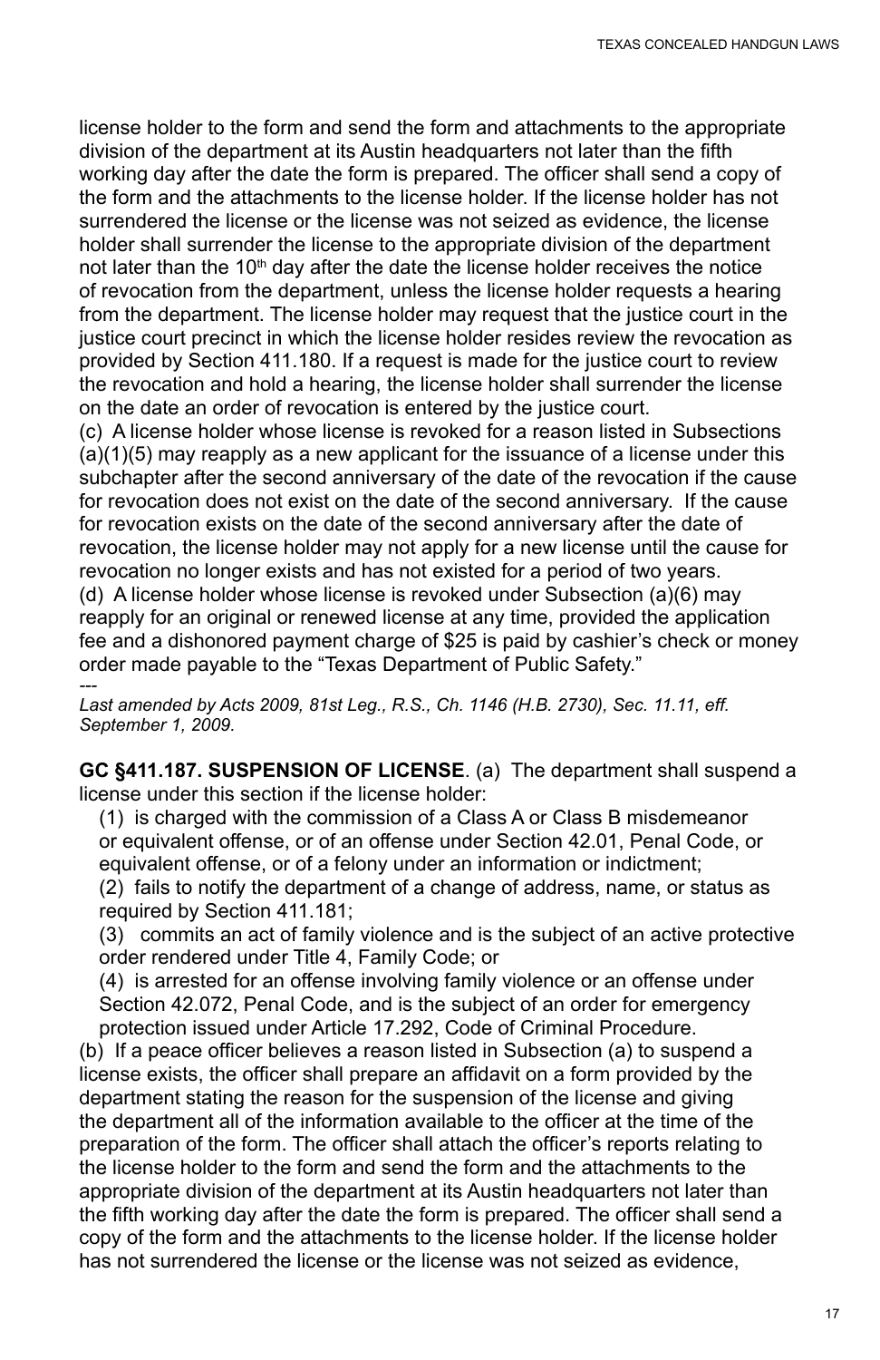license holder to the form and send the form and attachments to the appropriate division of the department at its Austin headquarters not later than the fifth working day after the date the form is prepared. The officer shall send a copy of the form and the attachments to the license holder. If the license holder has not surrendered the license or the license was not seized as evidence, the license holder shall surrender the license to the appropriate division of the department not later than the 10th day after the date the license holder receives the notice of revocation from the department, unless the license holder requests a hearing from the department. The license holder may request that the justice court in the justice court precinct in which the license holder resides review the revocation as provided by Section 411.180. If a request is made for the justice court to review the revocation and hold a hearing, the license holder shall surrender the license on the date an order of revocation is entered by the justice court.

(c) A license holder whose license is revoked for a reason listed in Subsections (a)(1)(5) may reapply as a new applicant for the issuance of a license under this subchapter after the second anniversary of the date of the revocation if the cause for revocation does not exist on the date of the second anniversary. If the cause for revocation exists on the date of the second anniversary after the date of revocation, the license holder may not apply for a new license until the cause for revocation no longer exists and has not existed for a period of two years.

(d) A license holder whose license is revoked under Subsection (a)(6) may reapply for an original or renewed license at any time, provided the application fee and a dishonored payment charge of $25 is paid by cashier's check or money order made payable to the "Texas Department of Public Safety."

---

*Last amended by Acts 2009, 81st Leg., R.S., Ch. 1146 (H.B. 2730), Sec. 11.11, eff. September 1, 2009.*

**GC §411.187. SUSPENSION OF LICENSE**. (a) The department shall suspend a license under this section if the license holder:

(1) is charged with the commission of a Class A or Class B misdemeanor or equivalent offense, or of an offense under Section 42.01, Penal Code, or equivalent offense, or of a felony under an information or indictment;

(2) fails to notify the department of a change of address, name, or status as required by Section 411.181;

(3) commits an act of family violence and is the subject of an active protective order rendered under Title 4, Family Code; or

(4) is arrested for an offense involving family violence or an offense under Section 42.072, Penal Code, and is the subject of an order for emergency protection issued under Article 17.292, Code of Criminal Procedure.

(b) If a peace officer believes a reason listed in Subsection (a) to suspend a license exists, the officer shall prepare an affidavit on a form provided by the department stating the reason for the suspension of the license and giving the department all of the information available to the officer at the time of the preparation of the form. The officer shall attach the officer's reports relating to the license holder to the form and send the form and the attachments to the appropriate division of the department at its Austin headquarters not later than the fifth working day after the date the form is prepared. The officer shall send a copy of the form and the attachments to the license holder. If the license holder has not surrendered the license or the license was not seized as evidence,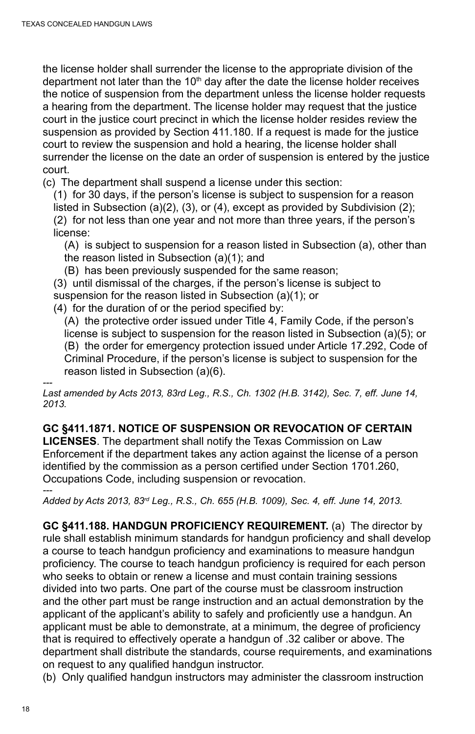the license holder shall surrender the license to the appropriate division of the department not later than the 10th day after the date the license holder receives the notice of suspension from the department unless the license holder requests a hearing from the department. The license holder may request that the justice court in the justice court precinct in which the license holder resides review the suspension as provided by Section 411.180. If a request is made for the justice court to review the suspension and hold a hearing, the license holder shall surrender the license on the date an order of suspension is entered by the justice court.

(c) The department shall suspend a license under this section:

(1) for 30 days, if the person's license is subject to suspension for a reason listed in Subsection (a)(2), (3), or (4), except as provided by Subdivision (2);

(2) for not less than one year and not more than three years, if the person's license:

(A) is subject to suspension for a reason listed in Subsection (a), other than the reason listed in Subsection (a)(1); and

(B) has been previously suspended for the same reason;

(3) until dismissal of the charges, if the person's license is subject to suspension for the reason listed in Subsection (a)(1); or

(4) for the duration of or the period specified by:

(A) the protective order issued under Title 4, Family Code, if the person's license is subject to suspension for the reason listed in Subsection (a)(5); or

(B) the order for emergency protection issued under Article 17.292, Code of Criminal Procedure, if the person's license is subject to suspension for the reason listed in Subsection (a)(6).

---

*Last amended by Acts 2013, 83rd Leg., R.S., Ch. 1302 (H.B. 3142), Sec. 7, eff. June 14, 2013.*

**GC §411.1871. NOTICE OF SUSPENSION OR REVOCATION OF CERTAIN LICENSES**. The department shall notify the Texas Commission on Law Enforcement if the department takes any action against the license of a person identified by the commission as a person certified under Section 1701.260, Occupations Code, including suspension or revocation.

---

*Added by Acts 2013, 83rd Leg., R.S., Ch. 655 (H.B. 1009), Sec. 4, eff. June 14, 2013.*

**GC §411.188. HANDGUN PROFICIENCY REQUIREMENT.** (a) The director by rule shall establish minimum standards for handgun proficiency and shall develop a course to teach handgun proficiency and examinations to measure handgun proficiency. The course to teach handgun proficiency is required for each person who seeks to obtain or renew a license and must contain training sessions divided into two parts. One part of the course must be classroom instruction and the other part must be range instruction and an actual demonstration by the applicant of the applicant's ability to safely and proficiently use a handgun. An applicant must be able to demonstrate, at a minimum, the degree of proficiency that is required to effectively operate a handgun of .32 caliber or above. The department shall distribute the standards, course requirements, and examinations on request to any qualified handgun instructor.

(b) Only qualified handgun instructors may administer the classroom instruction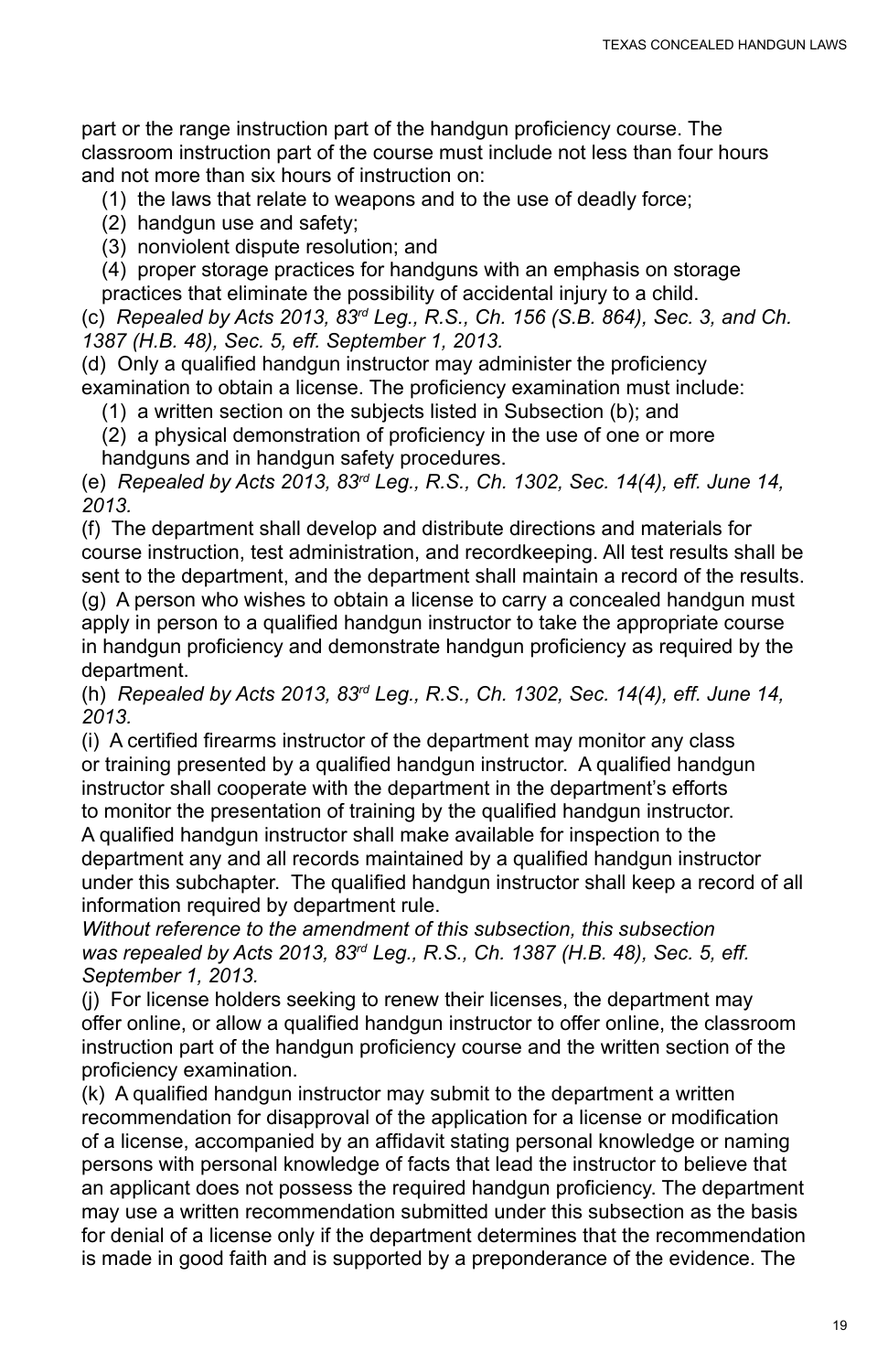part or the range instruction part of the handgun proficiency course. The classroom instruction part of the course must include not less than four hours and not more than six hours of instruction on:

(1) the laws that relate to weapons and to the use of deadly force;

(2) handgun use and safety;

(3) nonviolent dispute resolution; and

(4) proper storage practices for handguns with an emphasis on storage practices that eliminate the possibility of accidental injury to a child.

(c) *Repealed by Acts 2013, 83rd Leg., R.S., Ch. 156 (S.B. 864), Sec. 3, and Ch. 1387 (H.B. 48), Sec. 5, eff. September 1, 2013.*

(d) Only a qualified handgun instructor may administer the proficiency examination to obtain a license. The proficiency examination must include:

(1) a written section on the subjects listed in Subsection (b); and

(2) a physical demonstration of proficiency in the use of one or more handguns and in handgun safety procedures.

(e) *Repealed by Acts 2013, 83rd Leg., R.S., Ch. 1302, Sec. 14(4), eff. June 14, 2013.*

(f) The department shall develop and distribute directions and materials for course instruction, test administration, and recordkeeping. All test results shall be sent to the department, and the department shall maintain a record of the results.

(g) A person who wishes to obtain a license to carry a concealed handgun must apply in person to a qualified handgun instructor to take the appropriate course in handgun proficiency and demonstrate handgun proficiency as required by the department.

(h) *Repealed by Acts 2013, 83rd Leg., R.S., Ch. 1302, Sec. 14(4), eff. June 14, 2013.*

(i) A certified firearms instructor of the department may monitor any class or training presented by a qualified handgun instructor. A qualified handgun instructor shall cooperate with the department in the department's efforts to monitor the presentation of training by the qualified handgun instructor. A qualified handgun instructor shall make available for inspection to the department any and all records maintained by a qualified handgun instructor under this subchapter. The qualified handgun instructor shall keep a record of all information required by department rule.

*Without reference to the amendment of this subsection, this subsection was repealed by Acts 2013, 83rd Leg., R.S., Ch. 1387 (H.B. 48), Sec. 5, eff. September 1, 2013.*

(j) For license holders seeking to renew their licenses, the department may offer online, or allow a qualified handgun instructor to offer online, the classroom instruction part of the handgun proficiency course and the written section of the proficiency examination.

(k) A qualified handgun instructor may submit to the department a written recommendation for disapproval of the application for a license or modification of a license, accompanied by an affidavit stating personal knowledge or naming persons with personal knowledge of facts that lead the instructor to believe that an applicant does not possess the required handgun proficiency. The department may use a written recommendation submitted under this subsection as the basis for denial of a license only if the department determines that the recommendation is made in good faith and is supported by a preponderance of the evidence. The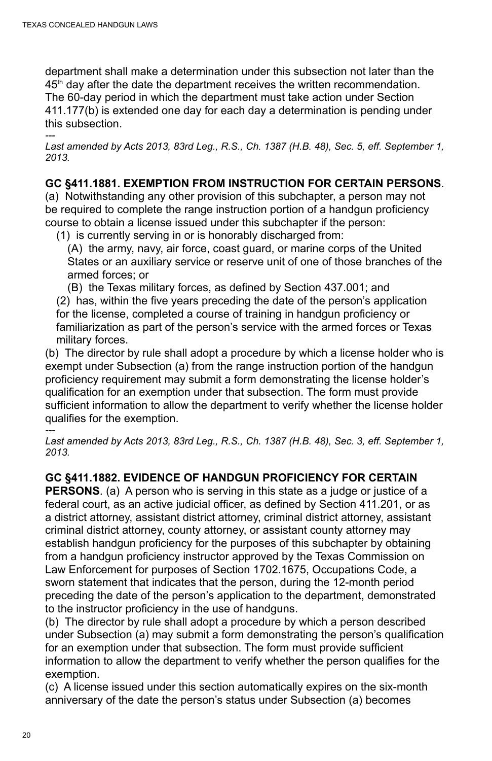department shall make a determination under this subsection not later than the 45th day after the date the department receives the written recommendation. The 60-day period in which the department must take action under Section 411.177(b) is extended one day for each day a determination is pending under this subsection.

---

*Last amended by Acts 2013, 83rd Leg., R.S., Ch. 1387 (H.B. 48), Sec. 5, eff. September 1, 2013.*

**GC §411.1881. EXEMPTION FROM INSTRUCTION FOR CERTAIN PERSONS**.

(a) Notwithstanding any other provision of this subchapter, a person may not be required to complete the range instruction portion of a handgun proficiency course to obtain a license issued under this subchapter if the person:

- (1) is currently serving in or is honorably discharged from:
  - (A) the army, navy, air force, coast guard, or marine corps of the United States or an auxiliary service or reserve unit of one of those branches of the armed forces; or
  - (B) the Texas military forces, as defined by Section 437.001; and
- (2) has, within the five years preceding the date of the person's application for the license, completed a course of training in handgun proficiency or familiarization as part of the person's service with the armed forces or Texas military forces.

(b) The director by rule shall adopt a procedure by which a license holder who is exempt under Subsection (a) from the range instruction portion of the handgun proficiency requirement may submit a form demonstrating the license holder's qualification for an exemption under that subsection. The form must provide sufficient information to allow the department to verify whether the license holder qualifies for the exemption.

---

*Last amended by Acts 2013, 83rd Leg., R.S., Ch. 1387 (H.B. 48), Sec. 3, eff. September 1, 2013.*

**GC §411.1882. EVIDENCE OF HANDGUN PROFICIENCY FOR CERTAIN PERSONS**. (a) A person who is serving in this state as a judge or justice of a federal court, as an active judicial officer, as defined by Section 411.201, or as a district attorney, assistant district attorney, criminal district attorney, assistant criminal district attorney, county attorney, or assistant county attorney may establish handgun proficiency for the purposes of this subchapter by obtaining from a handgun proficiency instructor approved by the Texas Commission on Law Enforcement for purposes of Section 1702.1675, Occupations Code, a sworn statement that indicates that the person, during the 12-month period preceding the date of the person's application to the department, demonstrated to the instructor proficiency in the use of handguns.

(b) The director by rule shall adopt a procedure by which a person described under Subsection (a) may submit a form demonstrating the person's qualification for an exemption under that subsection. The form must provide sufficient information to allow the department to verify whether the person qualifies for the exemption.

(c) A license issued under this section automatically expires on the six-month anniversary of the date the person's status under Subsection (a) becomes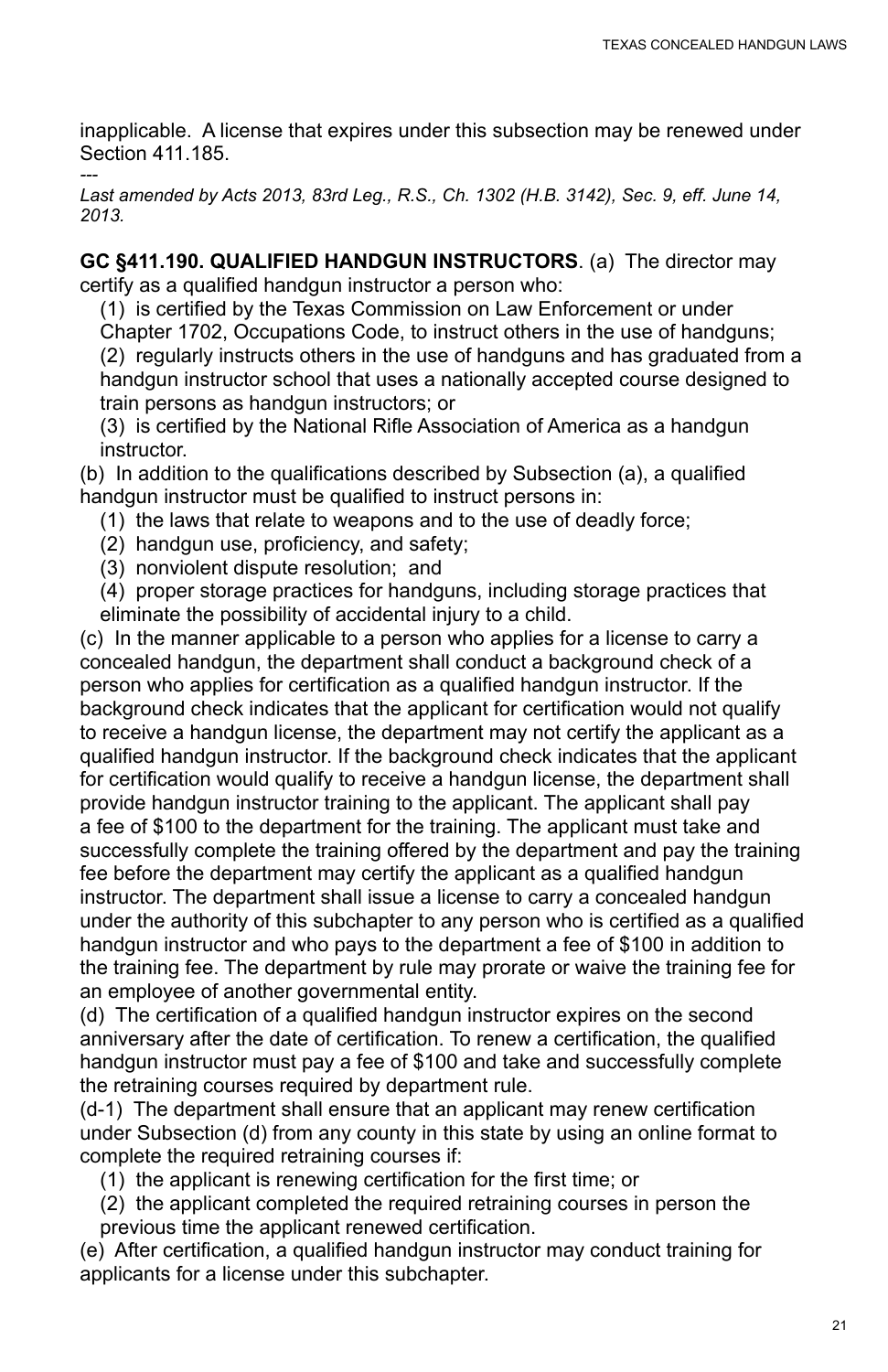inapplicable. A license that expires under this subsection may be renewed under Section 411.185.

---

*Last amended by Acts 2013, 83rd Leg., R.S., Ch. 1302 (H.B. 3142), Sec. 9, eff. June 14, 2013.*

**GC §411.190. QUALIFIED HANDGUN INSTRUCTORS**. (a) The director may certify as a qualified handgun instructor a person who:

(1) is certified by the Texas Commission on Law Enforcement or under Chapter 1702, Occupations Code, to instruct others in the use of handguns;

(2) regularly instructs others in the use of handguns and has graduated from a handgun instructor school that uses a nationally accepted course designed to train persons as handgun instructors; or

(3) is certified by the National Rifle Association of America as a handgun instructor.

(b) In addition to the qualifications described by Subsection (a), a qualified handgun instructor must be qualified to instruct persons in:

(1) the laws that relate to weapons and to the use of deadly force;

(2) handgun use, proficiency, and safety;

(3) nonviolent dispute resolution; and

(4) proper storage practices for handguns, including storage practices that eliminate the possibility of accidental injury to a child.

(c) In the manner applicable to a person who applies for a license to carry a concealed handgun, the department shall conduct a background check of a person who applies for certification as a qualified handgun instructor. If the background check indicates that the applicant for certification would not qualify to receive a handgun license, the department may not certify the applicant as a qualified handgun instructor. If the background check indicates that the applicant for certification would qualify to receive a handgun license, the department shall provide handgun instructor training to the applicant. The applicant shall pay a fee of $100 to the department for the training. The applicant must take and successfully complete the training offered by the department and pay the training fee before the department may certify the applicant as a qualified handgun instructor. The department shall issue a license to carry a concealed handgun under the authority of this subchapter to any person who is certified as a qualified handgun instructor and who pays to the department a fee of $100 in addition to the training fee. The department by rule may prorate or waive the training fee for an employee of another governmental entity.

(d) The certification of a qualified handgun instructor expires on the second anniversary after the date of certification. To renew a certification, the qualified handgun instructor must pay a fee of $100 and take and successfully complete the retraining courses required by department rule.

(d-1) The department shall ensure that an applicant may renew certification under Subsection (d) from any county in this state by using an online format to complete the required retraining courses if:

(1) the applicant is renewing certification for the first time; or

(2) the applicant completed the required retraining courses in person the previous time the applicant renewed certification.

(e) After certification, a qualified handgun instructor may conduct training for applicants for a license under this subchapter.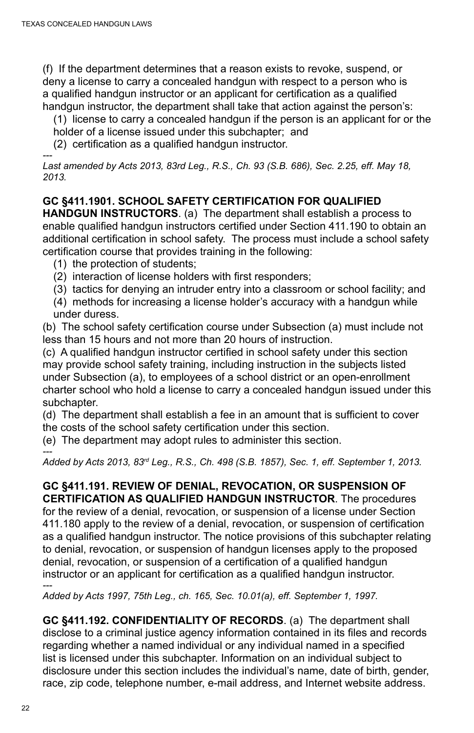(f) If the department determines that a reason exists to revoke, suspend, or deny a license to carry a concealed handgun with respect to a person who is a qualified handgun instructor or an applicant for certification as a qualified handgun instructor, the department shall take that action against the person's:

(1) license to carry a concealed handgun if the person is an applicant for or the holder of a license issued under this subchapter; and

(2) certification as a qualified handgun instructor.

---

*Last amended by Acts 2013, 83rd Leg., R.S., Ch. 93 (S.B. 686), Sec. 2.25, eff. May 18, 2013.*

**GC §411.1901. SCHOOL SAFETY CERTIFICATION FOR QUALIFIED HANDGUN INSTRUCTORS**. (a) The department shall establish a process to enable qualified handgun instructors certified under Section 411.190 to obtain an additional certification in school safety. The process must include a school safety certification course that provides training in the following:

(1) the protection of students;

(2) interaction of license holders with first responders;

(3) tactics for denying an intruder entry into a classroom or school facility; and

(4) methods for increasing a license holder's accuracy with a handgun while under duress.

(b) The school safety certification course under Subsection (a) must include not less than 15 hours and not more than 20 hours of instruction.

(c) A qualified handgun instructor certified in school safety under this section may provide school safety training, including instruction in the subjects listed under Subsection (a), to employees of a school district or an open-enrollment charter school who hold a license to carry a concealed handgun issued under this subchapter.

(d) The department shall establish a fee in an amount that is sufficient to cover the costs of the school safety certification under this section.

(e) The department may adopt rules to administer this section.

---

*Added by Acts 2013, 83rd Leg., R.S., Ch. 498 (S.B. 1857), Sec. 1, eff. September 1, 2013.*

**GC §411.191. REVIEW OF DENIAL, REVOCATION, OR SUSPENSION OF CERTIFICATION AS QUALIFIED HANDGUN INSTRUCTOR**. The procedures for the review of a denial, revocation, or suspension of a license under Section 411.180 apply to the review of a denial, revocation, or suspension of certification as a qualified handgun instructor. The notice provisions of this subchapter relating to denial, revocation, or suspension of handgun licenses apply to the proposed denial, revocation, or suspension of a certification of a qualified handgun instructor or an applicant for certification as a qualified handgun instructor.

---

*Added by Acts 1997, 75th Leg., ch. 165, Sec. 10.01(a), eff. September 1, 1997.*

**GC §411.192. CONFIDENTIALITY OF RECORDS**. (a) The department shall disclose to a criminal justice agency information contained in its files and records regarding whether a named individual or any individual named in a specified list is licensed under this subchapter. Information on an individual subject to disclosure under this section includes the individual's name, date of birth, gender, race, zip code, telephone number, e-mail address, and Internet website address.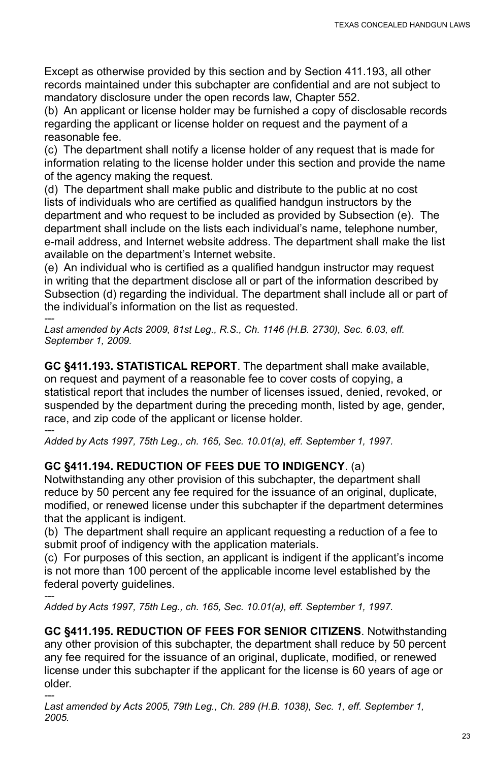Except as otherwise provided by this section and by Section 411.193, all other records maintained under this subchapter are confidential and are not subject to mandatory disclosure under the open records law, Chapter 552.
(b) An applicant or license holder may be furnished a copy of disclosable records regarding the applicant or license holder on request and the payment of a reasonable fee.
(c) The department shall notify a license holder of any request that is made for information relating to the license holder under this section and provide the name of the agency making the request.
(d) The department shall make public and distribute to the public at no cost lists of individuals who are certified as qualified handgun instructors by the department and who request to be included as provided by Subsection (e). The department shall include on the lists each individual's name, telephone number, e-mail address, and Internet website address. The department shall make the list available on the department's Internet website.
(e) An individual who is certified as a qualified handgun instructor may request in writing that the department disclose all or part of the information described by Subsection (d) regarding the individual. The department shall include all or part of the individual's information on the list as requested.

---

*Last amended by Acts 2009, 81st Leg., R.S., Ch. 1146 (H.B. 2730), Sec. 6.03, eff. September 1, 2009.*

**GC §411.193. STATISTICAL REPORT**. The department shall make available, on request and payment of a reasonable fee to cover costs of copying, a statistical report that includes the number of licenses issued, denied, revoked, or suspended by the department during the preceding month, listed by age, gender, race, and zip code of the applicant or license holder.

---

*Added by Acts 1997, 75th Leg., ch. 165, Sec. 10.01(a), eff. September 1, 1997.*

**GC §411.194. REDUCTION OF FEES DUE TO INDIGENCY**. (a) Notwithstanding any other provision of this subchapter, the department shall reduce by 50 percent any fee required for the issuance of an original, duplicate, modified, or renewed license under this subchapter if the department determines that the applicant is indigent.
(b) The department shall require an applicant requesting a reduction of a fee to submit proof of indigency with the application materials.
(c) For purposes of this section, an applicant is indigent if the applicant's income is not more than 100 percent of the applicable income level established by the federal poverty guidelines.

---

*Added by Acts 1997, 75th Leg., ch. 165, Sec. 10.01(a), eff. September 1, 1997.*

**GC §411.195. REDUCTION OF FEES FOR SENIOR CITIZENS**. Notwithstanding any other provision of this subchapter, the department shall reduce by 50 percent any fee required for the issuance of an original, duplicate, modified, or renewed license under this subchapter if the applicant for the license is 60 years of age or older.

---

*Last amended by Acts 2005, 79th Leg., Ch. 289 (H.B. 1038), Sec. 1, eff. September 1, 2005.*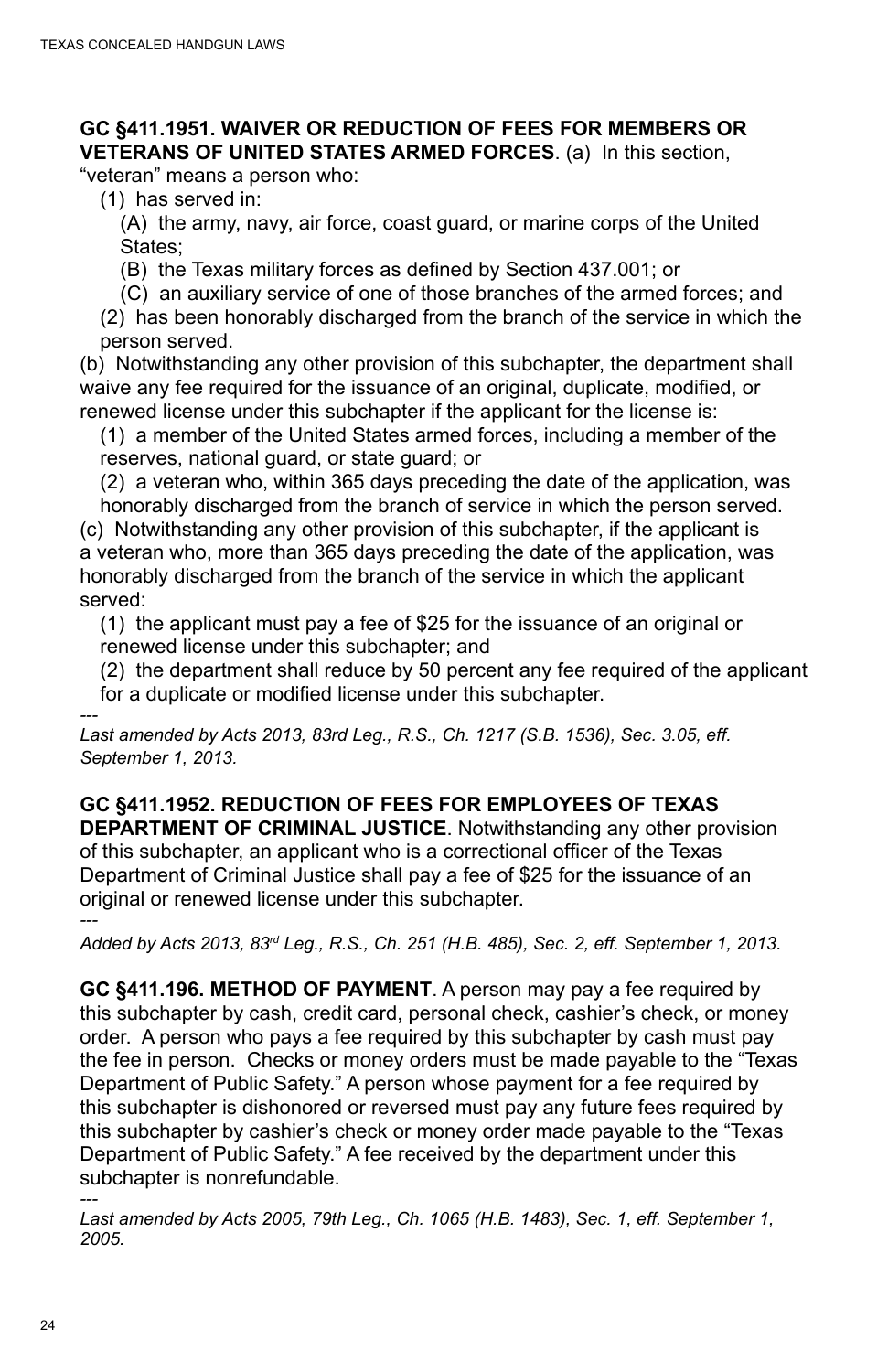**GC §411.1951. WAIVER OR REDUCTION OF FEES FOR MEMBERS OR VETERANS OF UNITED STATES ARMED FORCES**. (a) In this section, "veteran" means a person who:

(1) has served in:

(A) the army, navy, air force, coast guard, or marine corps of the United States;

(B) the Texas military forces as defined by Section 437.001; or

(C) an auxiliary service of one of those branches of the armed forces; and

(2) has been honorably discharged from the branch of the service in which the person served.

(b) Notwithstanding any other provision of this subchapter, the department shall waive any fee required for the issuance of an original, duplicate, modified, or renewed license under this subchapter if the applicant for the license is:

(1) a member of the United States armed forces, including a member of the reserves, national guard, or state guard; or

(2) a veteran who, within 365 days preceding the date of the application, was honorably discharged from the branch of service in which the person served.

(c) Notwithstanding any other provision of this subchapter, if the applicant is a veteran who, more than 365 days preceding the date of the application, was honorably discharged from the branch of the service in which the applicant served:

(1) the applicant must pay a fee of $25 for the issuance of an original or renewed license under this subchapter; and

(2) the department shall reduce by 50 percent any fee required of the applicant for a duplicate or modified license under this subchapter.

---

*Last amended by Acts 2013, 83rd Leg., R.S., Ch. 1217 (S.B. 1536), Sec. 3.05, eff. September 1, 2013.*

**GC §411.1952. REDUCTION OF FEES FOR EMPLOYEES OF TEXAS DEPARTMENT OF CRIMINAL JUSTICE**. Notwithstanding any other provision of this subchapter, an applicant who is a correctional officer of the Texas Department of Criminal Justice shall pay a fee of $25 for the issuance of an original or renewed license under this subchapter.

---

*Added by Acts 2013, 83rd Leg., R.S., Ch. 251 (H.B. 485), Sec. 2, eff. September 1, 2013.*

**GC §411.196. METHOD OF PAYMENT**. A person may pay a fee required by this subchapter by cash, credit card, personal check, cashier's check, or money order. A person who pays a fee required by this subchapter by cash must pay the fee in person. Checks or money orders must be made payable to the "Texas Department of Public Safety." A person whose payment for a fee required by this subchapter is dishonored or reversed must pay any future fees required by this subchapter by cashier's check or money order made payable to the "Texas Department of Public Safety." A fee received by the department under this subchapter is nonrefundable.

---

*Last amended by Acts 2005, 79th Leg., Ch. 1065 (H.B. 1483), Sec. 1, eff. September 1, 2005.*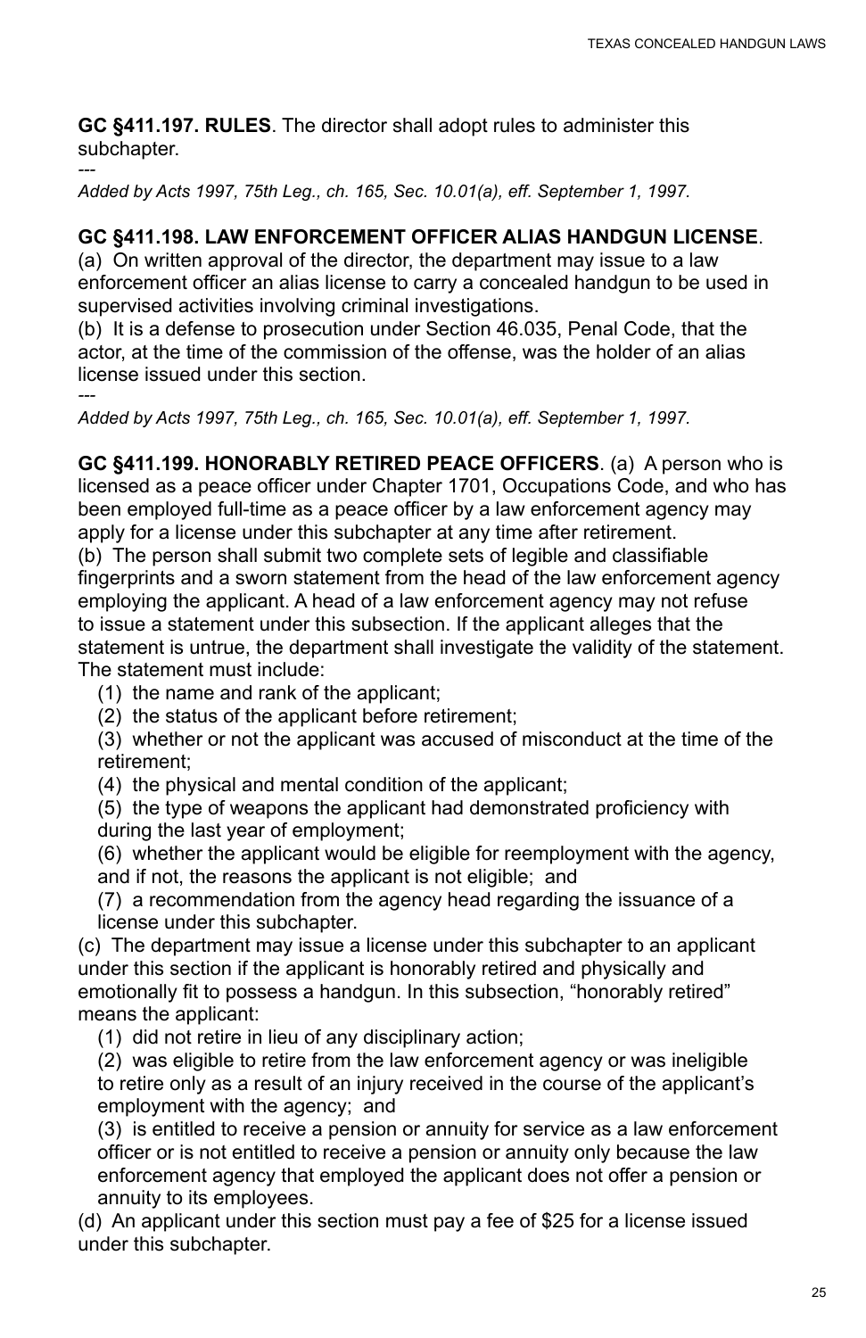**GC §411.197. RULES**. The director shall adopt rules to administer this subchapter.

---

*Added by Acts 1997, 75th Leg., ch. 165, Sec. 10.01(a), eff. September 1, 1997.*

**GC §411.198. LAW ENFORCEMENT OFFICER ALIAS HANDGUN LICENSE**.

(a) On written approval of the director, the department may issue to a law enforcement officer an alias license to carry a concealed handgun to be used in supervised activities involving criminal investigations.

(b) It is a defense to prosecution under Section 46.035, Penal Code, that the actor, at the time of the commission of the offense, was the holder of an alias license issued under this section.

---

*Added by Acts 1997, 75th Leg., ch. 165, Sec. 10.01(a), eff. September 1, 1997.*

**GC §411.199. HONORABLY RETIRED PEACE OFFICERS**. (a) A person who is licensed as a peace officer under Chapter 1701, Occupations Code, and who has been employed full-time as a peace officer by a law enforcement agency may apply for a license under this subchapter at any time after retirement.

(b) The person shall submit two complete sets of legible and classifiable fingerprints and a sworn statement from the head of the law enforcement agency employing the applicant. A head of a law enforcement agency may not refuse to issue a statement under this subsection. If the applicant alleges that the statement is untrue, the department shall investigate the validity of the statement. The statement must include:

(1) the name and rank of the applicant;

(2) the status of the applicant before retirement;

(3) whether or not the applicant was accused of misconduct at the time of the retirement;

(4) the physical and mental condition of the applicant;

(5) the type of weapons the applicant had demonstrated proficiency with during the last year of employment;

(6) whether the applicant would be eligible for reemployment with the agency, and if not, the reasons the applicant is not eligible; and

(7) a recommendation from the agency head regarding the issuance of a license under this subchapter.

(c) The department may issue a license under this subchapter to an applicant under this section if the applicant is honorably retired and physically and emotionally fit to possess a handgun. In this subsection, "honorably retired" means the applicant:

(1) did not retire in lieu of any disciplinary action;

(2) was eligible to retire from the law enforcement agency or was ineligible to retire only as a result of an injury received in the course of the applicant's employment with the agency; and

(3) is entitled to receive a pension or annuity for service as a law enforcement officer or is not entitled to receive a pension or annuity only because the law enforcement agency that employed the applicant does not offer a pension or annuity to its employees.

(d) An applicant under this section must pay a fee of $25 for a license issued under this subchapter.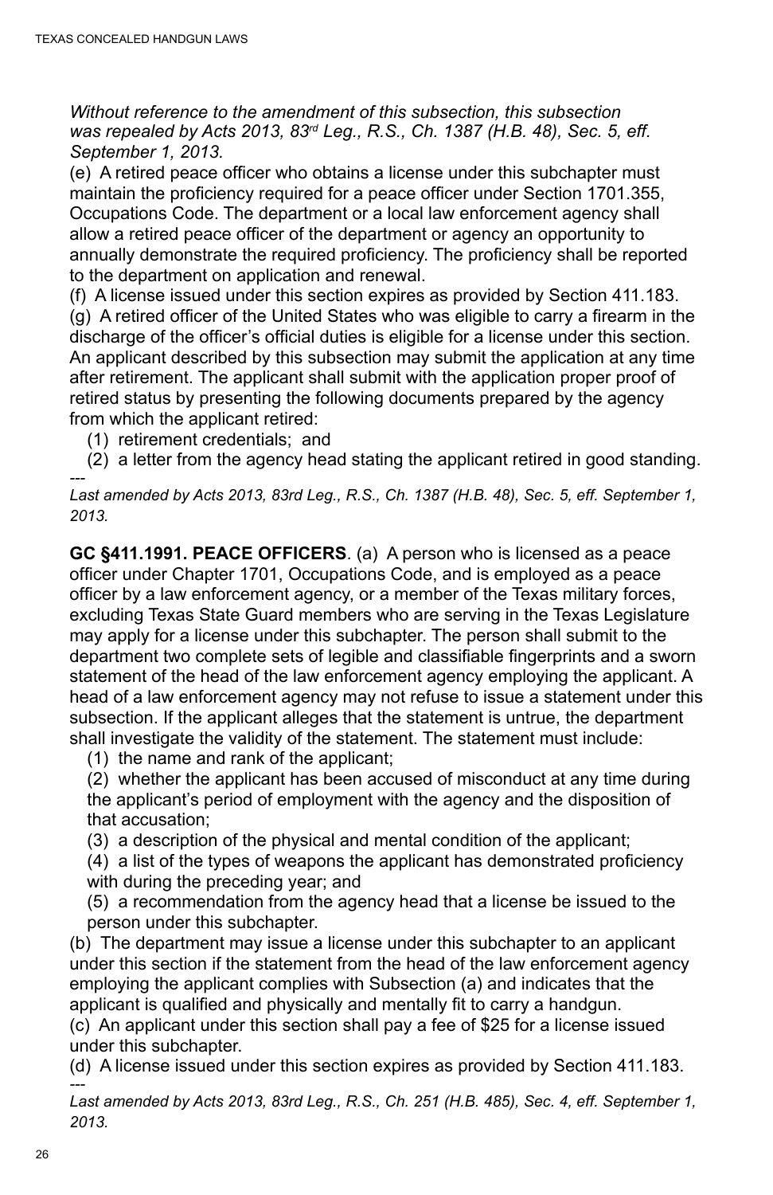*Without reference to the amendment of this subsection, this subsection was repealed by Acts 2013, 83rd Leg., R.S., Ch. 1387 (H.B. 48), Sec. 5, eff. September 1, 2013.*

(e) A retired peace officer who obtains a license under this subchapter must maintain the proficiency required for a peace officer under Section 1701.355, Occupations Code. The department or a local law enforcement agency shall allow a retired peace officer of the department or agency an opportunity to annually demonstrate the required proficiency. The proficiency shall be reported to the department on application and renewal.

(f) A license issued under this section expires as provided by Section 411.183.

(g) A retired officer of the United States who was eligible to carry a firearm in the discharge of the officer's official duties is eligible for a license under this section. An applicant described by this subsection may submit the application at any time after retirement. The applicant shall submit with the application proper proof of retired status by presenting the following documents prepared by the agency from which the applicant retired:

(1) retirement credentials; and

(2) a letter from the agency head stating the applicant retired in good standing.

---

*Last amended by Acts 2013, 83rd Leg., R.S., Ch. 1387 (H.B. 48), Sec. 5, eff. September 1, 2013.*

**GC §411.1991. PEACE OFFICERS**. (a) A person who is licensed as a peace officer under Chapter 1701, Occupations Code, and is employed as a peace officer by a law enforcement agency, or a member of the Texas military forces, excluding Texas State Guard members who are serving in the Texas Legislature may apply for a license under this subchapter. The person shall submit to the department two complete sets of legible and classifiable fingerprints and a sworn statement of the head of the law enforcement agency employing the applicant. A head of a law enforcement agency may not refuse to issue a statement under this subsection. If the applicant alleges that the statement is untrue, the department shall investigate the validity of the statement. The statement must include:

(1) the name and rank of the applicant;

(2) whether the applicant has been accused of misconduct at any time during the applicant's period of employment with the agency and the disposition of that accusation;

(3) a description of the physical and mental condition of the applicant;

(4) a list of the types of weapons the applicant has demonstrated proficiency with during the preceding year; and

(5) a recommendation from the agency head that a license be issued to the person under this subchapter.

(b) The department may issue a license under this subchapter to an applicant under this section if the statement from the head of the law enforcement agency employing the applicant complies with Subsection (a) and indicates that the applicant is qualified and physically and mentally fit to carry a handgun.

(c) An applicant under this section shall pay a fee of $25 for a license issued under this subchapter.

(d) A license issued under this section expires as provided by Section 411.183.

---

*Last amended by Acts 2013, 83rd Leg., R.S., Ch. 251 (H.B. 485), Sec. 4, eff. September 1, 2013.*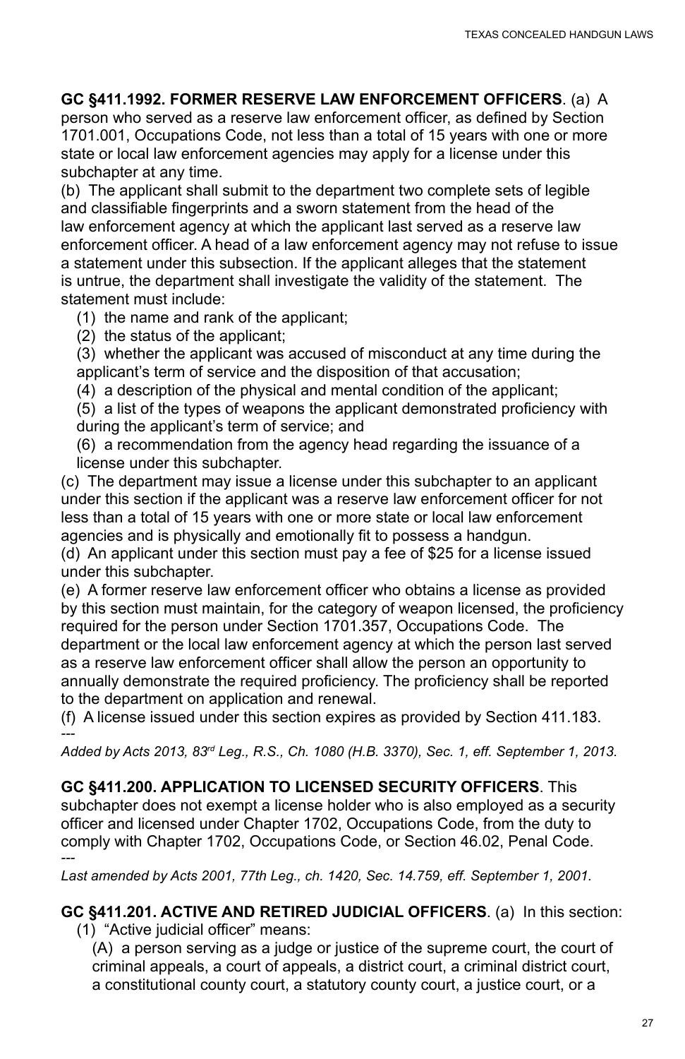**GC §411.1992. FORMER RESERVE LAW ENFORCEMENT OFFICERS**. (a) A person who served as a reserve law enforcement officer, as defined by Section 1701.001, Occupations Code, not less than a total of 15 years with one or more state or local law enforcement agencies may apply for a license under this subchapter at any time.

(b) The applicant shall submit to the department two complete sets of legible and classifiable fingerprints and a sworn statement from the head of the law enforcement agency at which the applicant last served as a reserve law enforcement officer. A head of a law enforcement agency may not refuse to issue a statement under this subsection. If the applicant alleges that the statement is untrue, the department shall investigate the validity of the statement. The statement must include:

(1) the name and rank of the applicant;

(2) the status of the applicant;

(3) whether the applicant was accused of misconduct at any time during the applicant's term of service and the disposition of that accusation;

(4) a description of the physical and mental condition of the applicant;

(5) a list of the types of weapons the applicant demonstrated proficiency with during the applicant's term of service; and

(6) a recommendation from the agency head regarding the issuance of a license under this subchapter.

(c) The department may issue a license under this subchapter to an applicant under this section if the applicant was a reserve law enforcement officer for not less than a total of 15 years with one or more state or local law enforcement agencies and is physically and emotionally fit to possess a handgun.

(d) An applicant under this section must pay a fee of $25 for a license issued under this subchapter.

(e) A former reserve law enforcement officer who obtains a license as provided by this section must maintain, for the category of weapon licensed, the proficiency required for the person under Section 1701.357, Occupations Code. The department or the local law enforcement agency at which the person last served as a reserve law enforcement officer shall allow the person an opportunity to annually demonstrate the required proficiency. The proficiency shall be reported to the department on application and renewal.

(f) A license issued under this section expires as provided by Section 411.183.

---

*Added by Acts 2013, 83rd Leg., R.S., Ch. 1080 (H.B. 3370), Sec. 1, eff. September 1, 2013.*

**GC §411.200. APPLICATION TO LICENSED SECURITY OFFICERS**. This subchapter does not exempt a license holder who is also employed as a security officer and licensed under Chapter 1702, Occupations Code, from the duty to comply with Chapter 1702, Occupations Code, or Section 46.02, Penal Code.

---

*Last amended by Acts 2001, 77th Leg., ch. 1420, Sec. 14.759, eff. September 1, 2001.*

**GC §411.201. ACTIVE AND RETIRED JUDICIAL OFFICERS**. (a) In this section:

(1) "Active judicial officer" means:

(A) a person serving as a judge or justice of the supreme court, the court of criminal appeals, a court of appeals, a district court, a criminal district court, a constitutional county court, a statutory county court, a justice court, or a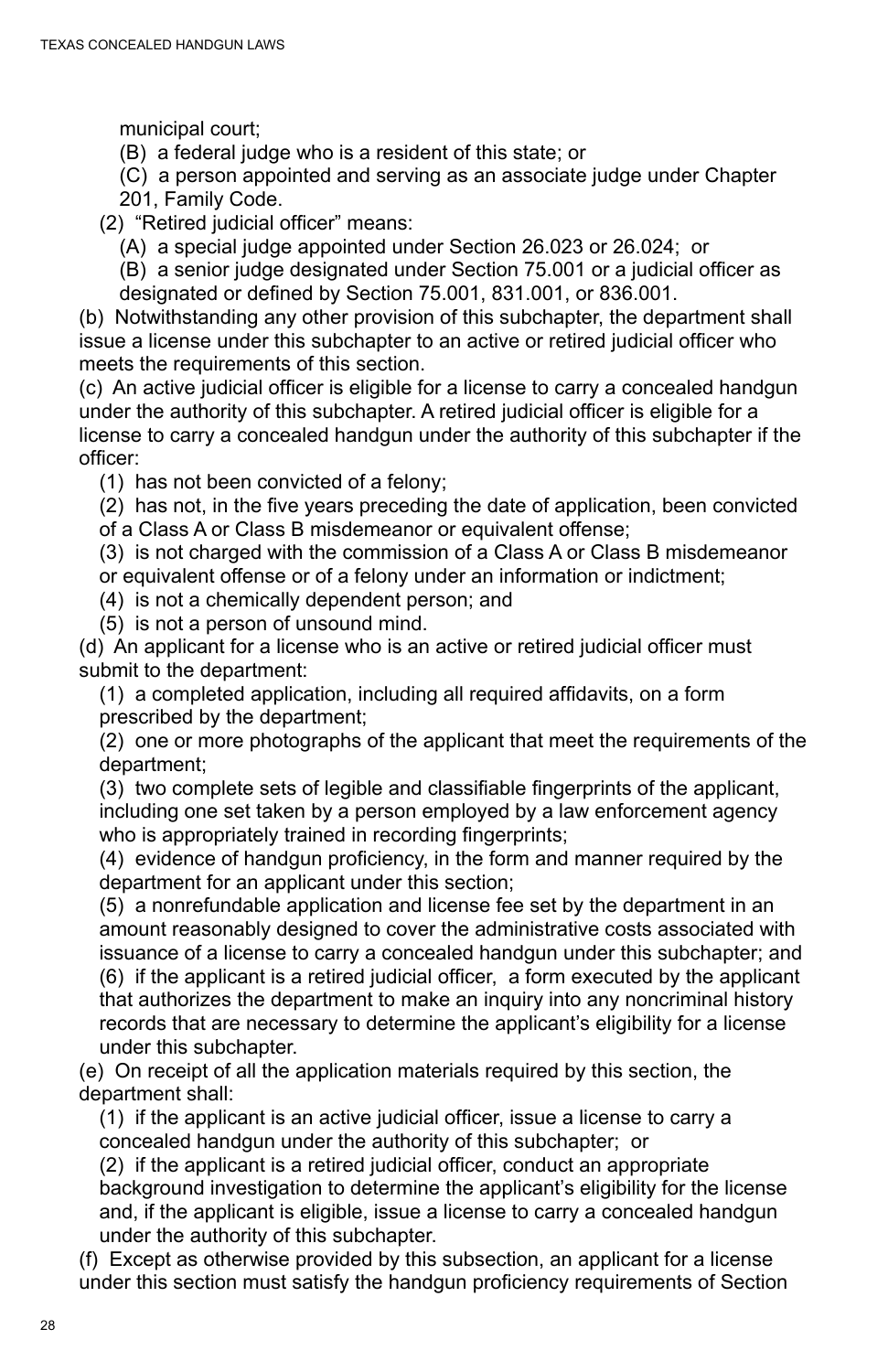municipal court;

(B) a federal judge who is a resident of this state; or

(C) a person appointed and serving as an associate judge under Chapter 201, Family Code.

(2) "Retired judicial officer" means:

(A) a special judge appointed under Section 26.023 or 26.024; or

(B) a senior judge designated under Section 75.001 or a judicial officer as designated or defined by Section 75.001, 831.001, or 836.001.

(b) Notwithstanding any other provision of this subchapter, the department shall issue a license under this subchapter to an active or retired judicial officer who meets the requirements of this section.

(c) An active judicial officer is eligible for a license to carry a concealed handgun under the authority of this subchapter. A retired judicial officer is eligible for a license to carry a concealed handgun under the authority of this subchapter if the officer:

(1) has not been convicted of a felony;

(2) has not, in the five years preceding the date of application, been convicted of a Class A or Class B misdemeanor or equivalent offense;

(3) is not charged with the commission of a Class A or Class B misdemeanor or equivalent offense or of a felony under an information or indictment;

(4) is not a chemically dependent person; and

(5) is not a person of unsound mind.

(d) An applicant for a license who is an active or retired judicial officer must submit to the department:

(1) a completed application, including all required affidavits, on a form prescribed by the department;

(2) one or more photographs of the applicant that meet the requirements of the department;

(3) two complete sets of legible and classifiable fingerprints of the applicant, including one set taken by a person employed by a law enforcement agency who is appropriately trained in recording fingerprints;

(4) evidence of handgun proficiency, in the form and manner required by the department for an applicant under this section;

(5) a nonrefundable application and license fee set by the department in an amount reasonably designed to cover the administrative costs associated with issuance of a license to carry a concealed handgun under this subchapter; and

(6) if the applicant is a retired judicial officer, a form executed by the applicant that authorizes the department to make an inquiry into any noncriminal history records that are necessary to determine the applicant's eligibility for a license under this subchapter.

(e) On receipt of all the application materials required by this section, the department shall:

(1) if the applicant is an active judicial officer, issue a license to carry a concealed handgun under the authority of this subchapter; or

(2) if the applicant is a retired judicial officer, conduct an appropriate background investigation to determine the applicant's eligibility for the license and, if the applicant is eligible, issue a license to carry a concealed handgun under the authority of this subchapter.

(f) Except as otherwise provided by this subsection, an applicant for a license under this section must satisfy the handgun proficiency requirements of Section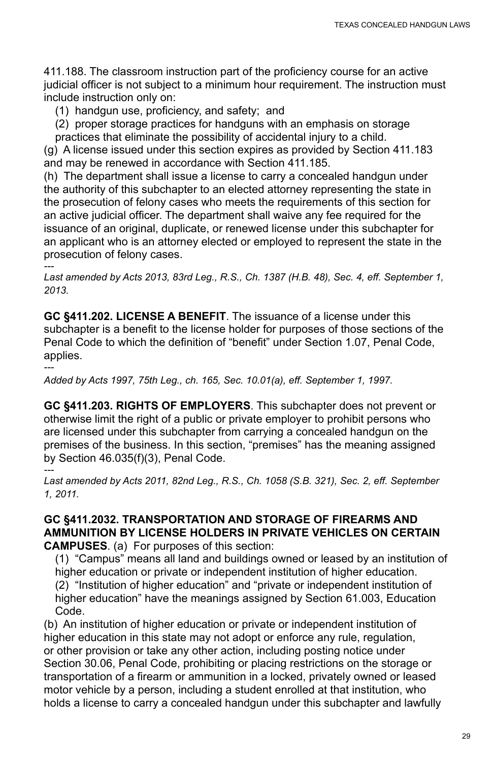411.188. The classroom instruction part of the proficiency course for an active judicial officer is not subject to a minimum hour requirement. The instruction must include instruction only on:

(1) handgun use, proficiency, and safety; and

(2) proper storage practices for handguns with an emphasis on storage practices that eliminate the possibility of accidental injury to a child.

(g) A license issued under this section expires as provided by Section 411.183 and may be renewed in accordance with Section 411.185.

(h) The department shall issue a license to carry a concealed handgun under the authority of this subchapter to an elected attorney representing the state in the prosecution of felony cases who meets the requirements of this section for an active judicial officer. The department shall waive any fee required for the issuance of an original, duplicate, or renewed license under this subchapter for an applicant who is an attorney elected or employed to represent the state in the prosecution of felony cases.

---

*Last amended by Acts 2013, 83rd Leg., R.S., Ch. 1387 (H.B. 48), Sec. 4, eff. September 1, 2013.*

**GC §411.202. LICENSE A BENEFIT**. The issuance of a license under this subchapter is a benefit to the license holder for purposes of those sections of the Penal Code to which the definition of "benefit" under Section 1.07, Penal Code, applies.

---

*Added by Acts 1997, 75th Leg., ch. 165, Sec. 10.01(a), eff. September 1, 1997.*

**GC §411.203. RIGHTS OF EMPLOYERS**. This subchapter does not prevent or otherwise limit the right of a public or private employer to prohibit persons who are licensed under this subchapter from carrying a concealed handgun on the premises of the business. In this section, "premises" has the meaning assigned by Section 46.035(f)(3), Penal Code.

---

*Last amended by Acts 2011, 82nd Leg., R.S., Ch. 1058 (S.B. 321), Sec. 2, eff. September 1, 2011.*

**GC §411.2032. TRANSPORTATION AND STORAGE OF FIREARMS AND AMMUNITION BY LICENSE HOLDERS IN PRIVATE VEHICLES ON CERTAIN CAMPUSES**. (a) For purposes of this section:

(1) "Campus" means all land and buildings owned or leased by an institution of higher education or private or independent institution of higher education.

(2) "Institution of higher education" and "private or independent institution of higher education" have the meanings assigned by Section 61.003, Education Code.

(b) An institution of higher education or private or independent institution of higher education in this state may not adopt or enforce any rule, regulation, or other provision or take any other action, including posting notice under Section 30.06, Penal Code, prohibiting or placing restrictions on the storage or transportation of a firearm or ammunition in a locked, privately owned or leased motor vehicle by a person, including a student enrolled at that institution, who holds a license to carry a concealed handgun under this subchapter and lawfully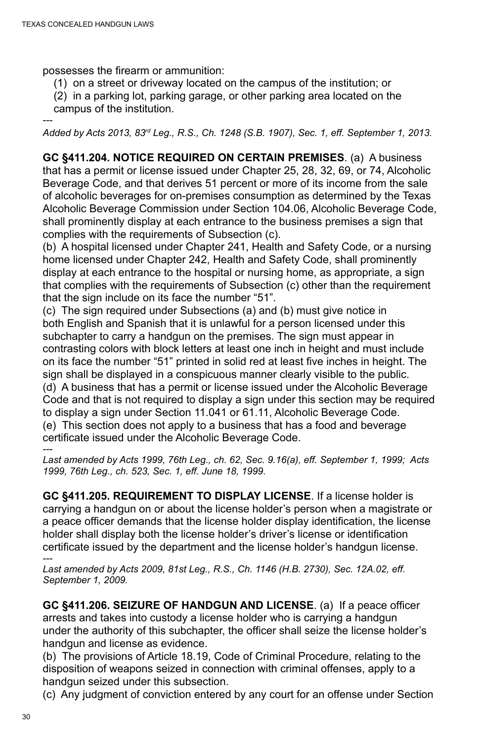possesses the firearm or ammunition:

(1) on a street or driveway located on the campus of the institution; or

(2) in a parking lot, parking garage, or other parking area located on the campus of the institution.

---

*Added by Acts 2013, 83rd Leg., R.S., Ch. 1248 (S.B. 1907), Sec. 1, eff. September 1, 2013.*

**GC §411.204. NOTICE REQUIRED ON CERTAIN PREMISES**. (a) A business that has a permit or license issued under Chapter 25, 28, 32, 69, or 74, Alcoholic Beverage Code, and that derives 51 percent or more of its income from the sale of alcoholic beverages for on-premises consumption as determined by the Texas Alcoholic Beverage Commission under Section 104.06, Alcoholic Beverage Code, shall prominently display at each entrance to the business premises a sign that complies with the requirements of Subsection (c).

(b) A hospital licensed under Chapter 241, Health and Safety Code, or a nursing home licensed under Chapter 242, Health and Safety Code, shall prominently display at each entrance to the hospital or nursing home, as appropriate, a sign that complies with the requirements of Subsection (c) other than the requirement that the sign include on its face the number "51".

(c) The sign required under Subsections (a) and (b) must give notice in both English and Spanish that it is unlawful for a person licensed under this subchapter to carry a handgun on the premises. The sign must appear in contrasting colors with block letters at least one inch in height and must include on its face the number "51" printed in solid red at least five inches in height. The sign shall be displayed in a conspicuous manner clearly visible to the public.

(d) A business that has a permit or license issued under the Alcoholic Beverage Code and that is not required to display a sign under this section may be required to display a sign under Section 11.041 or 61.11, Alcoholic Beverage Code.

(e) This section does not apply to a business that has a food and beverage certificate issued under the Alcoholic Beverage Code.

---

*Last amended by Acts 1999, 76th Leg., ch. 62, Sec. 9.16(a), eff. September 1, 1999; Acts 1999, 76th Leg., ch. 523, Sec. 1, eff. June 18, 1999.*

**GC §411.205. REQUIREMENT TO DISPLAY LICENSE**. If a license holder is carrying a handgun on or about the license holder's person when a magistrate or a peace officer demands that the license holder display identification, the license holder shall display both the license holder's driver's license or identification certificate issued by the department and the license holder's handgun license.

---

*Last amended by Acts 2009, 81st Leg., R.S., Ch. 1146 (H.B. 2730), Sec. 12A.02, eff. September 1, 2009.*

**GC §411.206. SEIZURE OF HANDGUN AND LICENSE**. (a) If a peace officer arrests and takes into custody a license holder who is carrying a handgun under the authority of this subchapter, the officer shall seize the license holder's handgun and license as evidence.

(b) The provisions of Article 18.19, Code of Criminal Procedure, relating to the disposition of weapons seized in connection with criminal offenses, apply to a handgun seized under this subsection.

(c) Any judgment of conviction entered by any court for an offense under Section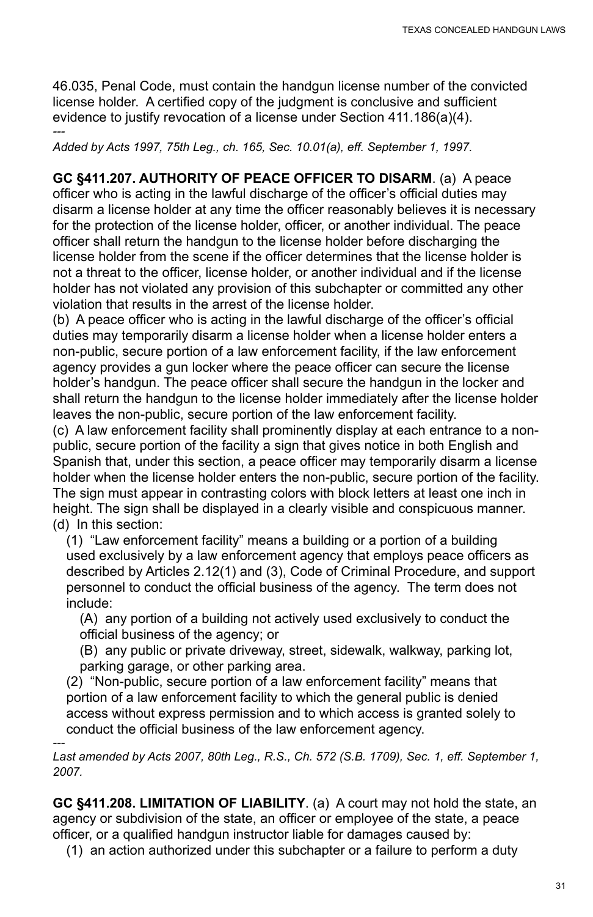46.035, Penal Code, must contain the handgun license number of the convicted license holder. A certified copy of the judgment is conclusive and sufficient evidence to justify revocation of a license under Section 411.186(a)(4).

---

*Added by Acts 1997, 75th Leg., ch. 165, Sec. 10.01(a), eff. September 1, 1997.*

**GC §411.207. AUTHORITY OF PEACE OFFICER TO DISARM**. (a) A peace officer who is acting in the lawful discharge of the officer's official duties may disarm a license holder at any time the officer reasonably believes it is necessary for the protection of the license holder, officer, or another individual. The peace officer shall return the handgun to the license holder before discharging the license holder from the scene if the officer determines that the license holder is not a threat to the officer, license holder, or another individual and if the license holder has not violated any provision of this subchapter or committed any other violation that results in the arrest of the license holder.

(b) A peace officer who is acting in the lawful discharge of the officer's official duties may temporarily disarm a license holder when a license holder enters a non-public, secure portion of a law enforcement facility, if the law enforcement agency provides a gun locker where the peace officer can secure the license holder's handgun. The peace officer shall secure the handgun in the locker and shall return the handgun to the license holder immediately after the license holder leaves the non-public, secure portion of the law enforcement facility.

(c) A law enforcement facility shall prominently display at each entrance to a non-public, secure portion of the facility a sign that gives notice in both English and Spanish that, under this section, a peace officer may temporarily disarm a license holder when the license holder enters the non-public, secure portion of the facility. The sign must appear in contrasting colors with block letters at least one inch in height. The sign shall be displayed in a clearly visible and conspicuous manner.

(d) In this section:

(1) "Law enforcement facility" means a building or a portion of a building used exclusively by a law enforcement agency that employs peace officers as described by Articles 2.12(1) and (3), Code of Criminal Procedure, and support personnel to conduct the official business of the agency. The term does not include:

(A) any portion of a building not actively used exclusively to conduct the official business of the agency; or

(B) any public or private driveway, street, sidewalk, walkway, parking lot, parking garage, or other parking area.

(2) "Non-public, secure portion of a law enforcement facility" means that portion of a law enforcement facility to which the general public is denied access without express permission and to which access is granted solely to conduct the official business of the law enforcement agency.

---

*Last amended by Acts 2007, 80th Leg., R.S., Ch. 572 (S.B. 1709), Sec. 1, eff. September 1, 2007.*

**GC §411.208. LIMITATION OF LIABILITY**. (a) A court may not hold the state, an agency or subdivision of the state, an officer or employee of the state, a peace officer, or a qualified handgun instructor liable for damages caused by:

(1) an action authorized under this subchapter or a failure to perform a duty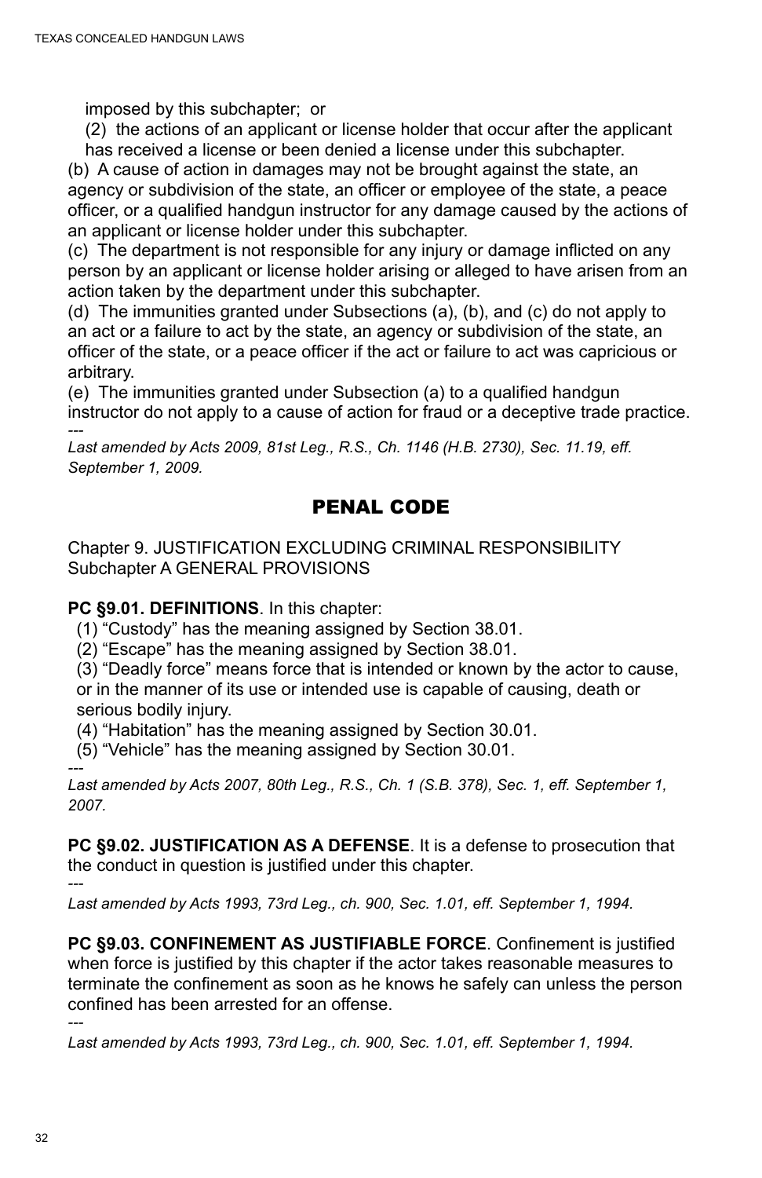imposed by this subchapter; or

(2) the actions of an applicant or license holder that occur after the applicant has received a license or been denied a license under this subchapter.

(b) A cause of action in damages may not be brought against the state, an agency or subdivision of the state, an officer or employee of the state, a peace officer, or a qualified handgun instructor for any damage caused by the actions of an applicant or license holder under this subchapter.

(c) The department is not responsible for any injury or damage inflicted on any person by an applicant or license holder arising or alleged to have arisen from an action taken by the department under this subchapter.

(d) The immunities granted under Subsections (a), (b), and (c) do not apply to an act or a failure to act by the state, an agency or subdivision of the state, an officer of the state, or a peace officer if the act or failure to act was capricious or arbitrary.

(e) The immunities granted under Subsection (a) to a qualified handgun instructor do not apply to a cause of action for fraud or a deceptive trade practice.

---

*Last amended by Acts 2009, 81st Leg., R.S., Ch. 1146 (H.B. 2730), Sec. 11.19, eff. September 1, 2009.*

## PENAL CODE

Chapter 9. JUSTIFICATION EXCLUDING CRIMINAL RESPONSIBILITY
Subchapter A GENERAL PROVISIONS

**PC §9.01. DEFINITIONS**. In this chapter:

(1) "Custody" has the meaning assigned by Section 38.01.

(2) "Escape" has the meaning assigned by Section 38.01.

(3) "Deadly force" means force that is intended or known by the actor to cause, or in the manner of its use or intended use is capable of causing, death or serious bodily injury.

(4) "Habitation" has the meaning assigned by Section 30.01.

(5) "Vehicle" has the meaning assigned by Section 30.01.

---

*Last amended by Acts 2007, 80th Leg., R.S., Ch. 1 (S.B. 378), Sec. 1, eff. September 1, 2007.*

**PC §9.02. JUSTIFICATION AS A DEFENSE**. It is a defense to prosecution that the conduct in question is justified under this chapter.

---

*Last amended by Acts 1993, 73rd Leg., ch. 900, Sec. 1.01, eff. September 1, 1994.*

**PC §9.03. CONFINEMENT AS JUSTIFIABLE FORCE**. Confinement is justified when force is justified by this chapter if the actor takes reasonable measures to terminate the confinement as soon as he knows he safely can unless the person confined has been arrested for an offense.

---

*Last amended by Acts 1993, 73rd Leg., ch. 900, Sec. 1.01, eff. September 1, 1994.*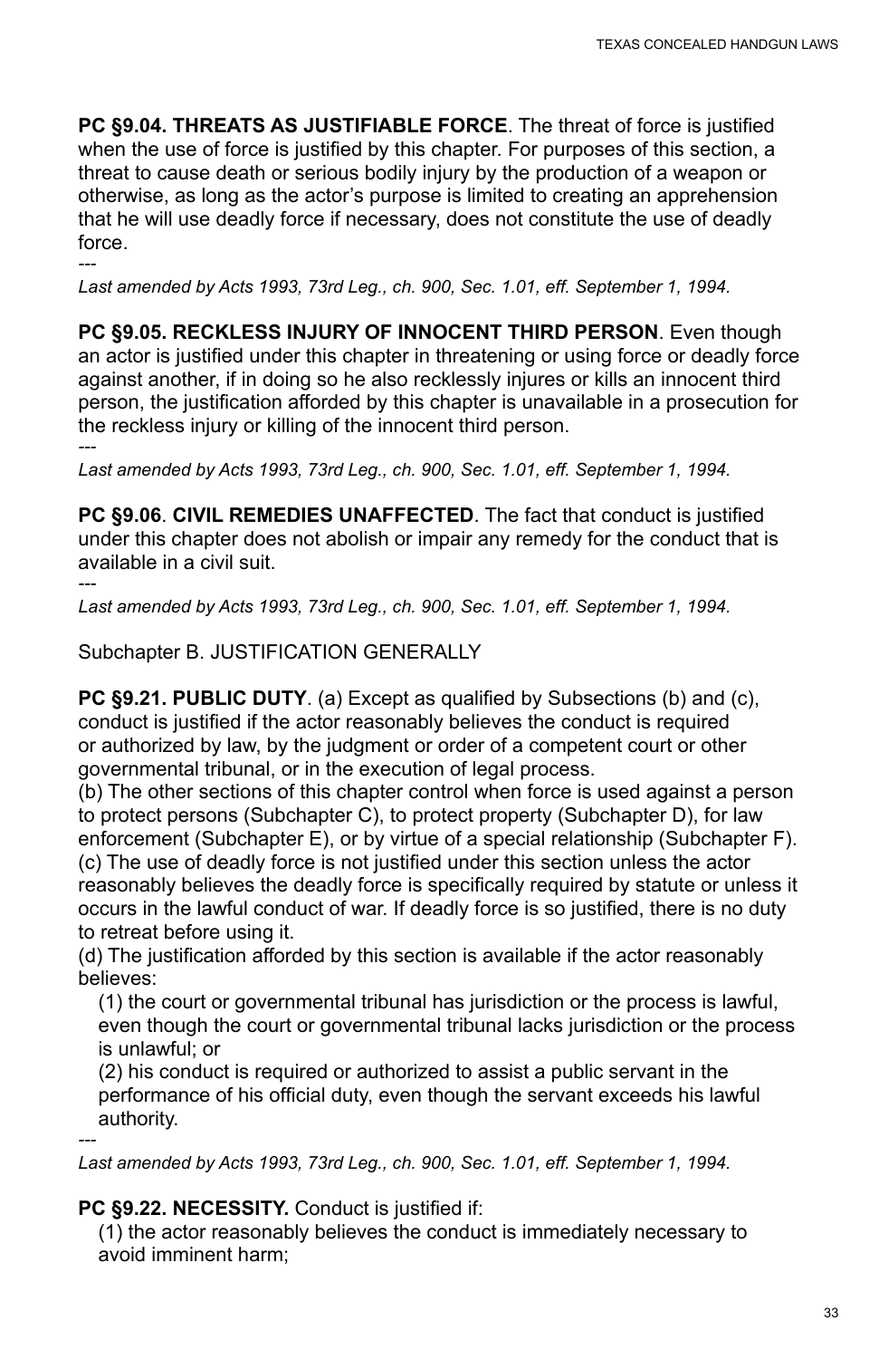**PC §9.04. THREATS AS JUSTIFIABLE FORCE**. The threat of force is justified when the use of force is justified by this chapter. For purposes of this section, a threat to cause death or serious bodily injury by the production of a weapon or otherwise, as long as the actor's purpose is limited to creating an apprehension that he will use deadly force if necessary, does not constitute the use of deadly force.

---

*Last amended by Acts 1993, 73rd Leg., ch. 900, Sec. 1.01, eff. September 1, 1994.*

**PC §9.05. RECKLESS INJURY OF INNOCENT THIRD PERSON**. Even though an actor is justified under this chapter in threatening or using force or deadly force against another, if in doing so he also recklessly injures or kills an innocent third person, the justification afforded by this chapter is unavailable in a prosecution for the reckless injury or killing of the innocent third person.

---

*Last amended by Acts 1993, 73rd Leg., ch. 900, Sec. 1.01, eff. September 1, 1994.*

**PC §9.06**. **CIVIL REMEDIES UNAFFECTED**. The fact that conduct is justified under this chapter does not abolish or impair any remedy for the conduct that is available in a civil suit.

---

*Last amended by Acts 1993, 73rd Leg., ch. 900, Sec. 1.01, eff. September 1, 1994.*

Subchapter B. JUSTIFICATION GENERALLY

**PC §9.21. PUBLIC DUTY**. (a) Except as qualified by Subsections (b) and (c), conduct is justified if the actor reasonably believes the conduct is required or authorized by law, by the judgment or order of a competent court or other governmental tribunal, or in the execution of legal process.
(b) The other sections of this chapter control when force is used against a person to protect persons (Subchapter C), to protect property (Subchapter D), for law enforcement (Subchapter E), or by virtue of a special relationship (Subchapter F).
(c) The use of deadly force is not justified under this section unless the actor reasonably believes the deadly force is specifically required by statute or unless it occurs in the lawful conduct of war. If deadly force is so justified, there is no duty to retreat before using it.
(d) The justification afforded by this section is available if the actor reasonably believes:

(1) the court or governmental tribunal has jurisdiction or the process is lawful, even though the court or governmental tribunal lacks jurisdiction or the process is unlawful; or

(2) his conduct is required or authorized to assist a public servant in the performance of his official duty, even though the servant exceeds his lawful authority.

---

*Last amended by Acts 1993, 73rd Leg., ch. 900, Sec. 1.01, eff. September 1, 1994.*

**PC §9.22. NECESSITY.** Conduct is justified if:

(1) the actor reasonably believes the conduct is immediately necessary to avoid imminent harm;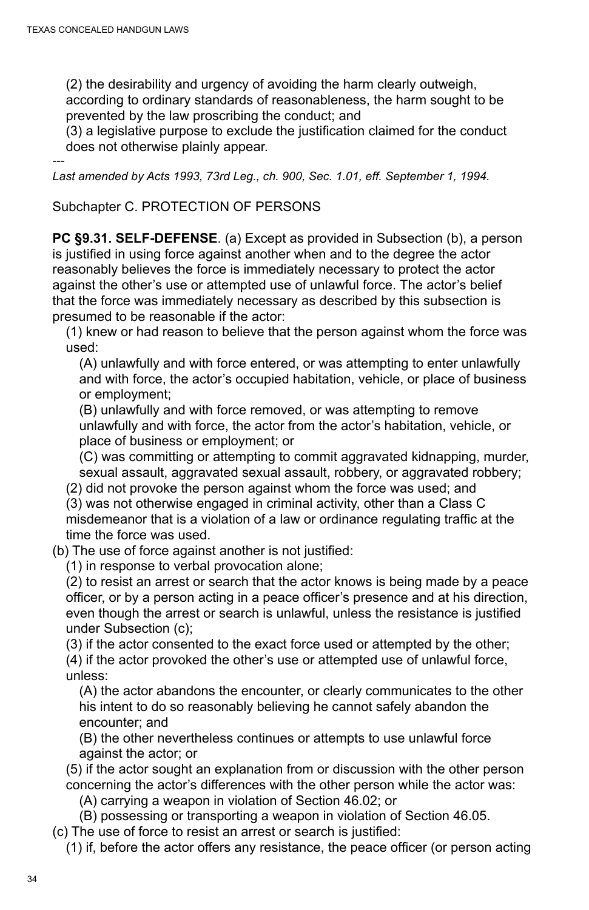(2) the desirability and urgency of avoiding the harm clearly outweigh, according to ordinary standards of reasonableness, the harm sought to be prevented by the law proscribing the conduct; and

(3) a legislative purpose to exclude the justification claimed for the conduct does not otherwise plainly appear.

---

*Last amended by Acts 1993, 73rd Leg., ch. 900, Sec. 1.01, eff. September 1, 1994.*

Subchapter C. PROTECTION OF PERSONS

**PC §9.31. SELF-DEFENSE**. (a) Except as provided in Subsection (b), a person is justified in using force against another when and to the degree the actor reasonably believes the force is immediately necessary to protect the actor against the other's use or attempted use of unlawful force. The actor's belief that the force was immediately necessary as described by this subsection is presumed to be reasonable if the actor:

(1) knew or had reason to believe that the person against whom the force was used:

(A) unlawfully and with force entered, or was attempting to enter unlawfully and with force, the actor's occupied habitation, vehicle, or place of business or employment;

(B) unlawfully and with force removed, or was attempting to remove unlawfully and with force, the actor from the actor's habitation, vehicle, or place of business or employment; or

(C) was committing or attempting to commit aggravated kidnapping, murder, sexual assault, aggravated sexual assault, robbery, or aggravated robbery;

(2) did not provoke the person against whom the force was used; and

(3) was not otherwise engaged in criminal activity, other than a Class C misdemeanor that is a violation of a law or ordinance regulating traffic at the time the force was used.

(b) The use of force against another is not justified:

(1) in response to verbal provocation alone;

(2) to resist an arrest or search that the actor knows is being made by a peace officer, or by a person acting in a peace officer's presence and at his direction, even though the arrest or search is unlawful, unless the resistance is justified under Subsection (c);

(3) if the actor consented to the exact force used or attempted by the other;

(4) if the actor provoked the other's use or attempted use of unlawful force, unless:

(A) the actor abandons the encounter, or clearly communicates to the other his intent to do so reasonably believing he cannot safely abandon the encounter; and

(B) the other nevertheless continues or attempts to use unlawful force against the actor; or

(5) if the actor sought an explanation from or discussion with the other person concerning the actor's differences with the other person while the actor was:

(A) carrying a weapon in violation of Section 46.02; or

(B) possessing or transporting a weapon in violation of Section 46.05.

(c) The use of force to resist an arrest or search is justified:

(1) if, before the actor offers any resistance, the peace officer (or person acting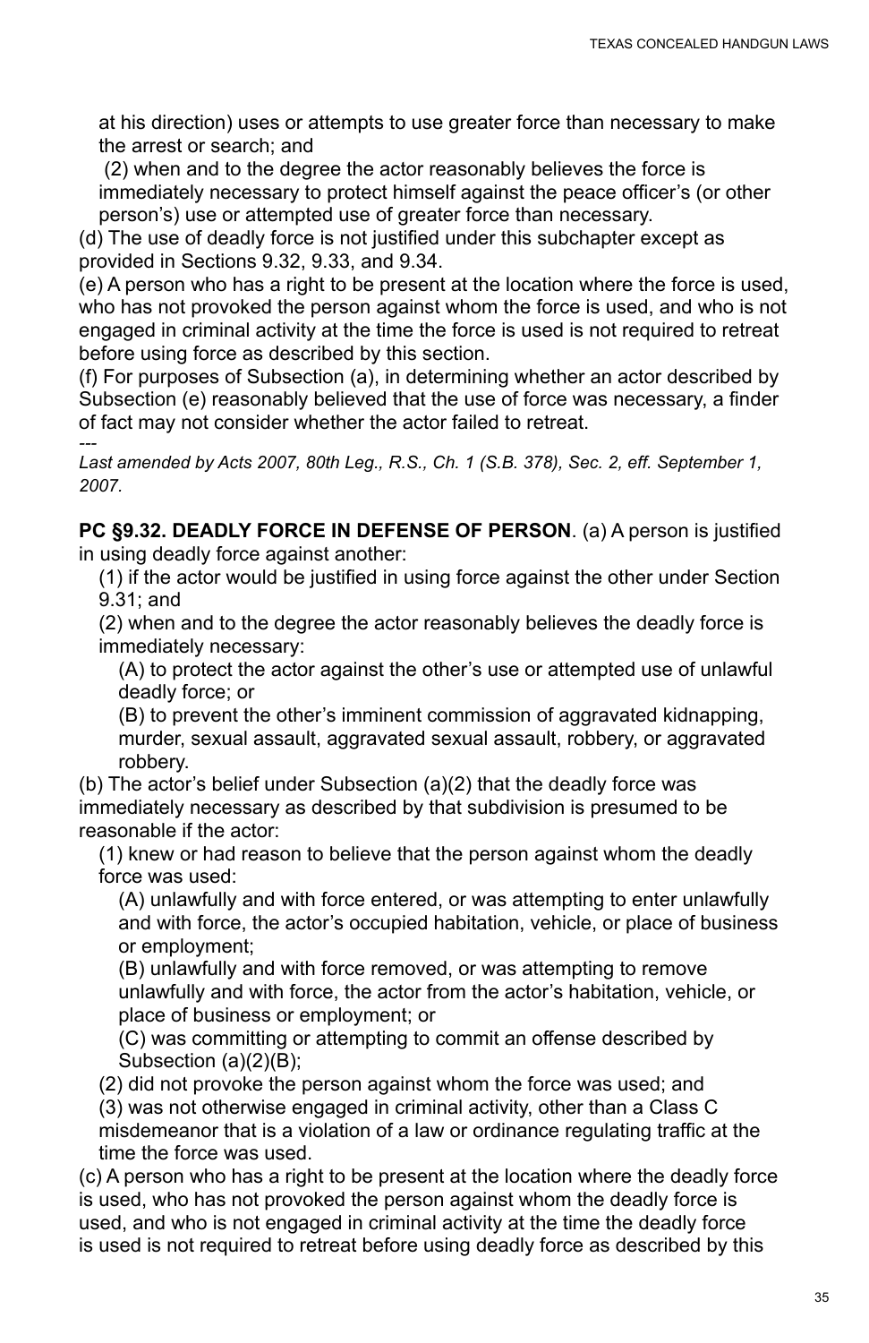at his direction) uses or attempts to use greater force than necessary to make the arrest or search; and

(2) when and to the degree the actor reasonably believes the force is immediately necessary to protect himself against the peace officer's (or other person's) use or attempted use of greater force than necessary.

(d) The use of deadly force is not justified under this subchapter except as provided in Sections 9.32, 9.33, and 9.34.

(e) A person who has a right to be present at the location where the force is used, who has not provoked the person against whom the force is used, and who is not engaged in criminal activity at the time the force is used is not required to retreat before using force as described by this section.

(f) For purposes of Subsection (a), in determining whether an actor described by Subsection (e) reasonably believed that the use of force was necessary, a finder of fact may not consider whether the actor failed to retreat.

---

*Last amended by Acts 2007, 80th Leg., R.S., Ch. 1 (S.B. 378), Sec. 2, eff. September 1, 2007.*

**PC §9.32. DEADLY FORCE IN DEFENSE OF PERSON**. (a) A person is justified in using deadly force against another:

(1) if the actor would be justified in using force against the other under Section 9.31; and

(2) when and to the degree the actor reasonably believes the deadly force is immediately necessary:

(A) to protect the actor against the other's use or attempted use of unlawful deadly force; or

(B) to prevent the other's imminent commission of aggravated kidnapping, murder, sexual assault, aggravated sexual assault, robbery, or aggravated robbery.

(b) The actor's belief under Subsection (a)(2) that the deadly force was immediately necessary as described by that subdivision is presumed to be reasonable if the actor:

(1) knew or had reason to believe that the person against whom the deadly force was used:

(A) unlawfully and with force entered, or was attempting to enter unlawfully and with force, the actor's occupied habitation, vehicle, or place of business or employment;

(B) unlawfully and with force removed, or was attempting to remove unlawfully and with force, the actor from the actor's habitation, vehicle, or place of business or employment; or

(C) was committing or attempting to commit an offense described by Subsection (a)(2)(B);

(2) did not provoke the person against whom the force was used; and

(3) was not otherwise engaged in criminal activity, other than a Class C misdemeanor that is a violation of a law or ordinance regulating traffic at the time the force was used.

(c) A person who has a right to be present at the location where the deadly force is used, who has not provoked the person against whom the deadly force is used, and who is not engaged in criminal activity at the time the deadly force is used is not required to retreat before using deadly force as described by this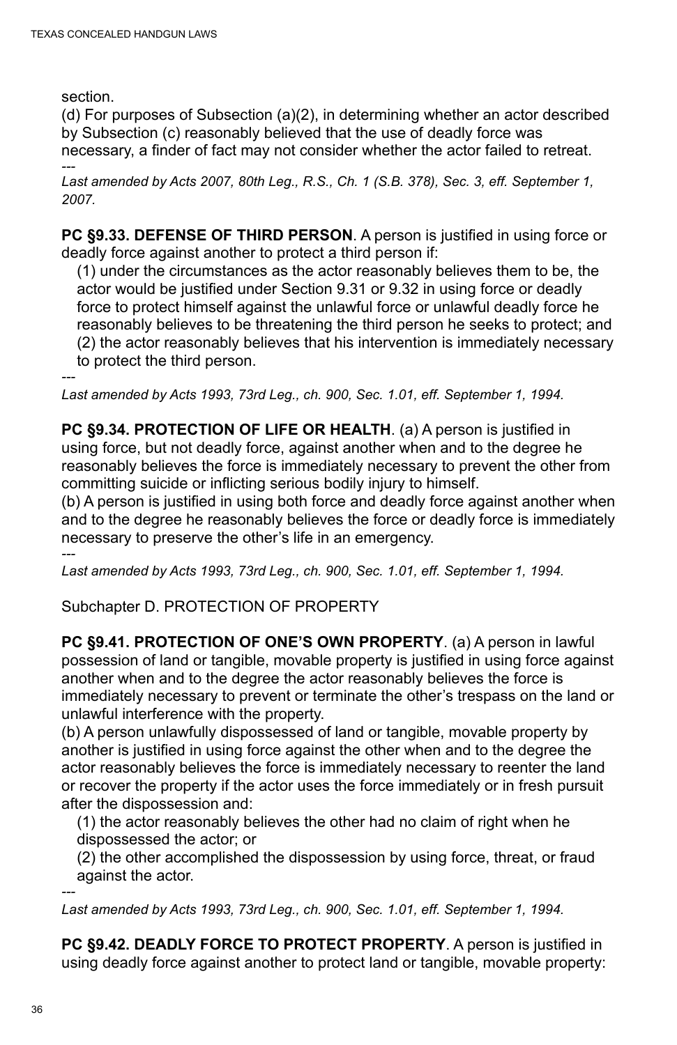section.

(d) For purposes of Subsection (a)(2), in determining whether an actor described by Subsection (c) reasonably believed that the use of deadly force was necessary, a finder of fact may not consider whether the actor failed to retreat.

---

*Last amended by Acts 2007, 80th Leg., R.S., Ch. 1 (S.B. 378), Sec. 3, eff. September 1, 2007.*

**PC §9.33. DEFENSE OF THIRD PERSON**. A person is justified in using force or deadly force against another to protect a third person if:

(1) under the circumstances as the actor reasonably believes them to be, the actor would be justified under Section 9.31 or 9.32 in using force or deadly force to protect himself against the unlawful force or unlawful deadly force he reasonably believes to be threatening the third person he seeks to protect; and

(2) the actor reasonably believes that his intervention is immediately necessary to protect the third person.

---

*Last amended by Acts 1993, 73rd Leg., ch. 900, Sec. 1.01, eff. September 1, 1994.*

**PC §9.34. PROTECTION OF LIFE OR HEALTH**. (a) A person is justified in using force, but not deadly force, against another when and to the degree he reasonably believes the force is immediately necessary to prevent the other from committing suicide or inflicting serious bodily injury to himself.

(b) A person is justified in using both force and deadly force against another when and to the degree he reasonably believes the force or deadly force is immediately necessary to preserve the other's life in an emergency.

---

*Last amended by Acts 1993, 73rd Leg., ch. 900, Sec. 1.01, eff. September 1, 1994.*

Subchapter D. PROTECTION OF PROPERTY

**PC §9.41. PROTECTION OF ONE'S OWN PROPERTY**. (a) A person in lawful possession of land or tangible, movable property is justified in using force against another when and to the degree the actor reasonably believes the force is immediately necessary to prevent or terminate the other's trespass on the land or unlawful interference with the property.

(b) A person unlawfully dispossessed of land or tangible, movable property by another is justified in using force against the other when and to the degree the actor reasonably believes the force is immediately necessary to reenter the land or recover the property if the actor uses the force immediately or in fresh pursuit after the dispossession and:

(1) the actor reasonably believes the other had no claim of right when he dispossessed the actor; or

(2) the other accomplished the dispossession by using force, threat, or fraud against the actor.

---

*Last amended by Acts 1993, 73rd Leg., ch. 900, Sec. 1.01, eff. September 1, 1994.*

**PC §9.42. DEADLY FORCE TO PROTECT PROPERTY**. A person is justified in using deadly force against another to protect land or tangible, movable property: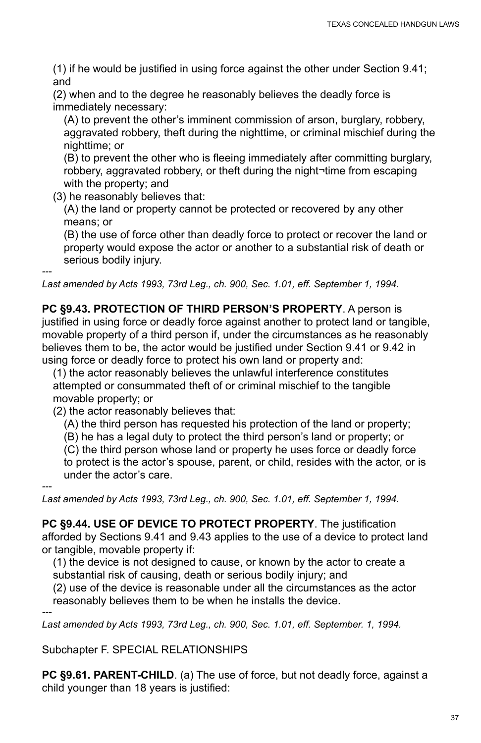(1) if he would be justified in using force against the other under Section 9.41; and

(2) when and to the degree he reasonably believes the deadly force is immediately necessary:

(A) to prevent the other's imminent commission of arson, burglary, robbery, aggravated robbery, theft during the nighttime, or criminal mischief during the nighttime; or

(B) to prevent the other who is fleeing immediately after committing burglary, robbery, aggravated robbery, or theft during the night¬time from escaping with the property; and

(3) he reasonably believes that:

(A) the land or property cannot be protected or recovered by any other means; or

(B) the use of force other than deadly force to protect or recover the land or property would expose the actor or another to a substantial risk of death or serious bodily injury.

---

*Last amended by Acts 1993, 73rd Leg., ch. 900, Sec. 1.01, eff. September 1, 1994.*

**PC §9.43. PROTECTION OF THIRD PERSON'S PROPERTY**. A person is justified in using force or deadly force against another to protect land or tangible, movable property of a third person if, under the circumstances as he reasonably believes them to be, the actor would be justified under Section 9.41 or 9.42 in using force or deadly force to protect his own land or property and:

(1) the actor reasonably believes the unlawful interference constitutes attempted or consummated theft of or criminal mischief to the tangible movable property; or

(2) the actor reasonably believes that:

(A) the third person has requested his protection of the land or property;

(B) he has a legal duty to protect the third person's land or property; or

(C) the third person whose land or property he uses force or deadly force to protect is the actor's spouse, parent, or child, resides with the actor, or is under the actor's care.

---

*Last amended by Acts 1993, 73rd Leg., ch. 900, Sec. 1.01, eff. September 1, 1994.*

**PC §9.44. USE OF DEVICE TO PROTECT PROPERTY**. The justification afforded by Sections 9.41 and 9.43 applies to the use of a device to protect land or tangible, movable property if:

(1) the device is not designed to cause, or known by the actor to create a substantial risk of causing, death or serious bodily injury; and

(2) use of the device is reasonable under all the circumstances as the actor reasonably believes them to be when he installs the device.

---

*Last amended by Acts 1993, 73rd Leg., ch. 900, Sec. 1.01, eff. September. 1, 1994.*

Subchapter F. SPECIAL RELATIONSHIPS

**PC §9.61. PARENT-CHILD**. (a) The use of force, but not deadly force, against a child younger than 18 years is justified: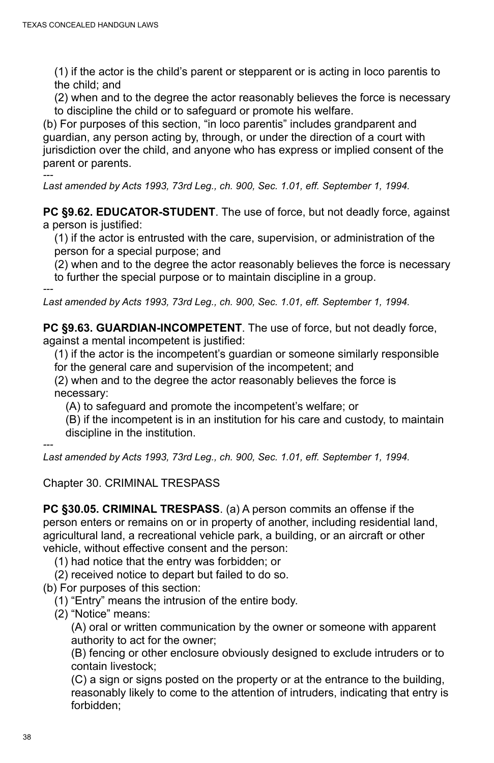(1) if the actor is the child's parent or stepparent or is acting in loco parentis to the child; and

(2) when and to the degree the actor reasonably believes the force is necessary to discipline the child or to safeguard or promote his welfare.

(b) For purposes of this section, "in loco parentis" includes grandparent and guardian, any person acting by, through, or under the direction of a court with jurisdiction over the child, and anyone who has express or implied consent of the parent or parents.

---

*Last amended by Acts 1993, 73rd Leg., ch. 900, Sec. 1.01, eff. September 1, 1994.*

**PC §9.62. EDUCATOR-STUDENT**. The use of force, but not deadly force, against a person is justified:

(1) if the actor is entrusted with the care, supervision, or administration of the person for a special purpose; and

(2) when and to the degree the actor reasonably believes the force is necessary to further the special purpose or to maintain discipline in a group.

---

*Last amended by Acts 1993, 73rd Leg., ch. 900, Sec. 1.01, eff. September 1, 1994.*

**PC §9.63. GUARDIAN-INCOMPETENT**. The use of force, but not deadly force, against a mental incompetent is justified:

(1) if the actor is the incompetent's guardian or someone similarly responsible for the general care and supervision of the incompetent; and

(2) when and to the degree the actor reasonably believes the force is necessary:

(A) to safeguard and promote the incompetent's welfare; or

(B) if the incompetent is in an institution for his care and custody, to maintain discipline in the institution.

---

*Last amended by Acts 1993, 73rd Leg., ch. 900, Sec. 1.01, eff. September 1, 1994.*

## Chapter 30. CRIMINAL TRESPASS

**PC §30.05. CRIMINAL TRESPASS**. (a) A person commits an offense if the person enters or remains on or in property of another, including residential land, agricultural land, a recreational vehicle park, a building, or an aircraft or other vehicle, without effective consent and the person:

(1) had notice that the entry was forbidden; or

(2) received notice to depart but failed to do so.

(b) For purposes of this section:

(1) "Entry" means the intrusion of the entire body.

(2) "Notice" means:

(A) oral or written communication by the owner or someone with apparent authority to act for the owner;

(B) fencing or other enclosure obviously designed to exclude intruders or to contain livestock;

(C) a sign or signs posted on the property or at the entrance to the building, reasonably likely to come to the attention of intruders, indicating that entry is forbidden;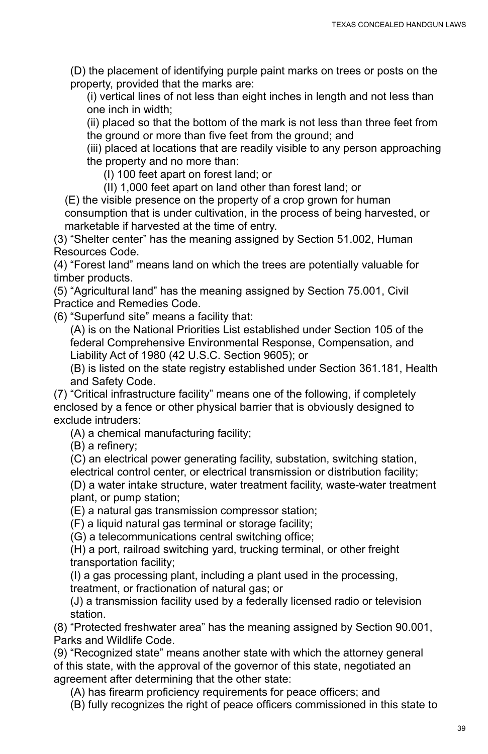(D) the placement of identifying purple paint marks on trees or posts on the property, provided that the marks are:

(i) vertical lines of not less than eight inches in length and not less than one inch in width;

(ii) placed so that the bottom of the mark is not less than three feet from the ground or more than five feet from the ground; and

(iii) placed at locations that are readily visible to any person approaching the property and no more than:

(I) 100 feet apart on forest land; or

(II) 1,000 feet apart on land other than forest land; or

(E) the visible presence on the property of a crop grown for human consumption that is under cultivation, in the process of being harvested, or marketable if harvested at the time of entry.

(3) "Shelter center" has the meaning assigned by Section 51.002, Human Resources Code.

(4) "Forest land" means land on which the trees are potentially valuable for timber products.

(5) "Agricultural land" has the meaning assigned by Section 75.001, Civil Practice and Remedies Code.

(6) "Superfund site" means a facility that:

(A) is on the National Priorities List established under Section 105 of the federal Comprehensive Environmental Response, Compensation, and Liability Act of 1980 (42 U.S.C. Section 9605); or

(B) is listed on the state registry established under Section 361.181, Health and Safety Code.

(7) "Critical infrastructure facility" means one of the following, if completely enclosed by a fence or other physical barrier that is obviously designed to exclude intruders:

(A) a chemical manufacturing facility;

(B) a refinery;

(C) an electrical power generating facility, substation, switching station, electrical control center, or electrical transmission or distribution facility;

(D) a water intake structure, water treatment facility, waste-water treatment plant, or pump station;

(E) a natural gas transmission compressor station;

(F) a liquid natural gas terminal or storage facility;

(G) a telecommunications central switching office;

(H) a port, railroad switching yard, trucking terminal, or other freight transportation facility;

(I) a gas processing plant, including a plant used in the processing, treatment, or fractionation of natural gas; or

(J) a transmission facility used by a federally licensed radio or television station.

(8) "Protected freshwater area" has the meaning assigned by Section 90.001, Parks and Wildlife Code.

(9) "Recognized state" means another state with which the attorney general of this state, with the approval of the governor of this state, negotiated an agreement after determining that the other state:

(A) has firearm proficiency requirements for peace officers; and

(B) fully recognizes the right of peace officers commissioned in this state to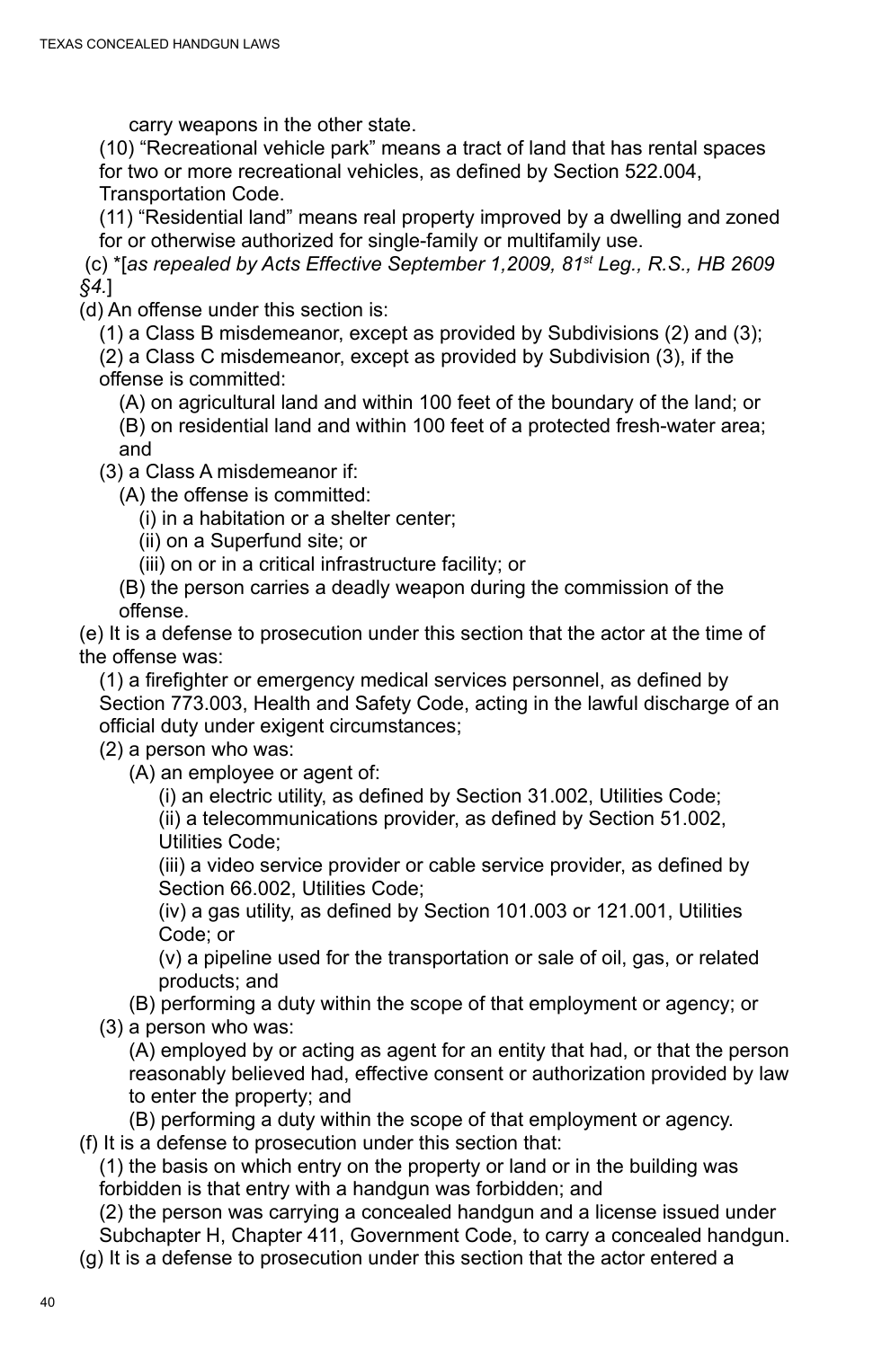carry weapons in the other state.

(10) “Recreational vehicle park” means a tract of land that has rental spaces for two or more recreational vehicles, as defined by Section 522.004, Transportation Code.

(11) “Residential land” means real property improved by a dwelling and zoned for or otherwise authorized for single-family or multifamily use.

(c) *[*as repealed by Acts Effective September 1,2009, 81st Leg., R.S., HB 2609 §4.*]

(d) An offense under this section is:

(1) a Class B misdemeanor, except as provided by Subdivisions (2) and (3);

(2) a Class C misdemeanor, except as provided by Subdivision (3), if the offense is committed:

(A) on agricultural land and within 100 feet of the boundary of the land; or

(B) on residential land and within 100 feet of a protected fresh-water area; and

(3) a Class A misdemeanor if:

(A) the offense is committed:

(i) in a habitation or a shelter center;

(ii) on a Superfund site; or

(iii) on or in a critical infrastructure facility; or

(B) the person carries a deadly weapon during the commission of the offense.

(e) It is a defense to prosecution under this section that the actor at the time of the offense was:

(1) a firefighter or emergency medical services personnel, as defined by Section 773.003, Health and Safety Code, acting in the lawful discharge of an official duty under exigent circumstances;

(2) a person who was:

(A) an employee or agent of:

(i) an electric utility, as defined by Section 31.002, Utilities Code;

(ii) a telecommunications provider, as defined by Section 51.002, Utilities Code;

(iii) a video service provider or cable service provider, as defined by Section 66.002, Utilities Code;

(iv) a gas utility, as defined by Section 101.003 or 121.001, Utilities Code; or

(v) a pipeline used for the transportation or sale of oil, gas, or related products; and

(B) performing a duty within the scope of that employment or agency; or

(3) a person who was:

(A) employed by or acting as agent for an entity that had, or that the person reasonably believed had, effective consent or authorization provided by law to enter the property; and

(B) performing a duty within the scope of that employment or agency.

(f) It is a defense to prosecution under this section that:

(1) the basis on which entry on the property or land or in the building was forbidden is that entry with a handgun was forbidden; and

(2) the person was carrying a concealed handgun and a license issued under Subchapter H, Chapter 411, Government Code, to carry a concealed handgun.

(g) It is a defense to prosecution under this section that the actor entered a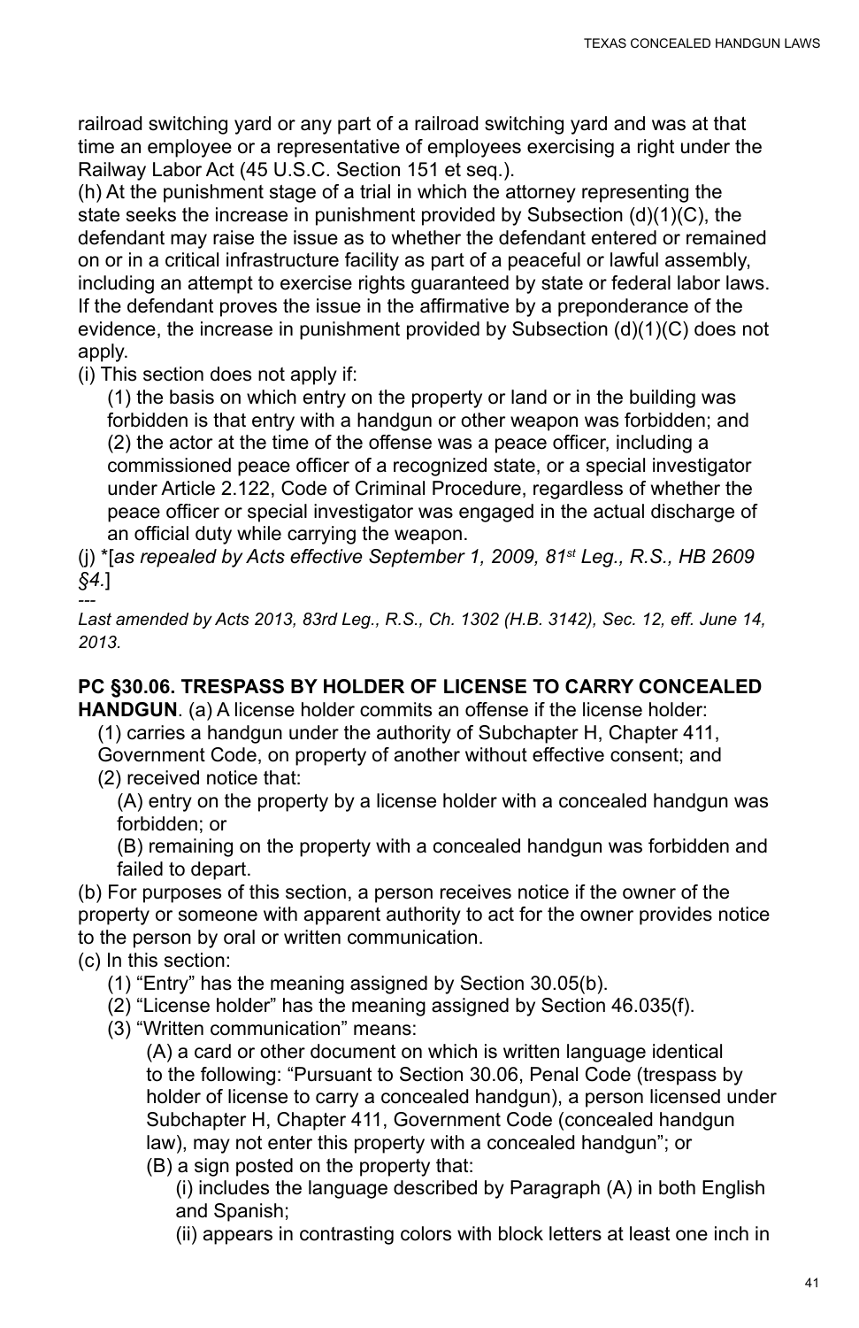railroad switching yard or any part of a railroad switching yard and was at that time an employee or a representative of employees exercising a right under the Railway Labor Act (45 U.S.C. Section 151 et seq.).

(h) At the punishment stage of a trial in which the attorney representing the state seeks the increase in punishment provided by Subsection (d)(1)(C), the defendant may raise the issue as to whether the defendant entered or remained on or in a critical infrastructure facility as part of a peaceful or lawful assembly, including an attempt to exercise rights guaranteed by state or federal labor laws. If the defendant proves the issue in the affirmative by a preponderance of the evidence, the increase in punishment provided by Subsection (d)(1)(C) does not apply.

(i) This section does not apply if:

(1) the basis on which entry on the property or land or in the building was forbidden is that entry with a handgun or other weapon was forbidden; and

(2) the actor at the time of the offense was a peace officer, including a commissioned peace officer of a recognized state, or a special investigator under Article 2.122, Code of Criminal Procedure, regardless of whether the peace officer or special investigator was engaged in the actual discharge of an official duty while carrying the weapon.

(j) *[*as repealed by Acts effective September 1, 2009, 81st Leg., R.S., HB 2609 §4.*]

---

*Last amended by Acts 2013, 83rd Leg., R.S., Ch. 1302 (H.B. 3142), Sec. 12, eff. June 14, 2013.*

**PC §30.06. TRESPASS BY HOLDER OF LICENSE TO CARRY CONCEALED HANDGUN**. (a) A license holder commits an offense if the license holder:

(1) carries a handgun under the authority of Subchapter H, Chapter 411, Government Code, on property of another without effective consent; and

(2) received notice that:

(A) entry on the property by a license holder with a concealed handgun was forbidden; or

(B) remaining on the property with a concealed handgun was forbidden and failed to depart.

(b) For purposes of this section, a person receives notice if the owner of the property or someone with apparent authority to act for the owner provides notice to the person by oral or written communication.

(c) In this section:

(1) "Entry" has the meaning assigned by Section 30.05(b).

(2) "License holder" has the meaning assigned by Section 46.035(f).

(3) "Written communication" means:

(A) a card or other document on which is written language identical to the following: "Pursuant to Section 30.06, Penal Code (trespass by holder of license to carry a concealed handgun), a person licensed under Subchapter H, Chapter 411, Government Code (concealed handgun law), may not enter this property with a concealed handgun"; or

(B) a sign posted on the property that:

(i) includes the language described by Paragraph (A) in both English and Spanish;

(ii) appears in contrasting colors with block letters at least one inch in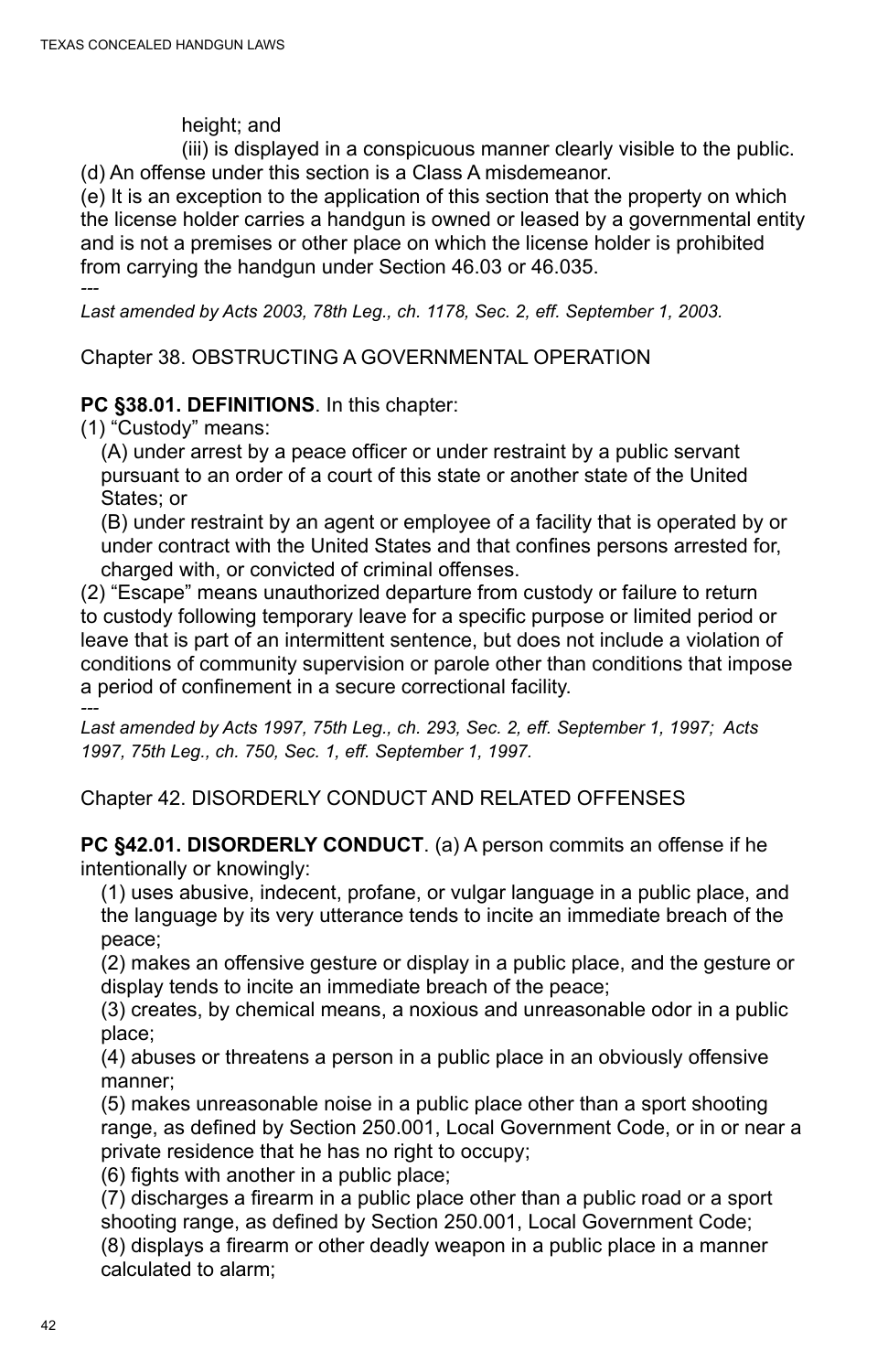height; and

(iii) is displayed in a conspicuous manner clearly visible to the public.

(d) An offense under this section is a Class A misdemeanor.

(e) It is an exception to the application of this section that the property on which the license holder carries a handgun is owned or leased by a governmental entity and is not a premises or other place on which the license holder is prohibited from carrying the handgun under Section 46.03 or 46.035.

---

*Last amended by Acts 2003, 78th Leg., ch. 1178, Sec. 2, eff. September 1, 2003.*

## Chapter 38. OBSTRUCTING A GOVERNMENTAL OPERATION

**PC §38.01. DEFINITIONS**. In this chapter:

(1) "Custody" means:

(A) under arrest by a peace officer or under restraint by a public servant pursuant to an order of a court of this state or another state of the United States; or

(B) under restraint by an agent or employee of a facility that is operated by or under contract with the United States and that confines persons arrested for, charged with, or convicted of criminal offenses.

(2) "Escape" means unauthorized departure from custody or failure to return to custody following temporary leave for a specific purpose or limited period or leave that is part of an intermittent sentence, but does not include a violation of conditions of community supervision or parole other than conditions that impose a period of confinement in a secure correctional facility.

---

*Last amended by Acts 1997, 75th Leg., ch. 293, Sec. 2, eff. September 1, 1997; Acts 1997, 75th Leg., ch. 750, Sec. 1, eff. September 1, 1997.*

## Chapter 42. DISORDERLY CONDUCT AND RELATED OFFENSES

**PC §42.01. DISORDERLY CONDUCT**. (a) A person commits an offense if he intentionally or knowingly:

(1) uses abusive, indecent, profane, or vulgar language in a public place, and the language by its very utterance tends to incite an immediate breach of the peace;

(2) makes an offensive gesture or display in a public place, and the gesture or display tends to incite an immediate breach of the peace;

(3) creates, by chemical means, a noxious and unreasonable odor in a public place;

(4) abuses or threatens a person in a public place in an obviously offensive manner;

(5) makes unreasonable noise in a public place other than a sport shooting range, as defined by Section 250.001, Local Government Code, or in or near a private residence that he has no right to occupy;

(6) fights with another in a public place;

(7) discharges a firearm in a public place other than a public road or a sport shooting range, as defined by Section 250.001, Local Government Code;

(8) displays a firearm or other deadly weapon in a public place in a manner calculated to alarm;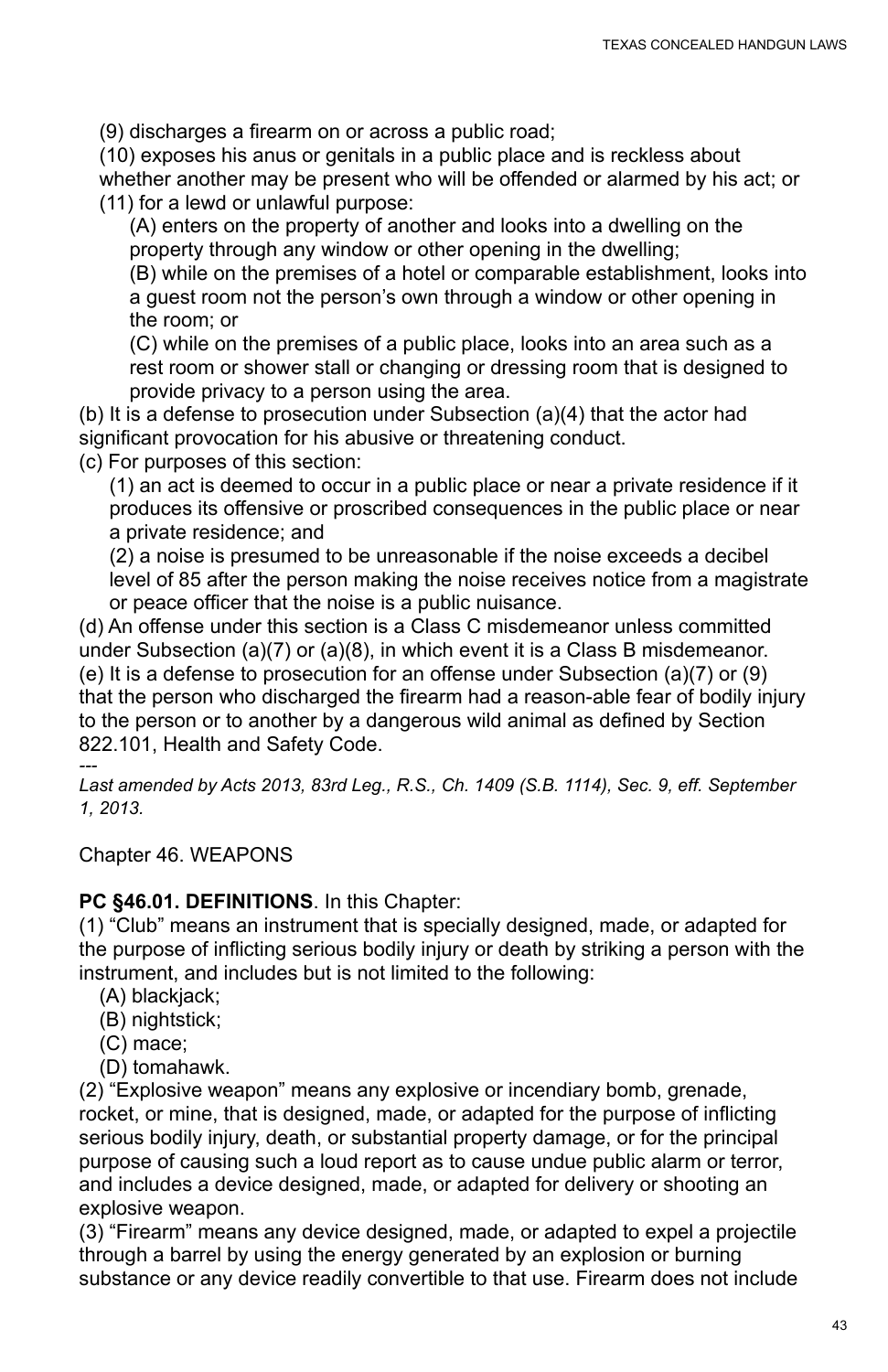(9) discharges a firearm on or across a public road;

(10) exposes his anus or genitals in a public place and is reckless about whether another may be present who will be offended or alarmed by his act; or

(11) for a lewd or unlawful purpose:

(A) enters on the property of another and looks into a dwelling on the property through any window or other opening in the dwelling;

(B) while on the premises of a hotel or comparable establishment, looks into a guest room not the person's own through a window or other opening in the room; or

(C) while on the premises of a public place, looks into an area such as a rest room or shower stall or changing or dressing room that is designed to provide privacy to a person using the area.

(b) It is a defense to prosecution under Subsection (a)(4) that the actor had significant provocation for his abusive or threatening conduct.

(c) For purposes of this section:

(1) an act is deemed to occur in a public place or near a private residence if it produces its offensive or proscribed consequences in the public place or near a private residence; and

(2) a noise is presumed to be unreasonable if the noise exceeds a decibel level of 85 after the person making the noise receives notice from a magistrate or peace officer that the noise is a public nuisance.

(d) An offense under this section is a Class C misdemeanor unless committed under Subsection (a)(7) or (a)(8), in which event it is a Class B misdemeanor.

(e) It is a defense to prosecution for an offense under Subsection (a)(7) or (9) that the person who discharged the firearm had a reason-able fear of bodily injury to the person or to another by a dangerous wild animal as defined by Section 822.101, Health and Safety Code.

---

*Last amended by Acts 2013, 83rd Leg., R.S., Ch. 1409 (S.B. 1114), Sec. 9, eff. September 1, 2013.*

Chapter 46. WEAPONS

**PC §46.01. DEFINITIONS**. In this Chapter:

(1) "Club" means an instrument that is specially designed, made, or adapted for the purpose of inflicting serious bodily injury or death by striking a person with the instrument, and includes but is not limited to the following:

(A) blackjack;

(B) nightstick;

(C) mace;

(D) tomahawk.

(2) "Explosive weapon" means any explosive or incendiary bomb, grenade, rocket, or mine, that is designed, made, or adapted for the purpose of inflicting serious bodily injury, death, or substantial property damage, or for the principal purpose of causing such a loud report as to cause undue public alarm or terror, and includes a device designed, made, or adapted for delivery or shooting an explosive weapon.

(3) "Firearm" means any device designed, made, or adapted to expel a projectile through a barrel by using the energy generated by an explosion or burning substance or any device readily convertible to that use. Firearm does not include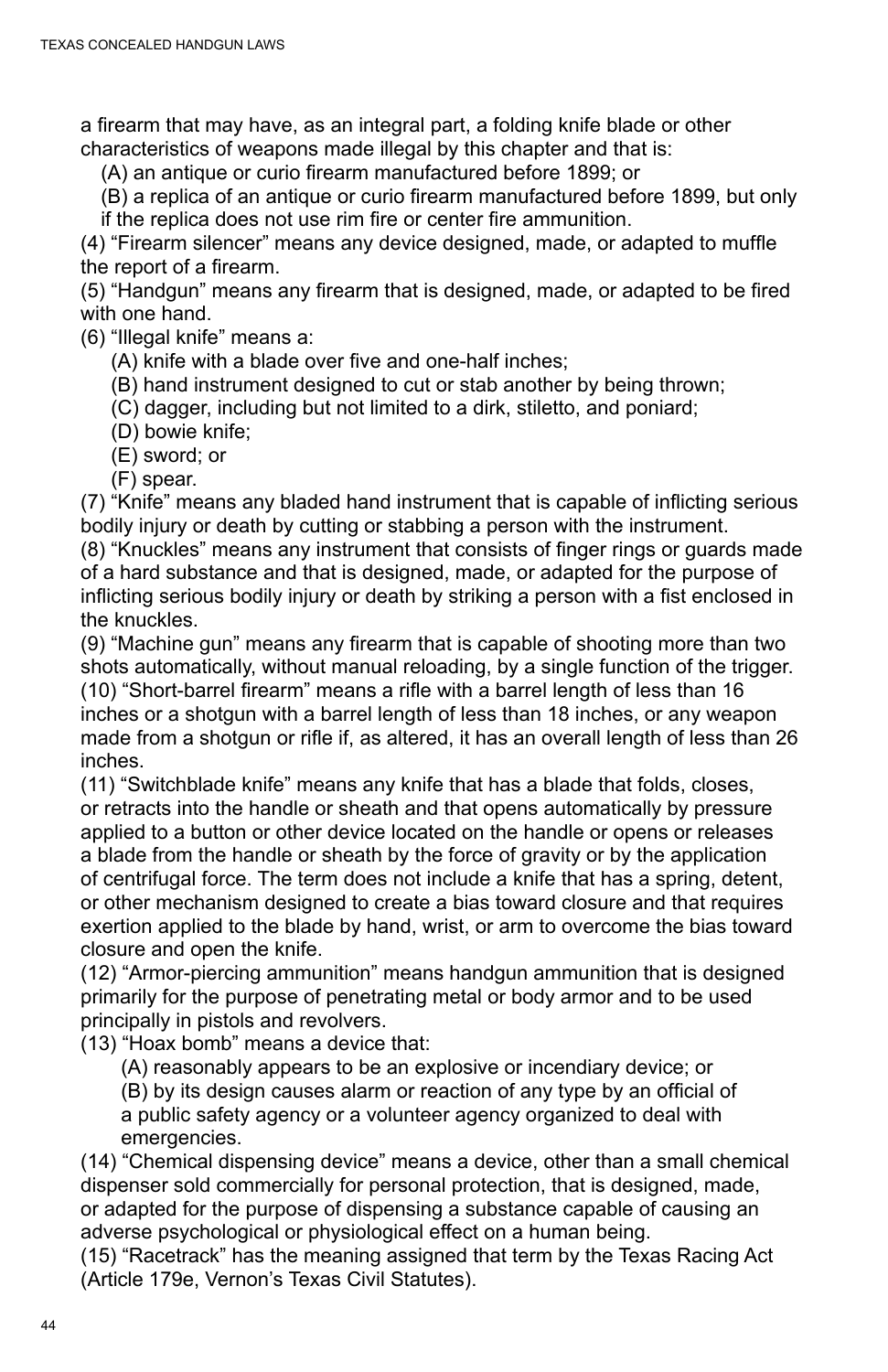a firearm that may have, as an integral part, a folding knife blade or other characteristics of weapons made illegal by this chapter and that is:

(A) an antique or curio firearm manufactured before 1899; or

(B) a replica of an antique or curio firearm manufactured before 1899, but only if the replica does not use rim fire or center fire ammunition.

(4) “Firearm silencer” means any device designed, made, or adapted to muffle the report of a firearm.

(5) “Handgun” means any firearm that is designed, made, or adapted to be fired with one hand.

(6) “Illegal knife” means a:

(A) knife with a blade over five and one-half inches;

(B) hand instrument designed to cut or stab another by being thrown;

(C) dagger, including but not limited to a dirk, stiletto, and poniard;

(D) bowie knife;

(E) sword; or

(F) spear.

(7) “Knife” means any bladed hand instrument that is capable of inflicting serious bodily injury or death by cutting or stabbing a person with the instrument.

(8) “Knuckles” means any instrument that consists of finger rings or guards made of a hard substance and that is designed, made, or adapted for the purpose of inflicting serious bodily injury or death by striking a person with a fist enclosed in the knuckles.

(9) “Machine gun” means any firearm that is capable of shooting more than two shots automatically, without manual reloading, by a single function of the trigger.

(10) “Short-barrel firearm” means a rifle with a barrel length of less than 16 inches or a shotgun with a barrel length of less than 18 inches, or any weapon made from a shotgun or rifle if, as altered, it has an overall length of less than 26 inches.

(11) “Switchblade knife” means any knife that has a blade that folds, closes, or retracts into the handle or sheath and that opens automatically by pressure applied to a button or other device located on the handle or opens or releases a blade from the handle or sheath by the force of gravity or by the application of centrifugal force. The term does not include a knife that has a spring, detent, or other mechanism designed to create a bias toward closure and that requires exertion applied to the blade by hand, wrist, or arm to overcome the bias toward closure and open the knife.

(12) “Armor-piercing ammunition” means handgun ammunition that is designed primarily for the purpose of penetrating metal or body armor and to be used principally in pistols and revolvers.

(13) “Hoax bomb” means a device that:

(A) reasonably appears to be an explosive or incendiary device; or

(B) by its design causes alarm or reaction of any type by an official of a public safety agency or a volunteer agency organized to deal with emergencies.

(14) “Chemical dispensing device” means a device, other than a small chemical dispenser sold commercially for personal protection, that is designed, made, or adapted for the purpose of dispensing a substance capable of causing an adverse psychological or physiological effect on a human being.

(15) “Racetrack” has the meaning assigned that term by the Texas Racing Act (Article 179e, Vernon’s Texas Civil Statutes).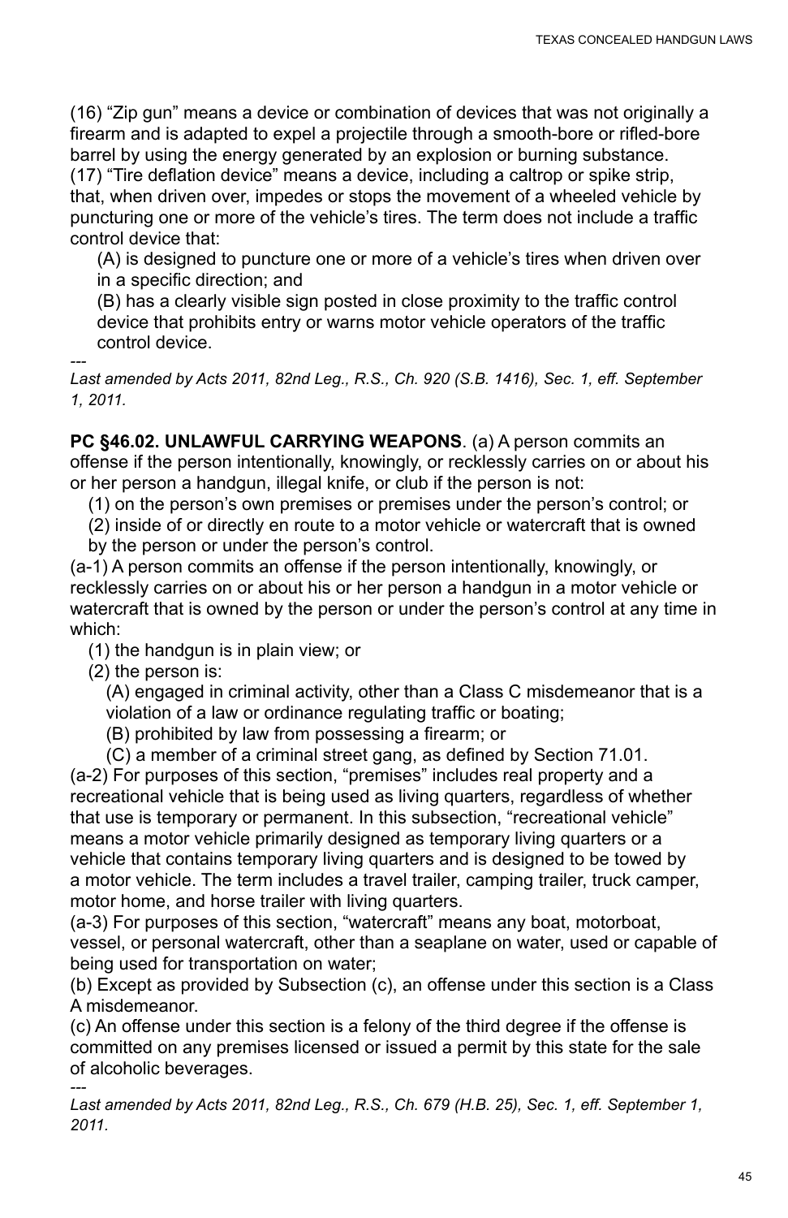(16) “Zip gun” means a device or combination of devices that was not originally a firearm and is adapted to expel a projectile through a smooth-bore or rifled-bore barrel by using the energy generated by an explosion or burning substance.
(17) “Tire deflation device” means a device, including a caltrop or spike strip, that, when driven over, impedes or stops the movement of a wheeled vehicle by puncturing one or more of the vehicle’s tires. The term does not include a traffic control device that:

(A) is designed to puncture one or more of a vehicle’s tires when driven over in a specific direction; and

(B) has a clearly visible sign posted in close proximity to the traffic control device that prohibits entry or warns motor vehicle operators of the traffic control device.

---

*Last amended by Acts 2011, 82nd Leg., R.S., Ch. 920 (S.B. 1416), Sec. 1, eff. September 1, 2011.*

**PC §46.02. UNLAWFUL CARRYING WEAPONS**. (a) A person commits an offense if the person intentionally, knowingly, or recklessly carries on or about his or her person a handgun, illegal knife, or club if the person is not:

(1) on the person’s own premises or premises under the person’s control; or

(2) inside of or directly en route to a motor vehicle or watercraft that is owned by the person or under the person’s control.

(a-1) A person commits an offense if the person intentionally, knowingly, or recklessly carries on or about his or her person a handgun in a motor vehicle or watercraft that is owned by the person or under the person’s control at any time in which:

(1) the handgun is in plain view; or

(2) the person is:

(A) engaged in criminal activity, other than a Class C misdemeanor that is a violation of a law or ordinance regulating traffic or boating;

(B) prohibited by law from possessing a firearm; or

(C) a member of a criminal street gang, as defined by Section 71.01.

(a-2) For purposes of this section, “premises” includes real property and a recreational vehicle that is being used as living quarters, regardless of whether that use is temporary or permanent. In this subsection, “recreational vehicle” means a motor vehicle primarily designed as temporary living quarters or a vehicle that contains temporary living quarters and is designed to be towed by a motor vehicle. The term includes a travel trailer, camping trailer, truck camper, motor home, and horse trailer with living quarters.
(a-3) For purposes of this section, “watercraft” means any boat, motorboat, vessel, or personal watercraft, other than a seaplane on water, used or capable of being used for transportation on water;
(b) Except as provided by Subsection (c), an offense under this section is a Class A misdemeanor.
(c) An offense under this section is a felony of the third degree if the offense is committed on any premises licensed or issued a permit by this state for the sale of alcoholic beverages.

---

*Last amended by Acts 2011, 82nd Leg., R.S., Ch. 679 (H.B. 25), Sec. 1, eff. September 1, 2011.*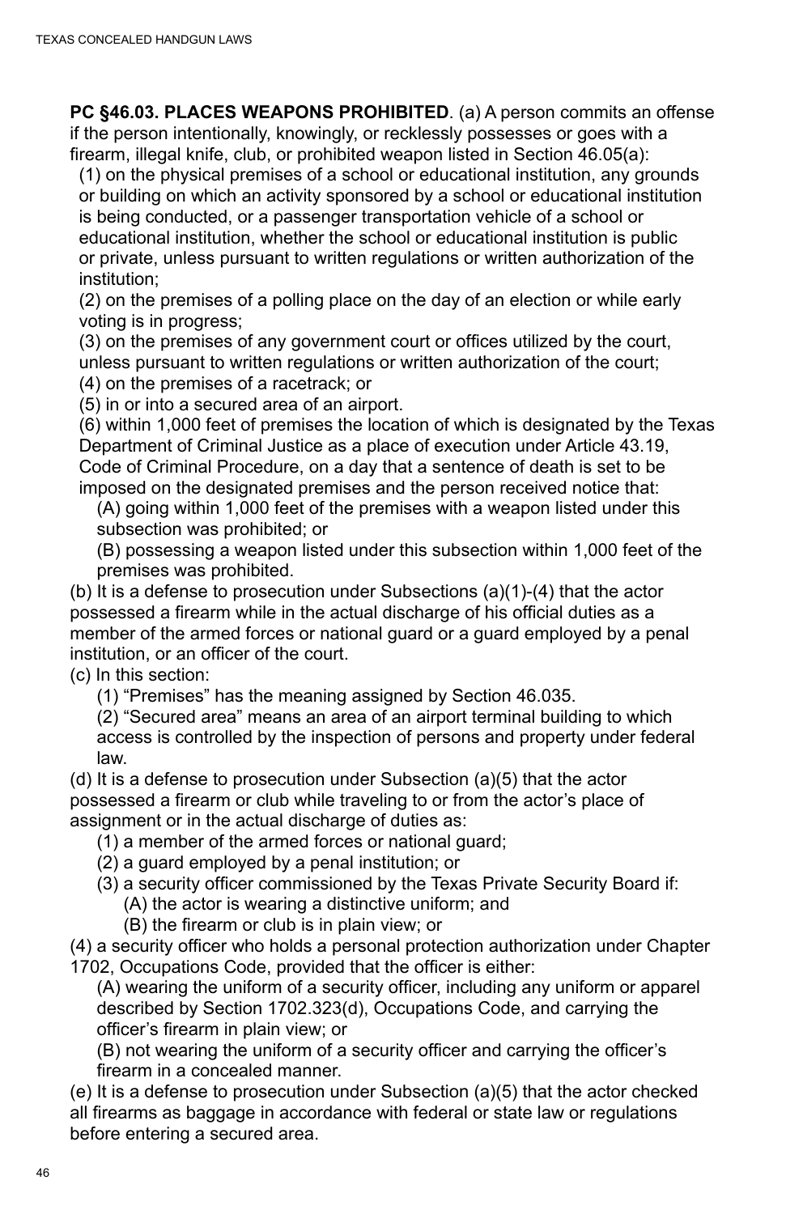**PC §46.03. PLACES WEAPONS PROHIBITED**. (a) A person commits an offense if the person intentionally, knowingly, or recklessly possesses or goes with a firearm, illegal knife, club, or prohibited weapon listed in Section 46.05(a):

(1) on the physical premises of a school or educational institution, any grounds or building on which an activity sponsored by a school or educational institution is being conducted, or a passenger transportation vehicle of a school or educational institution, whether the school or educational institution is public or private, unless pursuant to written regulations or written authorization of the institution;

(2) on the premises of a polling place on the day of an election or while early voting is in progress;

(3) on the premises of any government court or offices utilized by the court, unless pursuant to written regulations or written authorization of the court;

(4) on the premises of a racetrack; or

(5) in or into a secured area of an airport.

(6) within 1,000 feet of premises the location of which is designated by the Texas Department of Criminal Justice as a place of execution under Article 43.19, Code of Criminal Procedure, on a day that a sentence of death is set to be imposed on the designated premises and the person received notice that:

(A) going within 1,000 feet of the premises with a weapon listed under this subsection was prohibited; or

(B) possessing a weapon listed under this subsection within 1,000 feet of the premises was prohibited.

(b) It is a defense to prosecution under Subsections (a)(1)-(4) that the actor possessed a firearm while in the actual discharge of his official duties as a member of the armed forces or national guard or a guard employed by a penal institution, or an officer of the court.

(c) In this section:

(1) "Premises" has the meaning assigned by Section 46.035.

(2) "Secured area" means an area of an airport terminal building to which access is controlled by the inspection of persons and property under federal law.

(d) It is a defense to prosecution under Subsection (a)(5) that the actor possessed a firearm or club while traveling to or from the actor's place of assignment or in the actual discharge of duties as:

(1) a member of the armed forces or national guard;

(2) a guard employed by a penal institution; or

(3) a security officer commissioned by the Texas Private Security Board if:

(A) the actor is wearing a distinctive uniform; and

(B) the firearm or club is in plain view; or

(4) a security officer who holds a personal protection authorization under Chapter 1702, Occupations Code, provided that the officer is either:

(A) wearing the uniform of a security officer, including any uniform or apparel described by Section 1702.323(d), Occupations Code, and carrying the officer's firearm in plain view; or

(B) not wearing the uniform of a security officer and carrying the officer's firearm in a concealed manner.

(e) It is a defense to prosecution under Subsection (a)(5) that the actor checked all firearms as baggage in accordance with federal or state law or regulations before entering a secured area.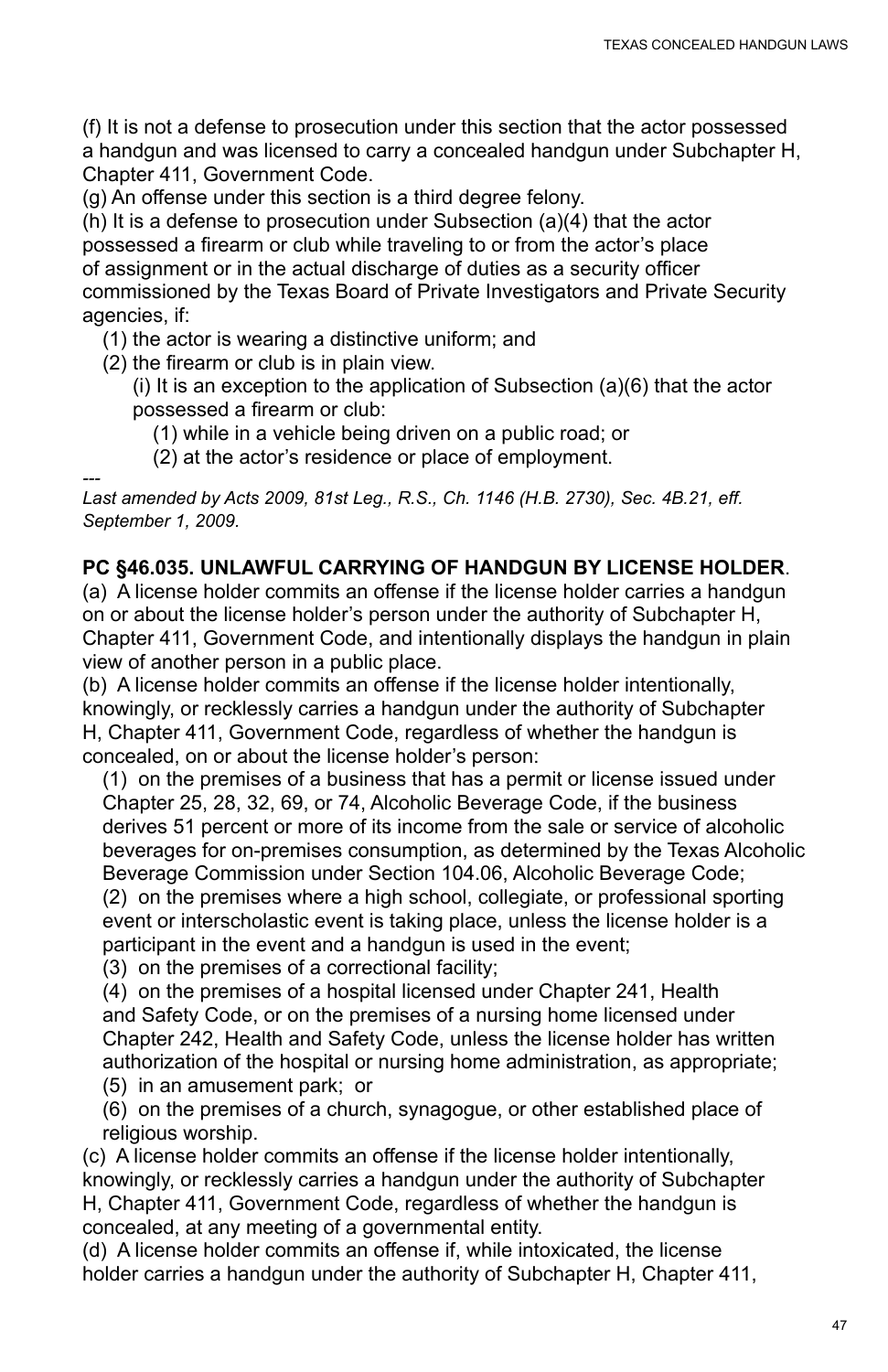(f) It is not a defense to prosecution under this section that the actor possessed a handgun and was licensed to carry a concealed handgun under Subchapter H, Chapter 411, Government Code.

(g) An offense under this section is a third degree felony.

(h) It is a defense to prosecution under Subsection (a)(4) that the actor possessed a firearm or club while traveling to or from the actor's place of assignment or in the actual discharge of duties as a security officer commissioned by the Texas Board of Private Investigators and Private Security agencies, if:

(1) the actor is wearing a distinctive uniform; and

(2) the firearm or club is in plain view.

(i) It is an exception to the application of Subsection (a)(6) that the actor possessed a firearm or club:

(1) while in a vehicle being driven on a public road; or

(2) at the actor's residence or place of employment.

---

*Last amended by Acts 2009, 81st Leg., R.S., Ch. 1146 (H.B. 2730), Sec. 4B.21, eff. September 1, 2009.*

**PC §46.035. UNLAWFUL CARRYING OF HANDGUN BY LICENSE HOLDER**.

(a) A license holder commits an offense if the license holder carries a handgun on or about the license holder's person under the authority of Subchapter H, Chapter 411, Government Code, and intentionally displays the handgun in plain view of another person in a public place.

(b) A license holder commits an offense if the license holder intentionally, knowingly, or recklessly carries a handgun under the authority of Subchapter H, Chapter 411, Government Code, regardless of whether the handgun is concealed, on or about the license holder's person:

(1) on the premises of a business that has a permit or license issued under Chapter 25, 28, 32, 69, or 74, Alcoholic Beverage Code, if the business derives 51 percent or more of its income from the sale or service of alcoholic beverages for on-premises consumption, as determined by the Texas Alcoholic Beverage Commission under Section 104.06, Alcoholic Beverage Code;

(2) on the premises where a high school, collegiate, or professional sporting event or interscholastic event is taking place, unless the license holder is a participant in the event and a handgun is used in the event;

(3) on the premises of a correctional facility;

(4) on the premises of a hospital licensed under Chapter 241, Health and Safety Code, or on the premises of a nursing home licensed under Chapter 242, Health and Safety Code, unless the license holder has written authorization of the hospital or nursing home administration, as appropriate;

(5) in an amusement park; or

(6) on the premises of a church, synagogue, or other established place of religious worship.

(c) A license holder commits an offense if the license holder intentionally, knowingly, or recklessly carries a handgun under the authority of Subchapter H, Chapter 411, Government Code, regardless of whether the handgun is concealed, at any meeting of a governmental entity.

(d) A license holder commits an offense if, while intoxicated, the license holder carries a handgun under the authority of Subchapter H, Chapter 411,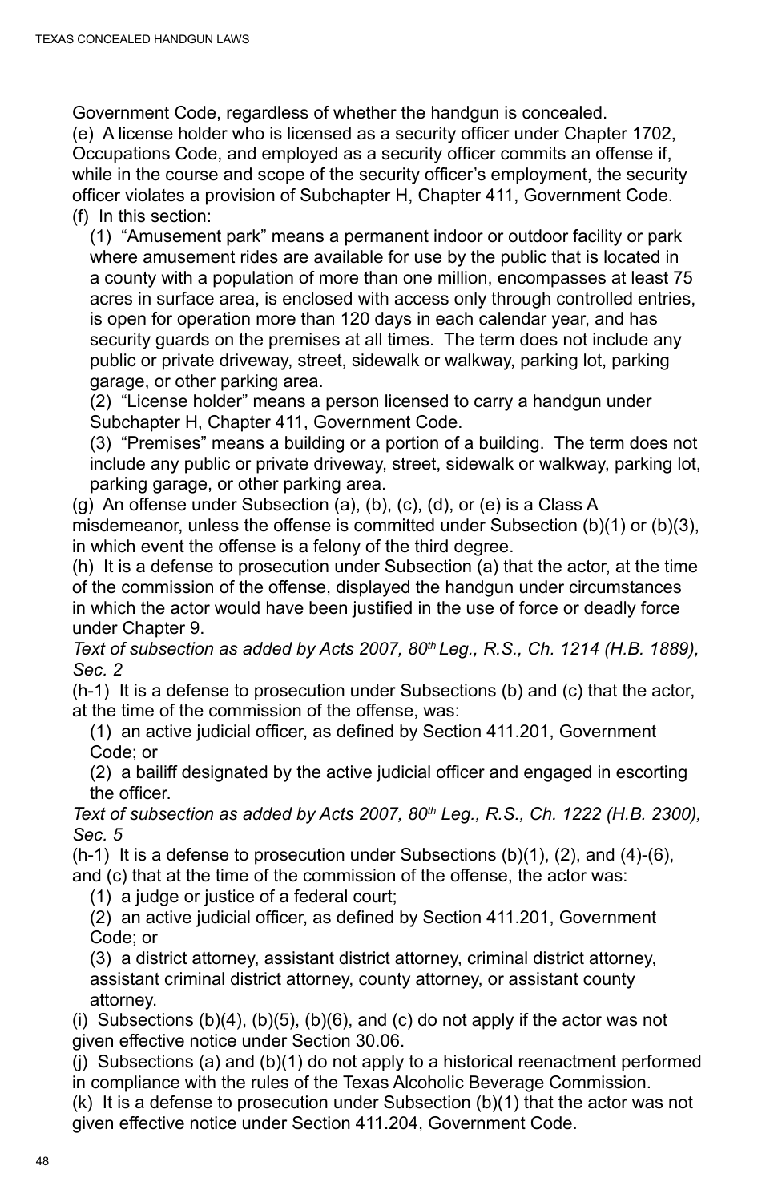Government Code, regardless of whether the handgun is concealed.

(e) A license holder who is licensed as a security officer under Chapter 1702, Occupations Code, and employed as a security officer commits an offense if, while in the course and scope of the security officer's employment, the security officer violates a provision of Subchapter H, Chapter 411, Government Code.

(f) In this section:

(1) "Amusement park" means a permanent indoor or outdoor facility or park where amusement rides are available for use by the public that is located in a county with a population of more than one million, encompasses at least 75 acres in surface area, is enclosed with access only through controlled entries, is open for operation more than 120 days in each calendar year, and has security guards on the premises at all times. The term does not include any public or private driveway, street, sidewalk or walkway, parking lot, parking garage, or other parking area.

(2) "License holder" means a person licensed to carry a handgun under Subchapter H, Chapter 411, Government Code.

(3) "Premises" means a building or a portion of a building. The term does not include any public or private driveway, street, sidewalk or walkway, parking lot, parking garage, or other parking area.

(g) An offense under Subsection (a), (b), (c), (d), or (e) is a Class A misdemeanor, unless the offense is committed under Subsection (b)(1) or (b)(3), in which event the offense is a felony of the third degree.

(h) It is a defense to prosecution under Subsection (a) that the actor, at the time of the commission of the offense, displayed the handgun under circumstances in which the actor would have been justified in the use of force or deadly force under Chapter 9.

*Text of subsection as added by Acts 2007, 80th Leg., R.S., Ch. 1214 (H.B. 1889), Sec. 2*

(h-1) It is a defense to prosecution under Subsections (b) and (c) that the actor, at the time of the commission of the offense, was:

(1) an active judicial officer, as defined by Section 411.201, Government Code; or

(2) a bailiff designated by the active judicial officer and engaged in escorting the officer.

*Text of subsection as added by Acts 2007, 80th Leg., R.S., Ch. 1222 (H.B. 2300), Sec. 5*

(h-1) It is a defense to prosecution under Subsections (b)(1), (2), and (4)-(6), and (c) that at the time of the commission of the offense, the actor was:

(1) a judge or justice of a federal court;

(2) an active judicial officer, as defined by Section 411.201, Government Code; or

(3) a district attorney, assistant district attorney, criminal district attorney, assistant criminal district attorney, county attorney, or assistant county attorney.

(i) Subsections (b)(4), (b)(5), (b)(6), and (c) do not apply if the actor was not given effective notice under Section 30.06.

(j) Subsections (a) and (b)(1) do not apply to a historical reenactment performed in compliance with the rules of the Texas Alcoholic Beverage Commission.

(k) It is a defense to prosecution under Subsection (b)(1) that the actor was not given effective notice under Section 411.204, Government Code.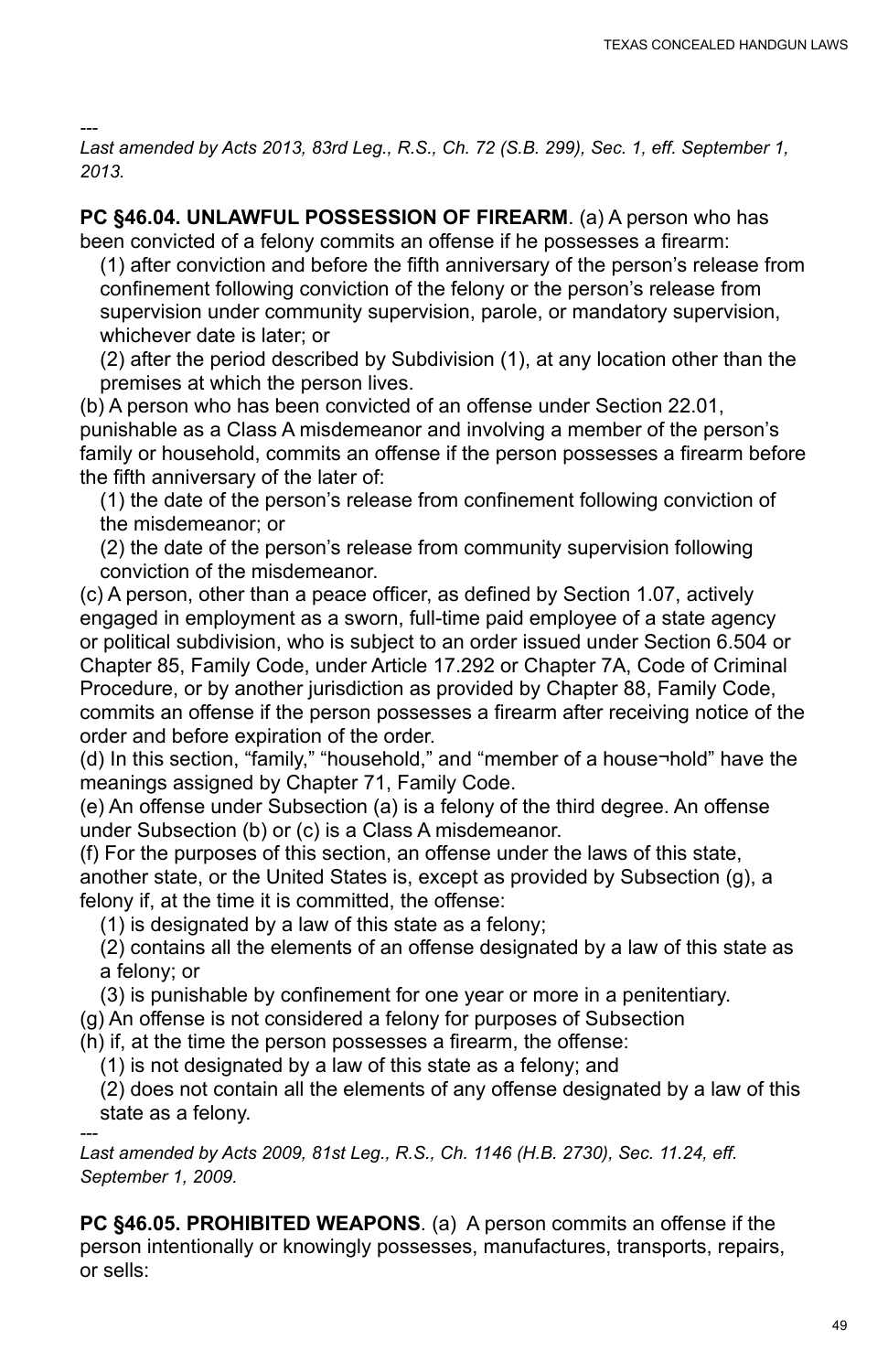---

*Last amended by Acts 2013, 83rd Leg., R.S., Ch. 72 (S.B. 299), Sec. 1, eff. September 1, 2013.*

**PC §46.04. UNLAWFUL POSSESSION OF FIREARM**. (a) A person who has been convicted of a felony commits an offense if he possesses a firearm:

(1) after conviction and before the fifth anniversary of the person's release from confinement following conviction of the felony or the person's release from supervision under community supervision, parole, or mandatory supervision, whichever date is later; or

(2) after the period described by Subdivision (1), at any location other than the premises at which the person lives.

(b) A person who has been convicted of an offense under Section 22.01, punishable as a Class A misdemeanor and involving a member of the person's family or household, commits an offense if the person possesses a firearm before the fifth anniversary of the later of:

(1) the date of the person's release from confinement following conviction of the misdemeanor; or

(2) the date of the person's release from community supervision following conviction of the misdemeanor.

(c) A person, other than a peace officer, as defined by Section 1.07, actively engaged in employment as a sworn, full-time paid employee of a state agency or political subdivision, who is subject to an order issued under Section 6.504 or Chapter 85, Family Code, under Article 17.292 or Chapter 7A, Code of Criminal Procedure, or by another jurisdiction as provided by Chapter 88, Family Code, commits an offense if the person possesses a firearm after receiving notice of the order and before expiration of the order.

(d) In this section, "family," "household," and "member of a house¬hold" have the meanings assigned by Chapter 71, Family Code.

(e) An offense under Subsection (a) is a felony of the third degree. An offense under Subsection (b) or (c) is a Class A misdemeanor.

(f) For the purposes of this section, an offense under the laws of this state, another state, or the United States is, except as provided by Subsection (g), a felony if, at the time it is committed, the offense:

(1) is designated by a law of this state as a felony;

(2) contains all the elements of an offense designated by a law of this state as a felony; or

(3) is punishable by confinement for one year or more in a penitentiary.

(g) An offense is not considered a felony for purposes of Subsection

(h) if, at the time the person possesses a firearm, the offense:

(1) is not designated by a law of this state as a felony; and

(2) does not contain all the elements of any offense designated by a law of this state as a felony.

---

*Last amended by Acts 2009, 81st Leg., R.S., Ch. 1146 (H.B. 2730), Sec. 11.24, eff. September 1, 2009.*

**PC §46.05. PROHIBITED WEAPONS**. (a) A person commits an offense if the person intentionally or knowingly possesses, manufactures, transports, repairs, or sells: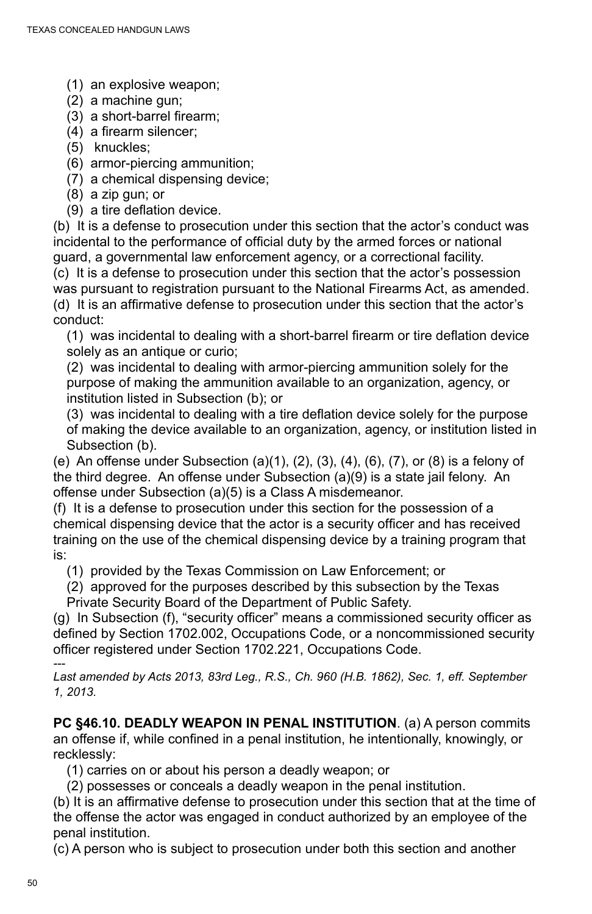(1) an explosive weapon;
(2) a machine gun;
(3) a short-barrel firearm;
(4) a firearm silencer;
(5) knuckles;
(6) armor-piercing ammunition;
(7) a chemical dispensing device;
(8) a zip gun; or
(9) a tire deflation device.

(b) It is a defense to prosecution under this section that the actor's conduct was incidental to the performance of official duty by the armed forces or national guard, a governmental law enforcement agency, or a correctional facility.

(c) It is a defense to prosecution under this section that the actor's possession was pursuant to registration pursuant to the National Firearms Act, as amended.

(d) It is an affirmative defense to prosecution under this section that the actor's conduct:

(1) was incidental to dealing with a short-barrel firearm or tire deflation device solely as an antique or curio;

(2) was incidental to dealing with armor-piercing ammunition solely for the purpose of making the ammunition available to an organization, agency, or institution listed in Subsection (b); or

(3) was incidental to dealing with a tire deflation device solely for the purpose of making the device available to an organization, agency, or institution listed in Subsection (b).

(e) An offense under Subsection (a)(1), (2), (3), (4), (6), (7), or (8) is a felony of the third degree. An offense under Subsection (a)(9) is a state jail felony. An offense under Subsection (a)(5) is a Class A misdemeanor.

(f) It is a defense to prosecution under this section for the possession of a chemical dispensing device that the actor is a security officer and has received training on the use of the chemical dispensing device by a training program that is:

(1) provided by the Texas Commission on Law Enforcement; or

(2) approved for the purposes described by this subsection by the Texas Private Security Board of the Department of Public Safety.

(g) In Subsection (f), "security officer" means a commissioned security officer as defined by Section 1702.002, Occupations Code, or a noncommissioned security officer registered under Section 1702.221, Occupations Code.

---

*Last amended by Acts 2013, 83rd Leg., R.S., Ch. 960 (H.B. 1862), Sec. 1, eff. September 1, 2013.*

**PC §46.10. DEADLY WEAPON IN PENAL INSTITUTION**. (a) A person commits an offense if, while confined in a penal institution, he intentionally, knowingly, or recklessly:

(1) carries on or about his person a deadly weapon; or

(2) possesses or conceals a deadly weapon in the penal institution.

(b) It is an affirmative defense to prosecution under this section that at the time of the offense the actor was engaged in conduct authorized by an employee of the penal institution.

(c) A person who is subject to prosecution under both this section and another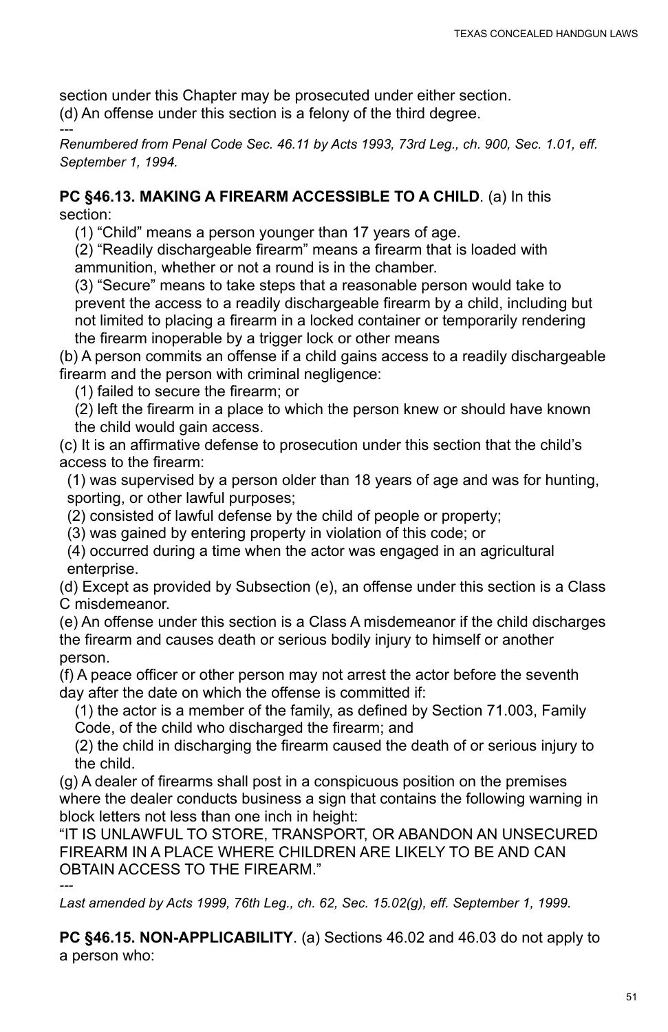section under this Chapter may be prosecuted under either section.
(d) An offense under this section is a felony of the third degree.
---
*Renumbered from Penal Code Sec. 46.11 by Acts 1993, 73rd Leg., ch. 900, Sec. 1.01, eff. September 1, 1994.*

**PC §46.13. MAKING A FIREARM ACCESSIBLE TO A CHILD**. (a) In this section:

(1) "Child" means a person younger than 17 years of age.
(2) "Readily dischargeable firearm" means a firearm that is loaded with ammunition, whether or not a round is in the chamber.
(3) "Secure" means to take steps that a reasonable person would take to prevent the access to a readily dischargeable firearm by a child, including but not limited to placing a firearm in a locked container or temporarily rendering the firearm inoperable by a trigger lock or other means

(b) A person commits an offense if a child gains access to a readily dischargeable firearm and the person with criminal negligence:

(1) failed to secure the firearm; or
(2) left the firearm in a place to which the person knew or should have known the child would gain access.

(c) It is an affirmative defense to prosecution under this section that the child's access to the firearm:

(1) was supervised by a person older than 18 years of age and was for hunting, sporting, or other lawful purposes;
(2) consisted of lawful defense by the child of people or property;
(3) was gained by entering property in violation of this code; or
(4) occurred during a time when the actor was engaged in an agricultural enterprise.

(d) Except as provided by Subsection (e), an offense under this section is a Class C misdemeanor.
(e) An offense under this section is a Class A misdemeanor if the child discharges the firearm and causes death or serious bodily injury to himself or another person.
(f) A peace officer or other person may not arrest the actor before the seventh day after the date on which the offense is committed if:

(1) the actor is a member of the family, as defined by Section 71.003, Family Code, of the child who discharged the firearm; and
(2) the child in discharging the firearm caused the death of or serious injury to the child.

(g) A dealer of firearms shall post in a conspicuous position on the premises where the dealer conducts business a sign that contains the following warning in block letters not less than one inch in height:
"IT IS UNLAWFUL TO STORE, TRANSPORT, OR ABANDON AN UNSECURED FIREARM IN A PLACE WHERE CHILDREN ARE LIKELY TO BE AND CAN OBTAIN ACCESS TO THE FIREARM."
---
*Last amended by Acts 1999, 76th Leg., ch. 62, Sec. 15.02(g), eff. September 1, 1999.*

**PC §46.15. NON-APPLICABILITY**. (a) Sections 46.02 and 46.03 do not apply to a person who: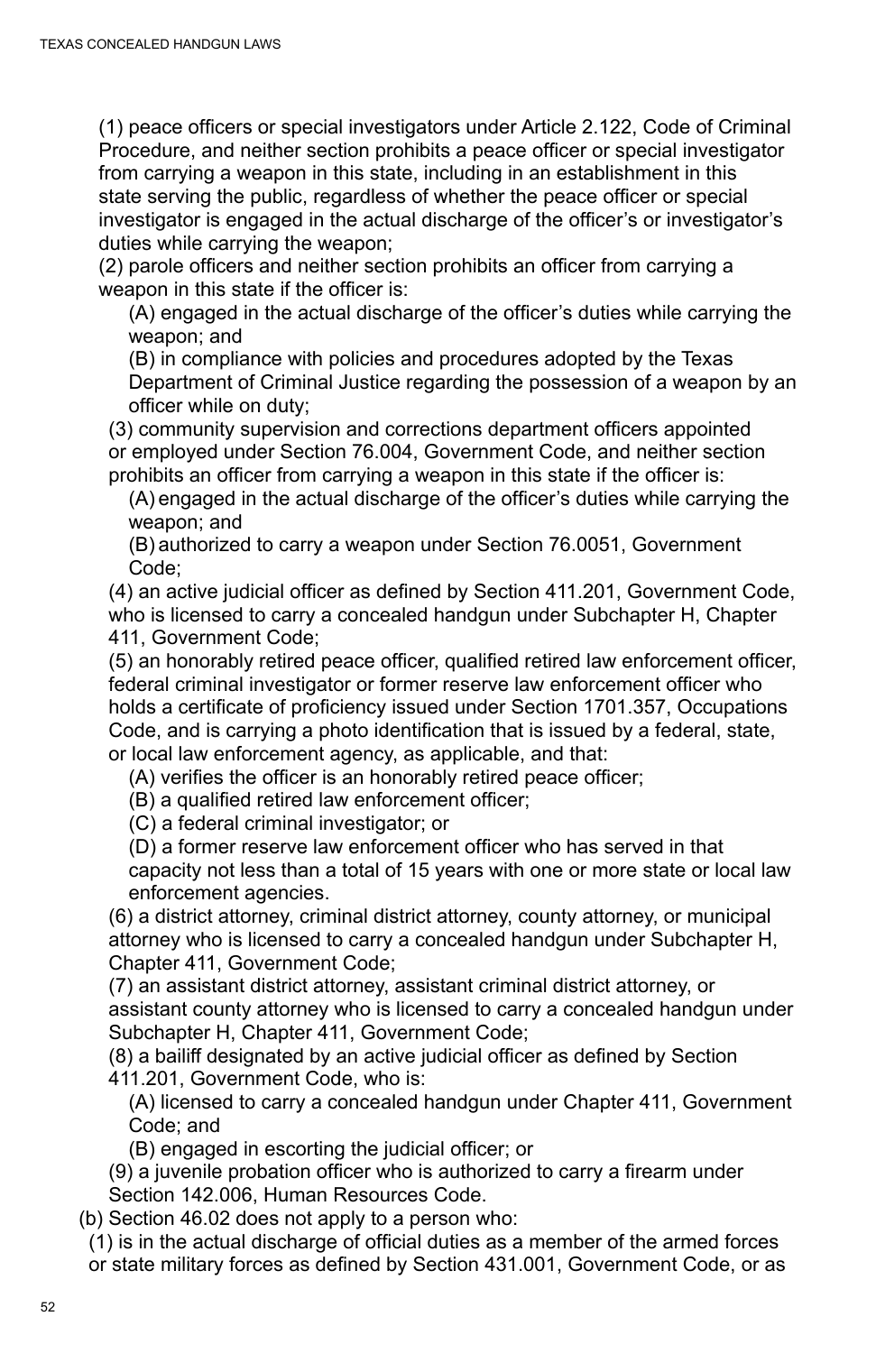(1) peace officers or special investigators under Article 2.122, Code of Criminal Procedure, and neither section prohibits a peace officer or special investigator from carrying a weapon in this state, including in an establishment in this state serving the public, regardless of whether the peace officer or special investigator is engaged in the actual discharge of the officer's or investigator's duties while carrying the weapon;

(2) parole officers and neither section prohibits an officer from carrying a weapon in this state if the officer is:

(A) engaged in the actual discharge of the officer's duties while carrying the weapon; and

(B) in compliance with policies and procedures adopted by the Texas Department of Criminal Justice regarding the possession of a weapon by an officer while on duty;

(3) community supervision and corrections department officers appointed or employed under Section 76.004, Government Code, and neither section prohibits an officer from carrying a weapon in this state if the officer is:

(A) engaged in the actual discharge of the officer's duties while carrying the weapon; and

(B) authorized to carry a weapon under Section 76.0051, Government Code;

(4) an active judicial officer as defined by Section 411.201, Government Code, who is licensed to carry a concealed handgun under Subchapter H, Chapter 411, Government Code;

(5) an honorably retired peace officer, qualified retired law enforcement officer, federal criminal investigator or former reserve law enforcement officer who holds a certificate of proficiency issued under Section 1701.357, Occupations Code, and is carrying a photo identification that is issued by a federal, state, or local law enforcement agency, as applicable, and that:

(A) verifies the officer is an honorably retired peace officer;

(B) a qualified retired law enforcement officer;

(C) a federal criminal investigator; or

(D) a former reserve law enforcement officer who has served in that capacity not less than a total of 15 years with one or more state or local law enforcement agencies.

(6) a district attorney, criminal district attorney, county attorney, or municipal attorney who is licensed to carry a concealed handgun under Subchapter H, Chapter 411, Government Code;

(7) an assistant district attorney, assistant criminal district attorney, or assistant county attorney who is licensed to carry a concealed handgun under Subchapter H, Chapter 411, Government Code;

(8) a bailiff designated by an active judicial officer as defined by Section 411.201, Government Code, who is:

(A) licensed to carry a concealed handgun under Chapter 411, Government Code; and

(B) engaged in escorting the judicial officer; or

(9) a juvenile probation officer who is authorized to carry a firearm under Section 142.006, Human Resources Code.

(b) Section 46.02 does not apply to a person who:

(1) is in the actual discharge of official duties as a member of the armed forces or state military forces as defined by Section 431.001, Government Code, or as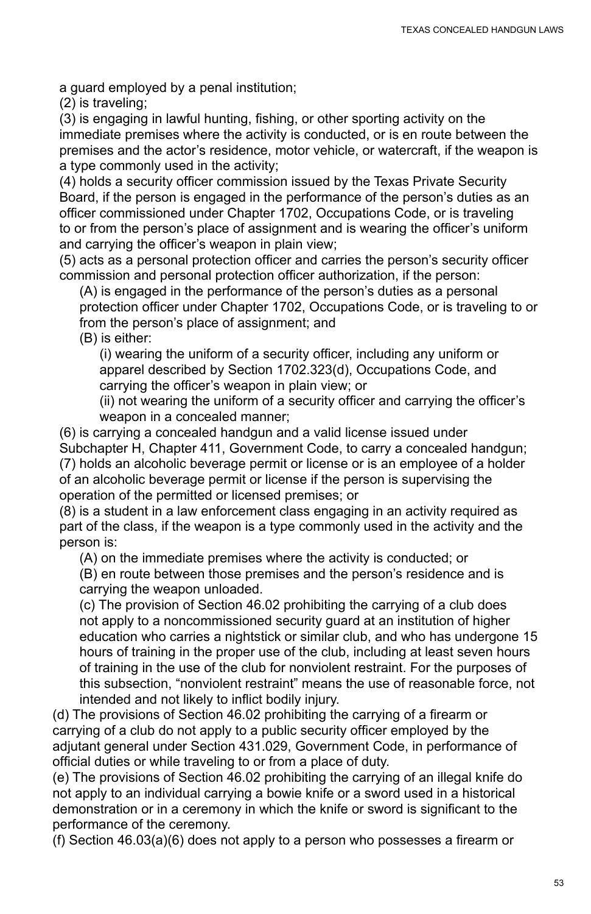a guard employed by a penal institution;

(2) is traveling;

(3) is engaging in lawful hunting, fishing, or other sporting activity on the immediate premises where the activity is conducted, or is en route between the premises and the actor's residence, motor vehicle, or watercraft, if the weapon is a type commonly used in the activity;

(4) holds a security officer commission issued by the Texas Private Security Board, if the person is engaged in the performance of the person's duties as an officer commissioned under Chapter 1702, Occupations Code, or is traveling to or from the person's place of assignment and is wearing the officer's uniform and carrying the officer's weapon in plain view;

(5) acts as a personal protection officer and carries the person's security officer commission and personal protection officer authorization, if the person:

(A) is engaged in the performance of the person's duties as a personal protection officer under Chapter 1702, Occupations Code, or is traveling to or from the person's place of assignment; and

(B) is either:

(i) wearing the uniform of a security officer, including any uniform or apparel described by Section 1702.323(d), Occupations Code, and carrying the officer's weapon in plain view; or

(ii) not wearing the uniform of a security officer and carrying the officer's weapon in a concealed manner;

(6) is carrying a concealed handgun and a valid license issued under Subchapter H, Chapter 411, Government Code, to carry a concealed handgun;

(7) holds an alcoholic beverage permit or license or is an employee of a holder of an alcoholic beverage permit or license if the person is supervising the operation of the permitted or licensed premises; or

(8) is a student in a law enforcement class engaging in an activity required as part of the class, if the weapon is a type commonly used in the activity and the person is:

(A) on the immediate premises where the activity is conducted; or

(B) en route between those premises and the person's residence and is carrying the weapon unloaded.

(c) The provision of Section 46.02 prohibiting the carrying of a club does not apply to a noncommissioned security guard at an institution of higher education who carries a nightstick or similar club, and who has undergone 15 hours of training in the proper use of the club, including at least seven hours of training in the use of the club for nonviolent restraint. For the purposes of this subsection, "nonviolent restraint" means the use of reasonable force, not intended and not likely to inflict bodily injury.

(d) The provisions of Section 46.02 prohibiting the carrying of a firearm or carrying of a club do not apply to a public security officer employed by the adjutant general under Section 431.029, Government Code, in performance of official duties or while traveling to or from a place of duty.

(e) The provisions of Section 46.02 prohibiting the carrying of an illegal knife do not apply to an individual carrying a bowie knife or a sword used in a historical demonstration or in a ceremony in which the knife or sword is significant to the performance of the ceremony.

(f) Section 46.03(a)(6) does not apply to a person who possesses a firearm or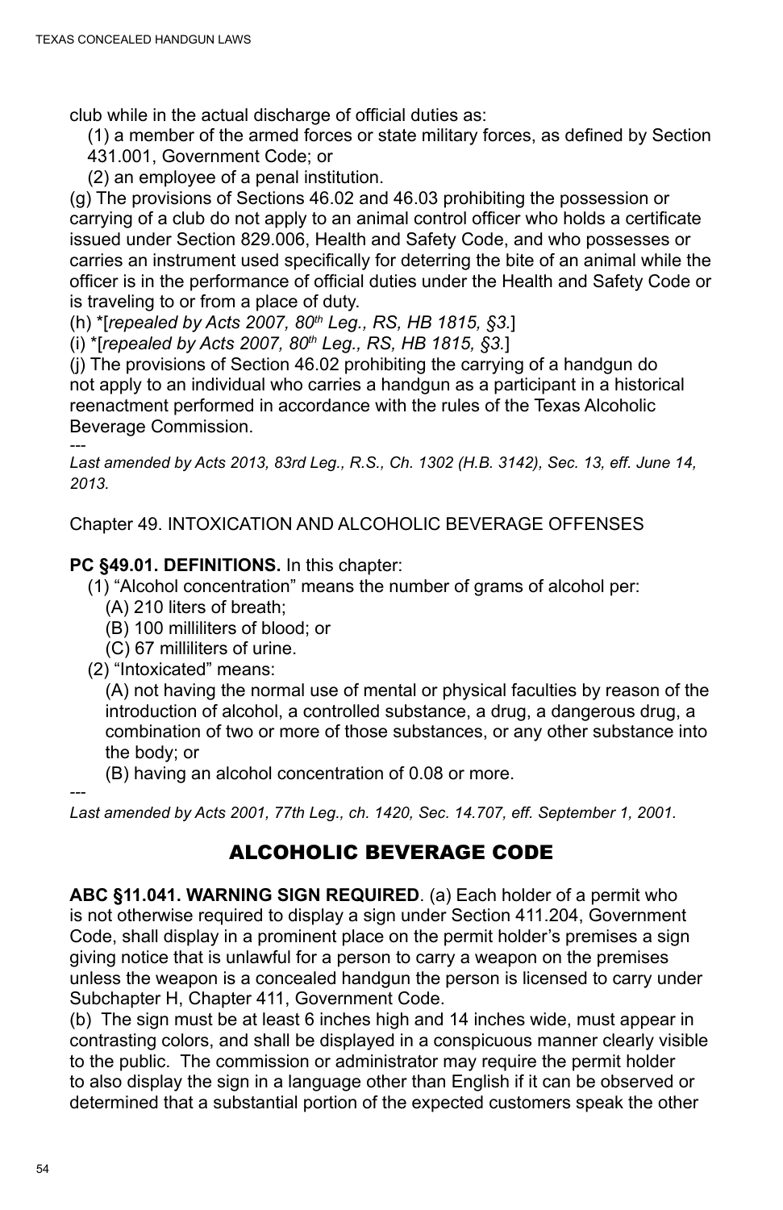club while in the actual discharge of official duties as:

(1) a member of the armed forces or state military forces, as defined by Section 431.001, Government Code; or

(2) an employee of a penal institution.

(g) The provisions of Sections 46.02 and 46.03 prohibiting the possession or carrying of a club do not apply to an animal control officer who holds a certificate issued under Section 829.006, Health and Safety Code, and who possesses or carries an instrument used specifically for deterring the bite of an animal while the officer is in the performance of official duties under the Health and Safety Code or is traveling to or from a place of duty.

(h) *[*repealed by Acts 2007, 80th Leg., RS, HB 1815, §3.*]

(i) *[*repealed by Acts 2007, 80th Leg., RS, HB 1815, §3.*]

(j) The provisions of Section 46.02 prohibiting the carrying of a handgun do not apply to an individual who carries a handgun as a participant in a historical reenactment performed in accordance with the rules of the Texas Alcoholic Beverage Commission.

---

*Last amended by Acts 2013, 83rd Leg., R.S., Ch. 1302 (H.B. 3142), Sec. 13, eff. June 14, 2013.*

Chapter 49. INTOXICATION AND ALCOHOLIC BEVERAGE OFFENSES

**PC §49.01. DEFINITIONS.** In this chapter:

(1) “Alcohol concentration” means the number of grams of alcohol per:

(A) 210 liters of breath;

(B) 100 milliliters of blood; or

(C) 67 milliliters of urine.

(2) “Intoxicated” means:

(A) not having the normal use of mental or physical faculties by reason of the introduction of alcohol, a controlled substance, a drug, a dangerous drug, a combination of two or more of those substances, or any other substance into the body; or

(B) having an alcohol concentration of 0.08 or more.

---

*Last amended by Acts 2001, 77th Leg., ch. 1420, Sec. 14.707, eff. September 1, 2001.*

## ALCOHOLIC BEVERAGE CODE

**ABC §11.041. WARNING SIGN REQUIRED**. (a) Each holder of a permit who is not otherwise required to display a sign under Section 411.204, Government Code, shall display in a prominent place on the permit holder’s premises a sign giving notice that is unlawful for a person to carry a weapon on the premises unless the weapon is a concealed handgun the person is licensed to carry under Subchapter H, Chapter 411, Government Code.

(b) The sign must be at least 6 inches high and 14 inches wide, must appear in contrasting colors, and shall be displayed in a conspicuous manner clearly visible to the public. The commission or administrator may require the permit holder to also display the sign in a language other than English if it can be observed or determined that a substantial portion of the expected customers speak the other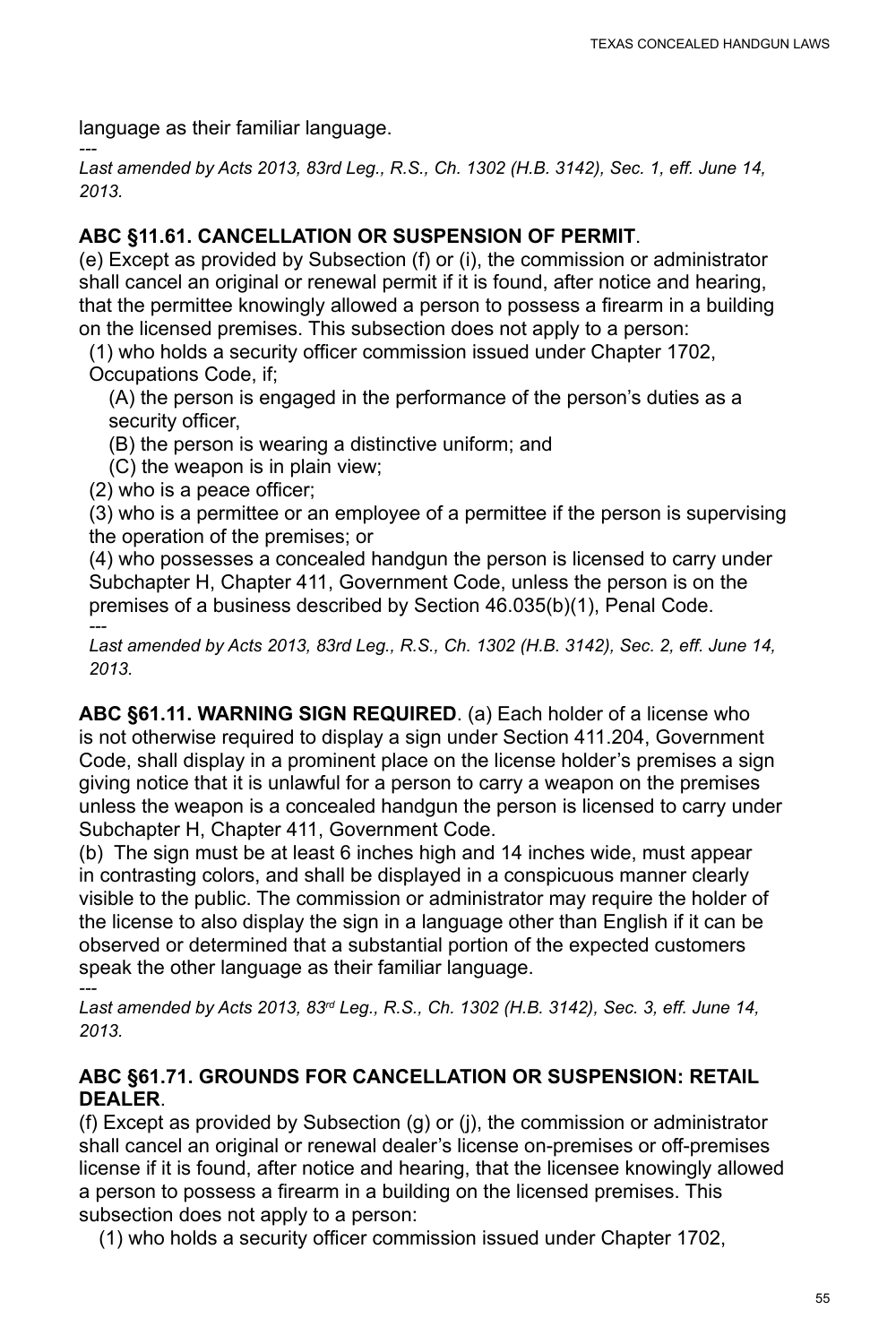language as their familiar language.

---

*Last amended by Acts 2013, 83rd Leg., R.S., Ch. 1302 (H.B. 3142), Sec. 1, eff. June 14, 2013.*

**ABC §11.61. CANCELLATION OR SUSPENSION OF PERMIT**.

(e) Except as provided by Subsection (f) or (i), the commission or administrator shall cancel an original or renewal permit if it is found, after notice and hearing, that the permittee knowingly allowed a person to possess a firearm in a building on the licensed premises. This subsection does not apply to a person:

(1) who holds a security officer commission issued under Chapter 1702, Occupations Code, if;

(A) the person is engaged in the performance of the person's duties as a security officer,

(B) the person is wearing a distinctive uniform; and

(C) the weapon is in plain view;

(2) who is a peace officer;

(3) who is a permittee or an employee of a permittee if the person is supervising the operation of the premises; or

(4) who possesses a concealed handgun the person is licensed to carry under Subchapter H, Chapter 411, Government Code, unless the person is on the premises of a business described by Section 46.035(b)(1), Penal Code.

---

*Last amended by Acts 2013, 83rd Leg., R.S., Ch. 1302 (H.B. 3142), Sec. 2, eff. June 14, 2013.*

**ABC §61.11. WARNING SIGN REQUIRED**. (a) Each holder of a license who is not otherwise required to display a sign under Section 411.204, Government Code, shall display in a prominent place on the license holder's premises a sign giving notice that it is unlawful for a person to carry a weapon on the premises unless the weapon is a concealed handgun the person is licensed to carry under Subchapter H, Chapter 411, Government Code.

(b) The sign must be at least 6 inches high and 14 inches wide, must appear in contrasting colors, and shall be displayed in a conspicuous manner clearly visible to the public. The commission or administrator may require the holder of the license to also display the sign in a language other than English if it can be observed or determined that a substantial portion of the expected customers speak the other language as their familiar language.

---

*Last amended by Acts 2013, 83rd Leg., R.S., Ch. 1302 (H.B. 3142), Sec. 3, eff. June 14, 2013.*

**ABC §61.71. GROUNDS FOR CANCELLATION OR SUSPENSION: RETAIL DEALER**.

(f) Except as provided by Subsection (g) or (j), the commission or administrator shall cancel an original or renewal dealer's license on-premises or off-premises license if it is found, after notice and hearing, that the licensee knowingly allowed a person to possess a firearm in a building on the licensed premises. This subsection does not apply to a person:

(1) who holds a security officer commission issued under Chapter 1702,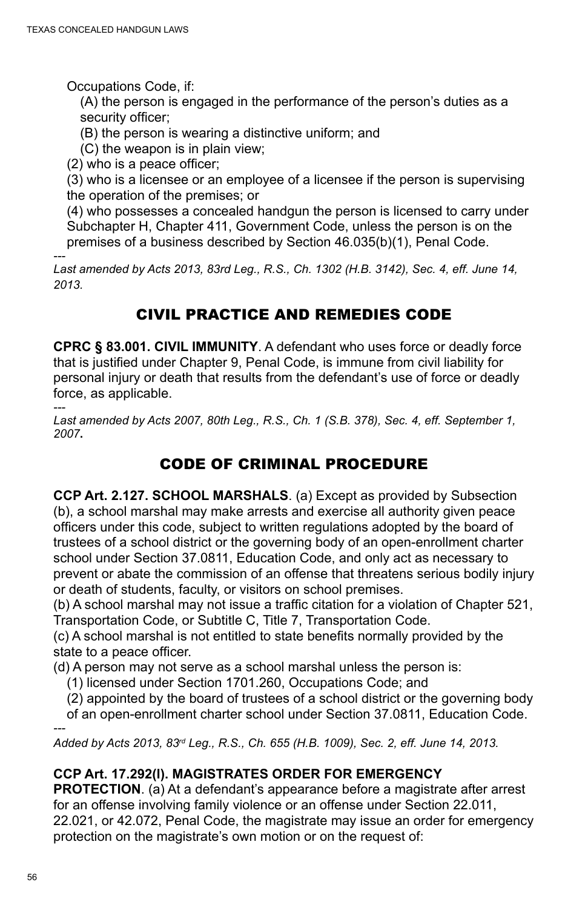Occupations Code, if:

(A) the person is engaged in the performance of the person's duties as a security officer;

(B) the person is wearing a distinctive uniform; and

(C) the weapon is in plain view;

(2) who is a peace officer;

(3) who is a licensee or an employee of a licensee if the person is supervising the operation of the premises; or

(4) who possesses a concealed handgun the person is licensed to carry under Subchapter H, Chapter 411, Government Code, unless the person is on the premises of a business described by Section 46.035(b)(1), Penal Code.

---

*Last amended by Acts 2013, 83rd Leg., R.S., Ch. 1302 (H.B. 3142), Sec. 4, eff. June 14, 2013.*

## CIVIL PRACTICE AND REMEDIES CODE

**CPRC § 83.001. CIVIL IMMUNITY**. A defendant who uses force or deadly force that is justified under Chapter 9, Penal Code, is immune from civil liability for personal injury or death that results from the defendant's use of force or deadly force, as applicable.

---

*Last amended by Acts 2007, 80th Leg., R.S., Ch. 1 (S.B. 378), Sec. 4, eff. September 1, 2007***.**

## CODE OF CRIMINAL PROCEDURE

**CCP Art. 2.127. SCHOOL MARSHALS**. (a) Except as provided by Subsection (b), a school marshal may make arrests and exercise all authority given peace officers under this code, subject to written regulations adopted by the board of trustees of a school district or the governing body of an open-enrollment charter school under Section 37.0811, Education Code, and only act as necessary to prevent or abate the commission of an offense that threatens serious bodily injury or death of students, faculty, or visitors on school premises.

(b) A school marshal may not issue a traffic citation for a violation of Chapter 521, Transportation Code, or Subtitle C, Title 7, Transportation Code.

(c) A school marshal is not entitled to state benefits normally provided by the state to a peace officer.

(d) A person may not serve as a school marshal unless the person is:

(1) licensed under Section 1701.260, Occupations Code; and

(2) appointed by the board of trustees of a school district or the governing body of an open-enrollment charter school under Section 37.0811, Education Code.

---

*Added by Acts 2013, 83rd Leg., R.S., Ch. 655 (H.B. 1009), Sec. 2, eff. June 14, 2013.*

**CCP Art. 17.292(l). MAGISTRATES ORDER FOR EMERGENCY PROTECTION**. (a) At a defendant's appearance before a magistrate after arrest for an offense involving family violence or an offense under Section 22.011, 22.021, or 42.072, Penal Code, the magistrate may issue an order for emergency protection on the magistrate's own motion or on the request of: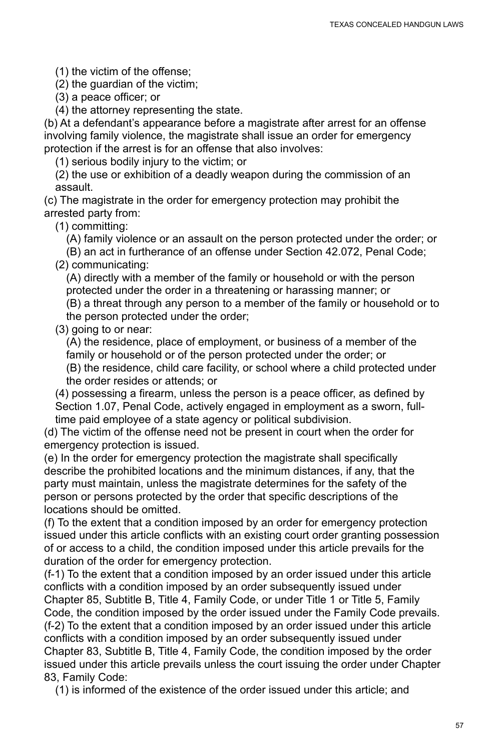(1) the victim of the offense;

(2) the guardian of the victim;

(3) a peace officer; or

(4) the attorney representing the state.

(b) At a defendant's appearance before a magistrate after arrest for an offense involving family violence, the magistrate shall issue an order for emergency protection if the arrest is for an offense that also involves:

(1) serious bodily injury to the victim; or

(2) the use or exhibition of a deadly weapon during the commission of an assault.

(c) The magistrate in the order for emergency protection may prohibit the arrested party from:

(1) committing:

(A) family violence or an assault on the person protected under the order; or

(B) an act in furtherance of an offense under Section 42.072, Penal Code;

(2) communicating:

(A) directly with a member of the family or household or with the person protected under the order in a threatening or harassing manner; or

(B) a threat through any person to a member of the family or household or to the person protected under the order;

(3) going to or near:

(A) the residence, place of employment, or business of a member of the family or household or of the person protected under the order; or

(B) the residence, child care facility, or school where a child protected under the order resides or attends; or

(4) possessing a firearm, unless the person is a peace officer, as defined by Section 1.07, Penal Code, actively engaged in employment as a sworn, full-time paid employee of a state agency or political subdivision.

(d) The victim of the offense need not be present in court when the order for emergency protection is issued.

(e) In the order for emergency protection the magistrate shall specifically describe the prohibited locations and the minimum distances, if any, that the party must maintain, unless the magistrate determines for the safety of the person or persons protected by the order that specific descriptions of the locations should be omitted.

(f) To the extent that a condition imposed by an order for emergency protection issued under this article conflicts with an existing court order granting possession of or access to a child, the condition imposed under this article prevails for the duration of the order for emergency protection.

(f-1) To the extent that a condition imposed by an order issued under this article conflicts with a condition imposed by an order subsequently issued under Chapter 85, Subtitle B, Title 4, Family Code, or under Title 1 or Title 5, Family Code, the condition imposed by the order issued under the Family Code prevails.

(f-2) To the extent that a condition imposed by an order issued under this article conflicts with a condition imposed by an order subsequently issued under Chapter 83, Subtitle B, Title 4, Family Code, the condition imposed by the order issued under this article prevails unless the court issuing the order under Chapter 83, Family Code:

(1) is informed of the existence of the order issued under this article; and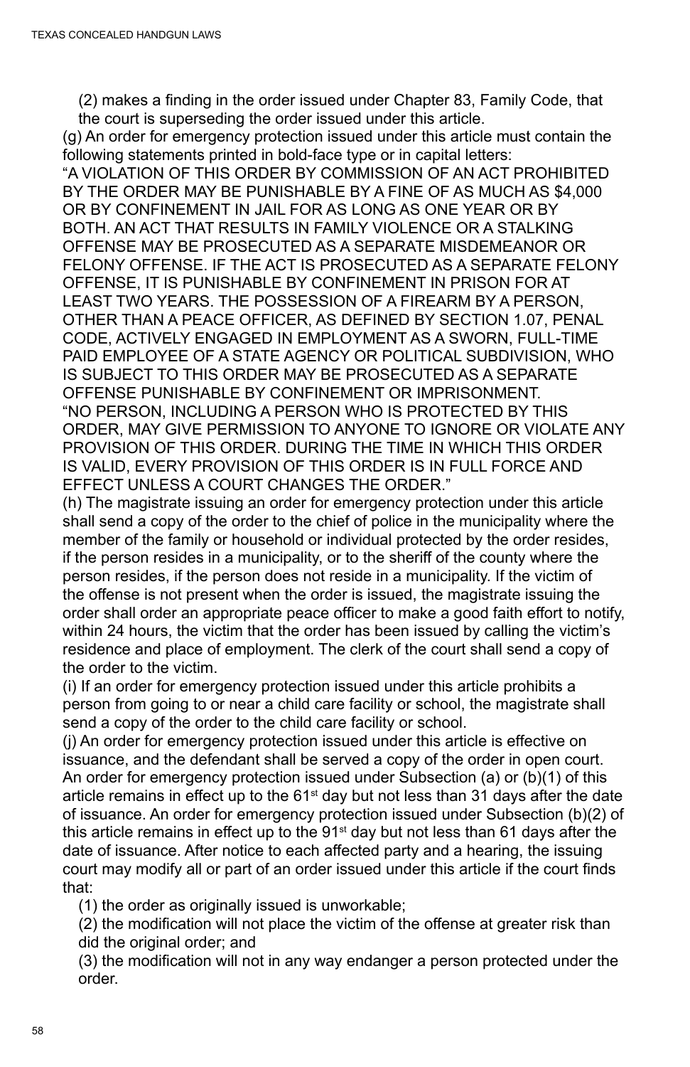(2) makes a finding in the order issued under Chapter 83, Family Code, that the court is superseding the order issued under this article.

(g) An order for emergency protection issued under this article must contain the following statements printed in bold-face type or in capital letters:

"A VIOLATION OF THIS ORDER BY COMMISSION OF AN ACT PROHIBITED BY THE ORDER MAY BE PUNISHABLE BY A FINE OF AS MUCH AS $4,000 OR BY CONFINEMENT IN JAIL FOR AS LONG AS ONE YEAR OR BY BOTH. AN ACT THAT RESULTS IN FAMILY VIOLENCE OR A STALKING OFFENSE MAY BE PROSECUTED AS A SEPARATE MISDEMEANOR OR FELONY OFFENSE. IF THE ACT IS PROSECUTED AS A SEPARATE FELONY OFFENSE, IT IS PUNISHABLE BY CONFINEMENT IN PRISON FOR AT LEAST TWO YEARS. THE POSSESSION OF A FIREARM BY A PERSON, OTHER THAN A PEACE OFFICER, AS DEFINED BY SECTION 1.07, PENAL CODE, ACTIVELY ENGAGED IN EMPLOYMENT AS A SWORN, FULL-TIME PAID EMPLOYEE OF A STATE AGENCY OR POLITICAL SUBDIVISION, WHO IS SUBJECT TO THIS ORDER MAY BE PROSECUTED AS A SEPARATE OFFENSE PUNISHABLE BY CONFINEMENT OR IMPRISONMENT.

"NO PERSON, INCLUDING A PERSON WHO IS PROTECTED BY THIS ORDER, MAY GIVE PERMISSION TO ANYONE TO IGNORE OR VIOLATE ANY PROVISION OF THIS ORDER. DURING THE TIME IN WHICH THIS ORDER IS VALID, EVERY PROVISION OF THIS ORDER IS IN FULL FORCE AND EFFECT UNLESS A COURT CHANGES THE ORDER."

(h) The magistrate issuing an order for emergency protection under this article shall send a copy of the order to the chief of police in the municipality where the member of the family or household or individual protected by the order resides, if the person resides in a municipality, or to the sheriff of the county where the person resides, if the person does not reside in a municipality. If the victim of the offense is not present when the order is issued, the magistrate issuing the order shall order an appropriate peace officer to make a good faith effort to notify, within 24 hours, the victim that the order has been issued by calling the victim's residence and place of employment. The clerk of the court shall send a copy of the order to the victim.

(i) If an order for emergency protection issued under this article prohibits a person from going to or near a child care facility or school, the magistrate shall send a copy of the order to the child care facility or school.

(j) An order for emergency protection issued under this article is effective on issuance, and the defendant shall be served a copy of the order in open court. An order for emergency protection issued under Subsection (a) or (b)(1) of this article remains in effect up to the 61st day but not less than 31 days after the date of issuance. An order for emergency protection issued under Subsection (b)(2) of this article remains in effect up to the 91st day but not less than 61 days after the date of issuance. After notice to each affected party and a hearing, the issuing court may modify all or part of an order issued under this article if the court finds that:

(1) the order as originally issued is unworkable;

(2) the modification will not place the victim of the offense at greater risk than did the original order; and

(3) the modification will not in any way endanger a person protected under the order.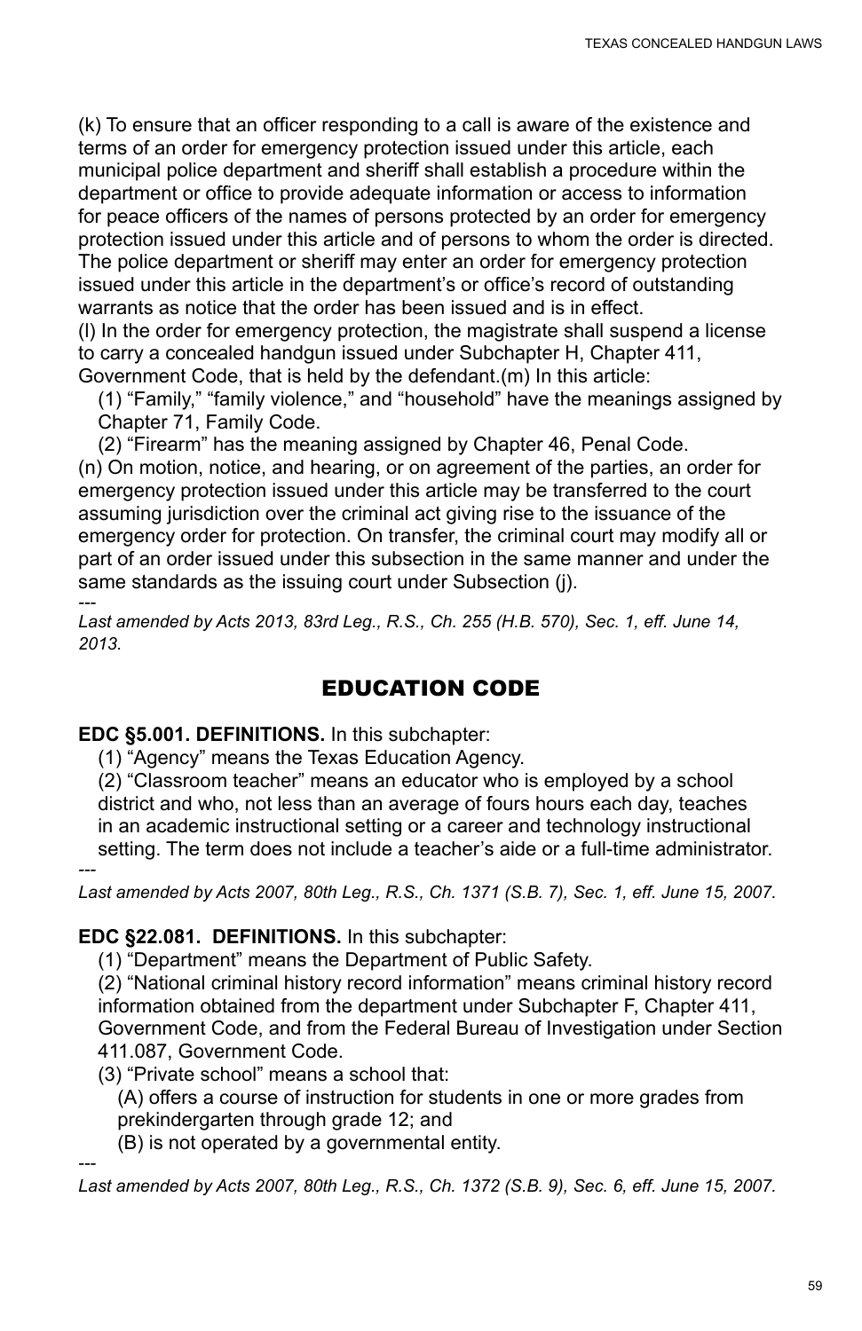(k) To ensure that an officer responding to a call is aware of the existence and terms of an order for emergency protection issued under this article, each municipal police department and sheriff shall establish a procedure within the department or office to provide adequate information or access to information for peace officers of the names of persons protected by an order for emergency protection issued under this article and of persons to whom the order is directed. The police department or sheriff may enter an order for emergency protection issued under this article in the department's or office's record of outstanding warrants as notice that the order has been issued and is in effect.
(l) In the order for emergency protection, the magistrate shall suspend a license to carry a concealed handgun issued under Subchapter H, Chapter 411, Government Code, that is held by the defendant.(m) In this article:

(1) "Family," "family violence," and "household" have the meanings assigned by Chapter 71, Family Code.

(2) "Firearm" has the meaning assigned by Chapter 46, Penal Code.

(n) On motion, notice, and hearing, or on agreement of the parties, an order for emergency protection issued under this article may be transferred to the court assuming jurisdiction over the criminal act giving rise to the issuance of the emergency order for protection. On transfer, the criminal court may modify all or part of an order issued under this subsection in the same manner and under the same standards as the issuing court under Subsection (j).

---
*Last amended by Acts 2013, 83rd Leg., R.S., Ch. 255 (H.B. 570), Sec. 1, eff. June 14, 2013.*

## EDUCATION CODE

**EDC §5.001. DEFINITIONS.** In this subchapter:

(1) "Agency" means the Texas Education Agency.

(2) "Classroom teacher" means an educator who is employed by a school district and who, not less than an average of fours hours each day, teaches in an academic instructional setting or a career and technology instructional setting. The term does not include a teacher's aide or a full-time administrator.

---
*Last amended by Acts 2007, 80th Leg., R.S., Ch. 1371 (S.B. 7), Sec. 1, eff. June 15, 2007.*

**EDC §22.081. DEFINITIONS.** In this subchapter:

(1) "Department" means the Department of Public Safety.

(2) "National criminal history record information" means criminal history record information obtained from the department under Subchapter F, Chapter 411, Government Code, and from the Federal Bureau of Investigation under Section 411.087, Government Code.

(3) "Private school" means a school that:

(A) offers a course of instruction for students in one or more grades from prekindergarten through grade 12; and

(B) is not operated by a governmental entity.

---
*Last amended by Acts 2007, 80th Leg., R.S., Ch. 1372 (S.B. 9), Sec. 6, eff. June 15, 2007.*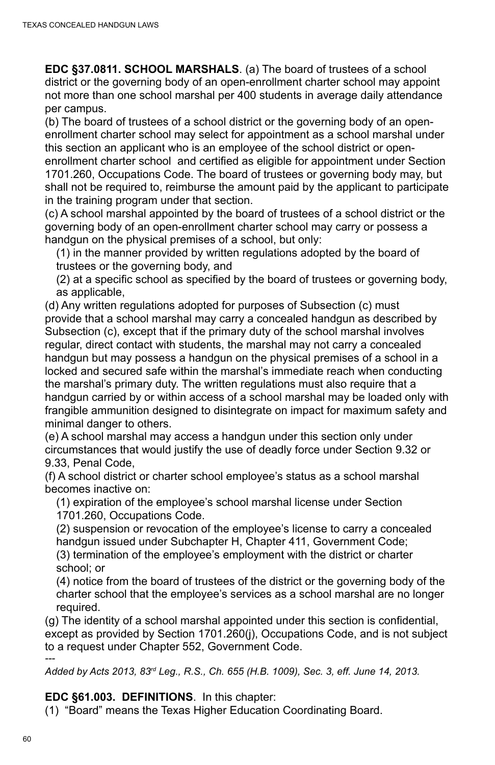**EDC §37.0811. SCHOOL MARSHALS**. (a) The board of trustees of a school district or the governing body of an open-enrollment charter school may appoint not more than one school marshal per 400 students in average daily attendance per campus.

(b) The board of trustees of a school district or the governing body of an open-enrollment charter school may select for appointment as a school marshal under this section an applicant who is an employee of the school district or open-enrollment charter school and certified as eligible for appointment under Section 1701.260, Occupations Code. The board of trustees or governing body may, but shall not be required to, reimburse the amount paid by the applicant to participate in the training program under that section.

(c) A school marshal appointed by the board of trustees of a school district or the governing body of an open-enrollment charter school may carry or possess a handgun on the physical premises of a school, but only:

(1) in the manner provided by written regulations adopted by the board of trustees or the governing body, and

(2) at a specific school as specified by the board of trustees or governing body, as applicable,

(d) Any written regulations adopted for purposes of Subsection (c) must provide that a school marshal may carry a concealed handgun as described by Subsection (c), except that if the primary duty of the school marshal involves regular, direct contact with students, the marshal may not carry a concealed handgun but may possess a handgun on the physical premises of a school in a locked and secured safe within the marshal's immediate reach when conducting the marshal's primary duty. The written regulations must also require that a handgun carried by or within access of a school marshal may be loaded only with frangible ammunition designed to disintegrate on impact for maximum safety and minimal danger to others.

(e) A school marshal may access a handgun under this section only under circumstances that would justify the use of deadly force under Section 9.32 or 9.33, Penal Code,

(f) A school district or charter school employee's status as a school marshal becomes inactive on:

(1) expiration of the employee's school marshal license under Section 1701.260, Occupations Code.

(2) suspension or revocation of the employee's license to carry a concealed handgun issued under Subchapter H, Chapter 411, Government Code;

(3) termination of the employee's employment with the district or charter school; or

(4) notice from the board of trustees of the district or the governing body of the charter school that the employee's services as a school marshal are no longer required.

(g) The identity of a school marshal appointed under this section is confidential, except as provided by Section 1701.260(j), Occupations Code, and is not subject to a request under Chapter 552, Government Code.

---

*Added by Acts 2013, 83rd Leg., R.S., Ch. 655 (H.B. 1009), Sec. 3, eff. June 14, 2013.*

**EDC §61.003. DEFINITIONS**. In this chapter:

(1) "Board" means the Texas Higher Education Coordinating Board.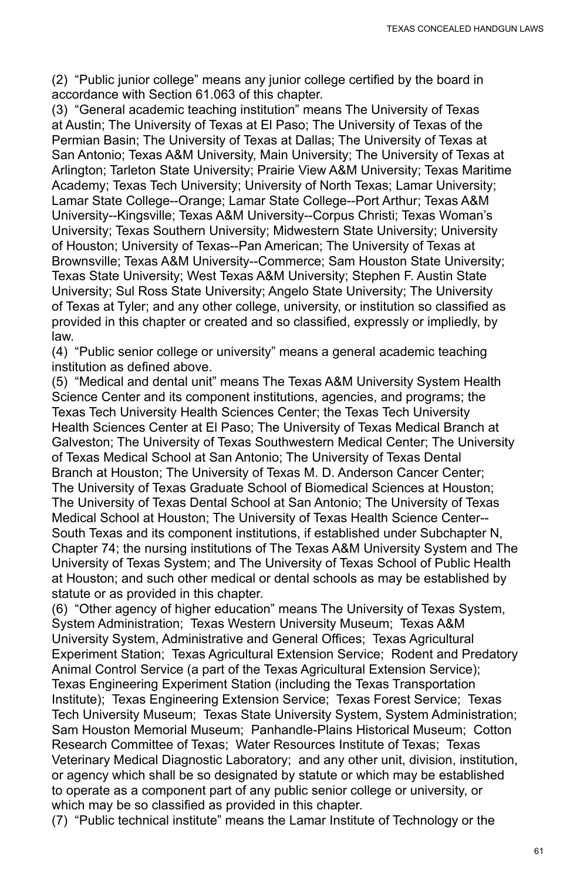(2) “Public junior college” means any junior college certified by the board in accordance with Section 61.063 of this chapter.

(3) “General academic teaching institution” means The University of Texas at Austin; The University of Texas at El Paso; The University of Texas of the Permian Basin; The University of Texas at Dallas; The University of Texas at San Antonio; Texas A&M University, Main University; The University of Texas at Arlington; Tarleton State University; Prairie View A&M University; Texas Maritime Academy; Texas Tech University; University of North Texas; Lamar University; Lamar State College--Orange; Lamar State College--Port Arthur; Texas A&M University--Kingsville; Texas A&M University--Corpus Christi; Texas Woman’s University; Texas Southern University; Midwestern State University; University of Houston; University of Texas--Pan American; The University of Texas at Brownsville; Texas A&M University--Commerce; Sam Houston State University; Texas State University; West Texas A&M University; Stephen F. Austin State University; Sul Ross State University; Angelo State University; The University of Texas at Tyler; and any other college, university, or institution so classified as provided in this chapter or created and so classified, expressly or impliedly, by law.

(4) “Public senior college or university” means a general academic teaching institution as defined above.

(5) “Medical and dental unit” means The Texas A&M University System Health Science Center and its component institutions, agencies, and programs; the Texas Tech University Health Sciences Center; the Texas Tech University Health Sciences Center at El Paso; The University of Texas Medical Branch at Galveston; The University of Texas Southwestern Medical Center; The University of Texas Medical School at San Antonio; The University of Texas Dental Branch at Houston; The University of Texas M. D. Anderson Cancer Center; The University of Texas Graduate School of Biomedical Sciences at Houston; The University of Texas Dental School at San Antonio; The University of Texas Medical School at Houston; The University of Texas Health Science Center--South Texas and its component institutions, if established under Subchapter N, Chapter 74; the nursing institutions of The Texas A&M University System and The University of Texas System; and The University of Texas School of Public Health at Houston; and such other medical or dental schools as may be established by statute or as provided in this chapter.

(6) “Other agency of higher education” means The University of Texas System, System Administration; Texas Western University Museum; Texas A&M University System, Administrative and General Offices; Texas Agricultural Experiment Station; Texas Agricultural Extension Service; Rodent and Predatory Animal Control Service (a part of the Texas Agricultural Extension Service); Texas Engineering Experiment Station (including the Texas Transportation Institute); Texas Engineering Extension Service; Texas Forest Service; Texas Tech University Museum; Texas State University System, System Administration; Sam Houston Memorial Museum; Panhandle-Plains Historical Museum; Cotton Research Committee of Texas; Water Resources Institute of Texas; Texas Veterinary Medical Diagnostic Laboratory; and any other unit, division, institution, or agency which shall be so designated by statute or which may be established to operate as a component part of any public senior college or university, or which may be so classified as provided in this chapter.

(7) “Public technical institute” means the Lamar Institute of Technology or the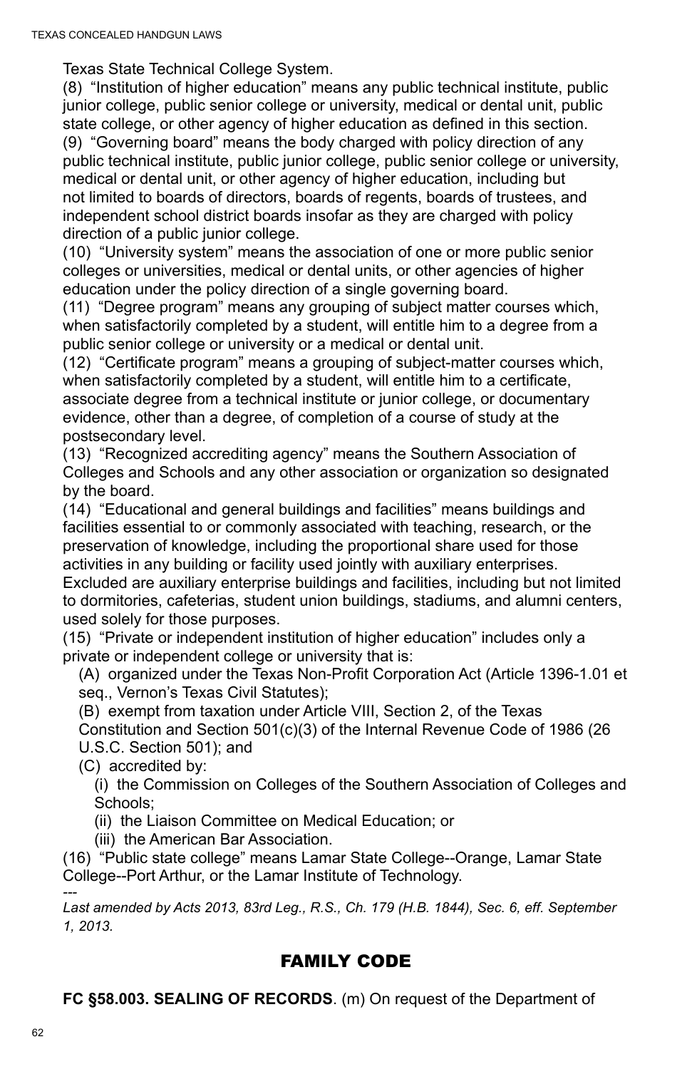Texas State Technical College System.

(8) "Institution of higher education" means any public technical institute, public junior college, public senior college or university, medical or dental unit, public state college, or other agency of higher education as defined in this section.

(9) "Governing board" means the body charged with policy direction of any public technical institute, public junior college, public senior college or university, medical or dental unit, or other agency of higher education, including but not limited to boards of directors, boards of regents, boards of trustees, and independent school district boards insofar as they are charged with policy direction of a public junior college.

(10) "University system" means the association of one or more public senior colleges or universities, medical or dental units, or other agencies of higher education under the policy direction of a single governing board.

(11) "Degree program" means any grouping of subject matter courses which, when satisfactorily completed by a student, will entitle him to a degree from a public senior college or university or a medical or dental unit.

(12) "Certificate program" means a grouping of subject-matter courses which, when satisfactorily completed by a student, will entitle him to a certificate, associate degree from a technical institute or junior college, or documentary evidence, other than a degree, of completion of a course of study at the postsecondary level.

(13) "Recognized accrediting agency" means the Southern Association of Colleges and Schools and any other association or organization so designated by the board.

(14) "Educational and general buildings and facilities" means buildings and facilities essential to or commonly associated with teaching, research, or the preservation of knowledge, including the proportional share used for those activities in any building or facility used jointly with auxiliary enterprises. Excluded are auxiliary enterprise buildings and facilities, including but not limited to dormitories, cafeterias, student union buildings, stadiums, and alumni centers, used solely for those purposes.

(15) "Private or independent institution of higher education" includes only a private or independent college or university that is:

- (A) organized under the Texas Non-Profit Corporation Act (Article 1396-1.01 et seq., Vernon's Texas Civil Statutes);
- (B) exempt from taxation under Article VIII, Section 2, of the Texas Constitution and Section 501(c)(3) of the Internal Revenue Code of 1986 (26 U.S.C. Section 501); and
- (C) accredited by:
  - (i) the Commission on Colleges of the Southern Association of Colleges and Schools;
  - (ii) the Liaison Committee on Medical Education; or
  - (iii) the American Bar Association.

(16) "Public state college" means Lamar State College--Orange, Lamar State College--Port Arthur, or the Lamar Institute of Technology.

---

*Last amended by Acts 2013, 83rd Leg., R.S., Ch. 179 (H.B. 1844), Sec. 6, eff. September 1, 2013.*

## FAMILY CODE

**FC §58.003. SEALING OF RECORDS**. (m) On request of the Department of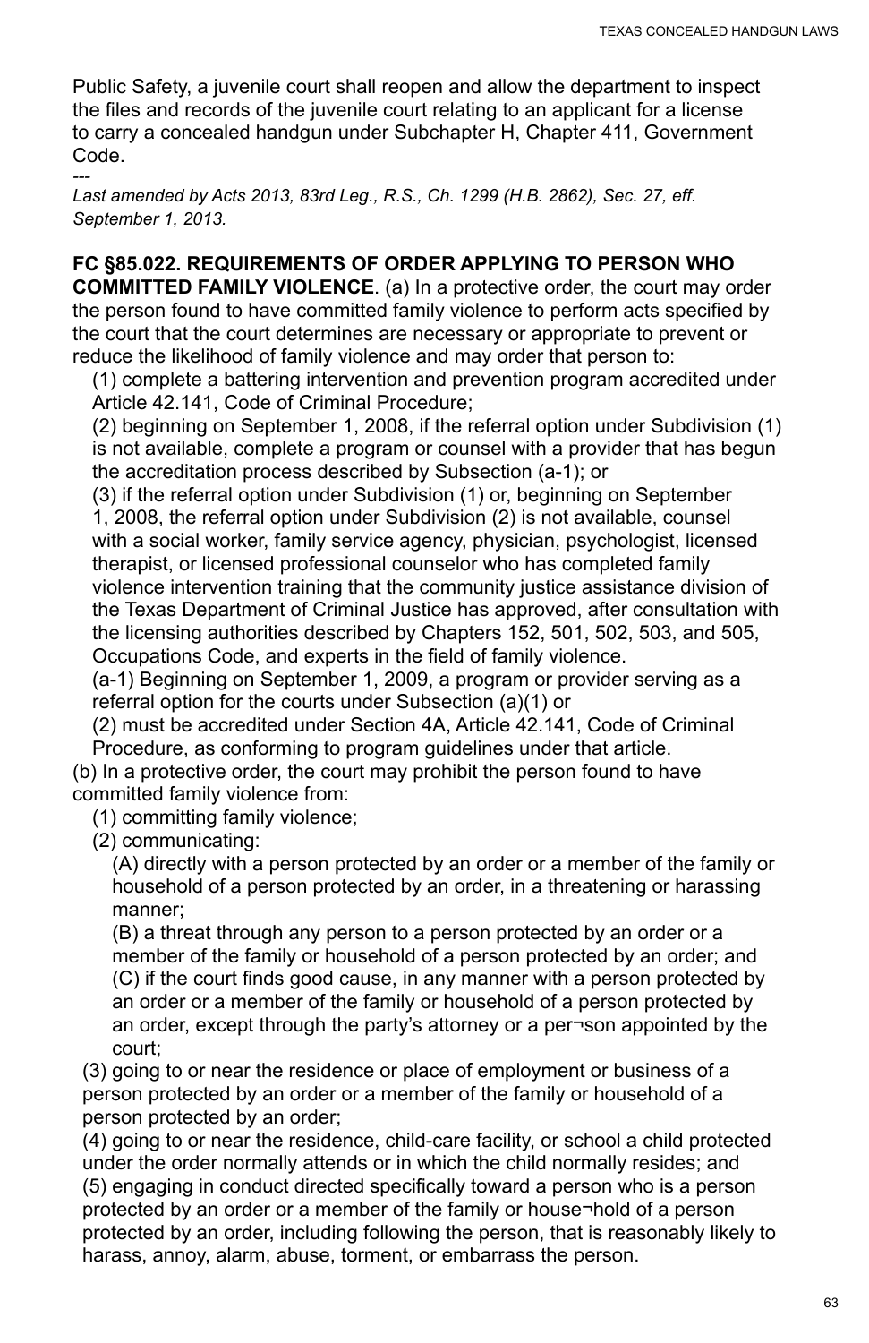Public Safety, a juvenile court shall reopen and allow the department to inspect the files and records of the juvenile court relating to an applicant for a license to carry a concealed handgun under Subchapter H, Chapter 411, Government Code.

---

*Last amended by Acts 2013, 83rd Leg., R.S., Ch. 1299 (H.B. 2862), Sec. 27, eff. September 1, 2013.*

**FC §85.022. REQUIREMENTS OF ORDER APPLYING TO PERSON WHO COMMITTED FAMILY VIOLENCE**. (a) In a protective order, the court may order the person found to have committed family violence to perform acts specified by the court that the court determines are necessary or appropriate to prevent or reduce the likelihood of family violence and may order that person to:

(1) complete a battering intervention and prevention program accredited under Article 42.141, Code of Criminal Procedure;

(2) beginning on September 1, 2008, if the referral option under Subdivision (1) is not available, complete a program or counsel with a provider that has begun the accreditation process described by Subsection (a-1); or

(3) if the referral option under Subdivision (1) or, beginning on September 1, 2008, the referral option under Subdivision (2) is not available, counsel with a social worker, family service agency, physician, psychologist, licensed therapist, or licensed professional counselor who has completed family violence intervention training that the community justice assistance division of the Texas Department of Criminal Justice has approved, after consultation with the licensing authorities described by Chapters 152, 501, 502, 503, and 505, Occupations Code, and experts in the field of family violence.

(a-1) Beginning on September 1, 2009, a program or provider serving as a referral option for the courts under Subsection (a)(1) or

(2) must be accredited under Section 4A, Article 42.141, Code of Criminal Procedure, as conforming to program guidelines under that article.

(b) In a protective order, the court may prohibit the person found to have committed family violence from:

(1) committing family violence;

(2) communicating:

(A) directly with a person protected by an order or a member of the family or household of a person protected by an order, in a threatening or harassing manner;

(B) a threat through any person to a person protected by an order or a member of the family or household of a person protected by an order; and

(C) if the court finds good cause, in any manner with a person protected by an order or a member of the family or household of a person protected by an order, except through the party's attorney or a per¬son appointed by the court;

(3) going to or near the residence or place of employment or business of a person protected by an order or a member of the family or household of a person protected by an order;

(4) going to or near the residence, child-care facility, or school a child protected under the order normally attends or in which the child normally resides; and

(5) engaging in conduct directed specifically toward a person who is a person protected by an order or a member of the family or house¬hold of a person protected by an order, including following the person, that is reasonably likely to harass, annoy, alarm, abuse, torment, or embarrass the person.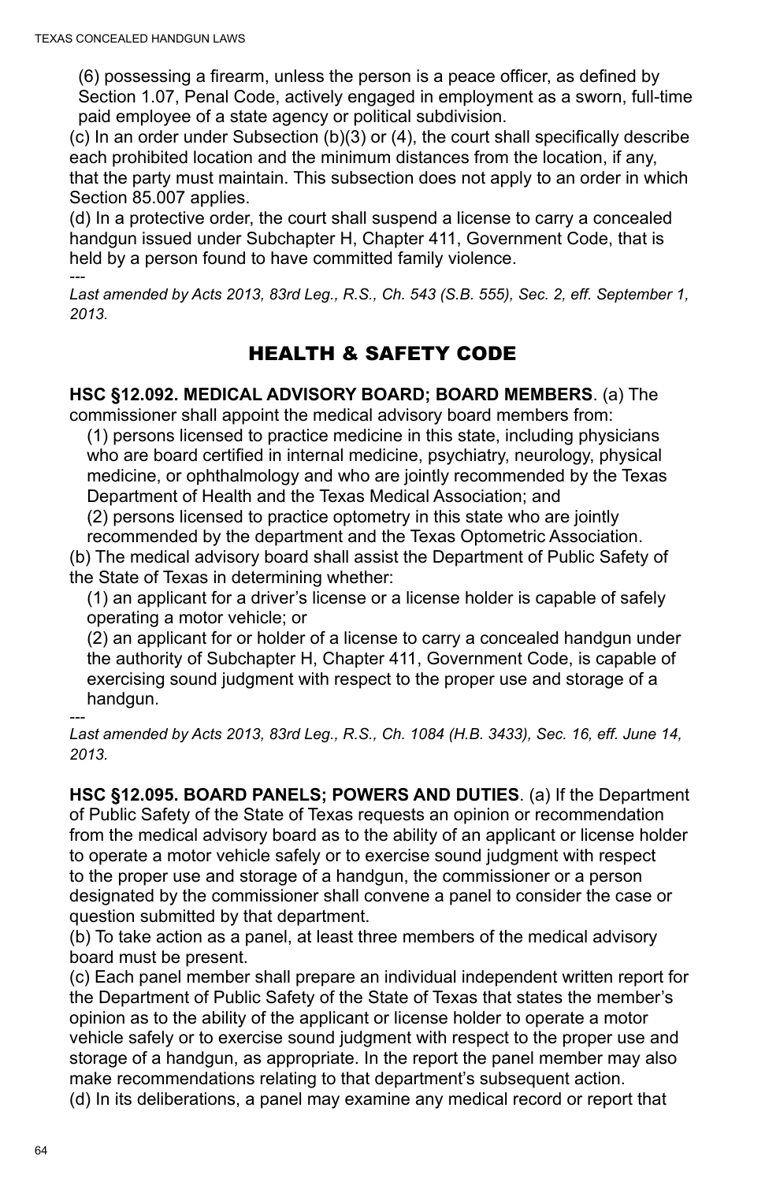(6) possessing a firearm, unless the person is a peace officer, as defined by Section 1.07, Penal Code, actively engaged in employment as a sworn, full-time paid employee of a state agency or political subdivision.

(c) In an order under Subsection (b)(3) or (4), the court shall specifically describe each prohibited location and the minimum distances from the location, if any, that the party must maintain. This subsection does not apply to an order in which Section 85.007 applies.

(d) In a protective order, the court shall suspend a license to carry a concealed handgun issued under Subchapter H, Chapter 411, Government Code, that is held by a person found to have committed family violence.

---

*Last amended by Acts 2013, 83rd Leg., R.S., Ch. 543 (S.B. 555), Sec. 2, eff. September 1, 2013.*

## HEALTH & SAFETY CODE

**HSC §12.092. MEDICAL ADVISORY BOARD; BOARD MEMBERS**. (a) The commissioner shall appoint the medical advisory board members from:

(1) persons licensed to practice medicine in this state, including physicians who are board certified in internal medicine, psychiatry, neurology, physical medicine, or ophthalmology and who are jointly recommended by the Texas Department of Health and the Texas Medical Association; and

(2) persons licensed to practice optometry in this state who are jointly recommended by the department and the Texas Optometric Association.

(b) The medical advisory board shall assist the Department of Public Safety of the State of Texas in determining whether:

(1) an applicant for a driver's license or a license holder is capable of safely operating a motor vehicle; or

(2) an applicant for or holder of a license to carry a concealed handgun under the authority of Subchapter H, Chapter 411, Government Code, is capable of exercising sound judgment with respect to the proper use and storage of a handgun.

---

*Last amended by Acts 2013, 83rd Leg., R.S., Ch. 1084 (H.B. 3433), Sec. 16, eff. June 14, 2013.*

**HSC §12.095. BOARD PANELS; POWERS AND DUTIES**. (a) If the Department of Public Safety of the State of Texas requests an opinion or recommendation from the medical advisory board as to the ability of an applicant or license holder to operate a motor vehicle safely or to exercise sound judgment with respect to the proper use and storage of a handgun, the commissioner or a person designated by the commissioner shall convene a panel to consider the case or question submitted by that department.

(b) To take action as a panel, at least three members of the medical advisory board must be present.

(c) Each panel member shall prepare an individual independent written report for the Department of Public Safety of the State of Texas that states the member's opinion as to the ability of the applicant or license holder to operate a motor vehicle safely or to exercise sound judgment with respect to the proper use and storage of a handgun, as appropriate. In the report the panel member may also make recommendations relating to that department's subsequent action.

(d) In its deliberations, a panel may examine any medical record or report that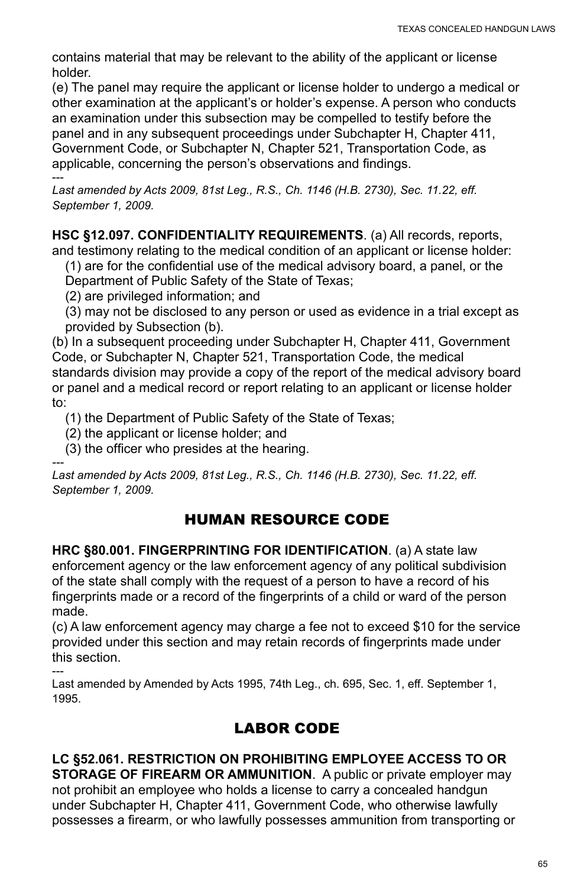contains material that may be relevant to the ability of the applicant or license holder.

(e) The panel may require the applicant or license holder to undergo a medical or other examination at the applicant's or holder's expense. A person who conducts an examination under this subsection may be compelled to testify before the panel and in any subsequent proceedings under Subchapter H, Chapter 411, Government Code, or Subchapter N, Chapter 521, Transportation Code, as applicable, concerning the person's observations and findings.

---

*Last amended by Acts 2009, 81st Leg., R.S., Ch. 1146 (H.B. 2730), Sec. 11.22, eff. September 1, 2009.*

**HSC §12.097. CONFIDENTIALITY REQUIREMENTS**. (a) All records, reports, and testimony relating to the medical condition of an applicant or license holder:

(1) are for the confidential use of the medical advisory board, a panel, or the Department of Public Safety of the State of Texas;

(2) are privileged information; and

(3) may not be disclosed to any person or used as evidence in a trial except as provided by Subsection (b).

(b) In a subsequent proceeding under Subchapter H, Chapter 411, Government Code, or Subchapter N, Chapter 521, Transportation Code, the medical standards division may provide a copy of the report of the medical advisory board or panel and a medical record or report relating to an applicant or license holder to:

(1) the Department of Public Safety of the State of Texas;

(2) the applicant or license holder; and

(3) the officer who presides at the hearing.

---

*Last amended by Acts 2009, 81st Leg., R.S., Ch. 1146 (H.B. 2730), Sec. 11.22, eff. September 1, 2009.*

## HUMAN RESOURCE CODE

**HRC §80.001. FINGERPRINTING FOR IDENTIFICATION**. (a) A state law enforcement agency or the law enforcement agency of any political subdivision of the state shall comply with the request of a person to have a record of his fingerprints made or a record of the fingerprints of a child or ward of the person made.

(c) A law enforcement agency may charge a fee not to exceed $10 for the service provided under this section and may retain records of fingerprints made under this section.

---

Last amended by Amended by Acts 1995, 74th Leg., ch. 695, Sec. 1, eff. September 1, 1995.

## LABOR CODE

**LC §52.061. RESTRICTION ON PROHIBITING EMPLOYEE ACCESS TO OR STORAGE OF FIREARM OR AMMUNITION**. A public or private employer may not prohibit an employee who holds a license to carry a concealed handgun under Subchapter H, Chapter 411, Government Code, who otherwise lawfully possesses a firearm, or who lawfully possesses ammunition from transporting or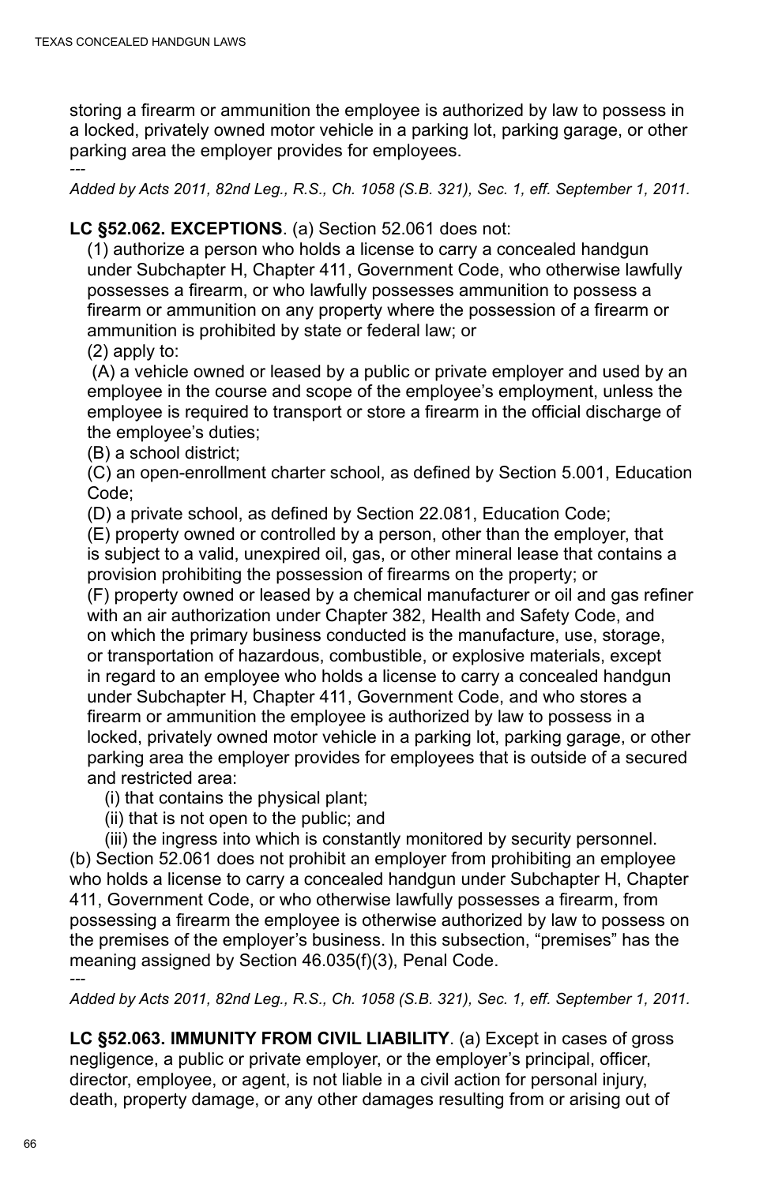storing a firearm or ammunition the employee is authorized by law to possess in a locked, privately owned motor vehicle in a parking lot, parking garage, or other parking area the employer provides for employees.

---

*Added by Acts 2011, 82nd Leg., R.S., Ch. 1058 (S.B. 321), Sec. 1, eff. September 1, 2011.*

**LC §52.062. EXCEPTIONS**. (a) Section 52.061 does not:

(1) authorize a person who holds a license to carry a concealed handgun under Subchapter H, Chapter 411, Government Code, who otherwise lawfully possesses a firearm, or who lawfully possesses ammunition to possess a firearm or ammunition on any property where the possession of a firearm or ammunition is prohibited by state or federal law; or

(2) apply to:

(A) a vehicle owned or leased by a public or private employer and used by an employee in the course and scope of the employee's employment, unless the employee is required to transport or store a firearm in the official discharge of the employee's duties;

(B) a school district;

(C) an open-enrollment charter school, as defined by Section 5.001, Education Code;

(D) a private school, as defined by Section 22.081, Education Code;

(E) property owned or controlled by a person, other than the employer, that is subject to a valid, unexpired oil, gas, or other mineral lease that contains a provision prohibiting the possession of firearms on the property; or

(F) property owned or leased by a chemical manufacturer or oil and gas refiner with an air authorization under Chapter 382, Health and Safety Code, and on which the primary business conducted is the manufacture, use, storage, or transportation of hazardous, combustible, or explosive materials, except in regard to an employee who holds a license to carry a concealed handgun under Subchapter H, Chapter 411, Government Code, and who stores a firearm or ammunition the employee is authorized by law to possess in a locked, privately owned motor vehicle in a parking lot, parking garage, or other parking area the employer provides for employees that is outside of a secured and restricted area:

(i) that contains the physical plant;

(ii) that is not open to the public; and

(iii) the ingress into which is constantly monitored by security personnel.

(b) Section 52.061 does not prohibit an employer from prohibiting an employee who holds a license to carry a concealed handgun under Subchapter H, Chapter 411, Government Code, or who otherwise lawfully possesses a firearm, from possessing a firearm the employee is otherwise authorized by law to possess on the premises of the employer's business. In this subsection, "premises" has the meaning assigned by Section 46.035(f)(3), Penal Code.

---

*Added by Acts 2011, 82nd Leg., R.S., Ch. 1058 (S.B. 321), Sec. 1, eff. September 1, 2011.*

**LC §52.063. IMMUNITY FROM CIVIL LIABILITY**. (a) Except in cases of gross negligence, a public or private employer, or the employer's principal, officer, director, employee, or agent, is not liable in a civil action for personal injury, death, property damage, or any other damages resulting from or arising out of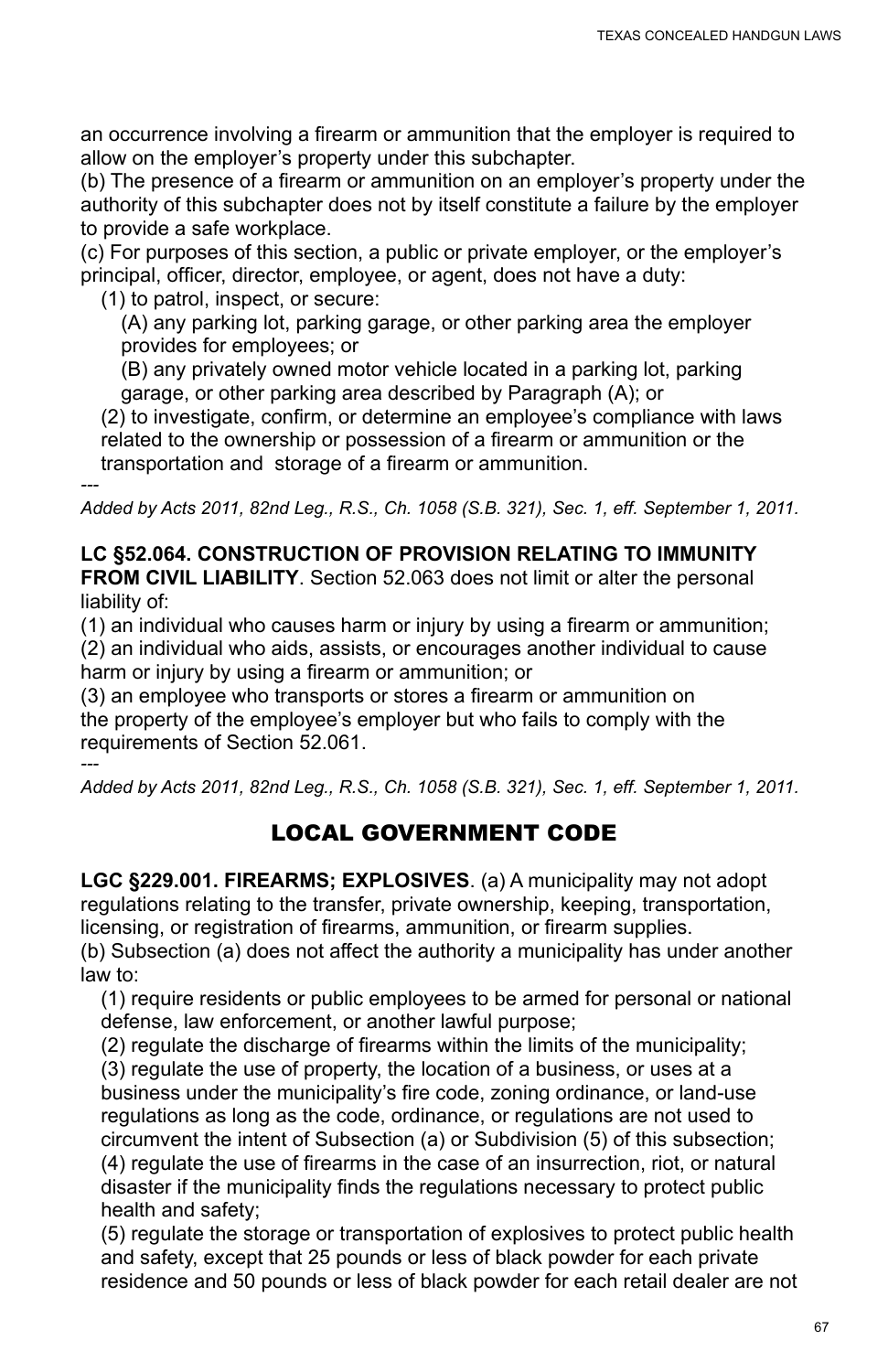an occurrence involving a firearm or ammunition that the employer is required to allow on the employer's property under this subchapter.
(b) The presence of a firearm or ammunition on an employer's property under the authority of this subchapter does not by itself constitute a failure by the employer to provide a safe workplace.
(c) For purposes of this section, a public or private employer, or the employer's principal, officer, director, employee, or agent, does not have a duty:
  (1) to patrol, inspect, or secure:
    (A) any parking lot, parking garage, or other parking area the employer provides for employees; or
    (B) any privately owned motor vehicle located in a parking lot, parking garage, or other parking area described by Paragraph (A); or
  (2) to investigate, confirm, or determine an employee's compliance with laws related to the ownership or possession of a firearm or ammunition or the transportation and storage of a firearm or ammunition.

---

*Added by Acts 2011, 82nd Leg., R.S., Ch. 1058 (S.B. 321), Sec. 1, eff. September 1, 2011.*

**LC §52.064. CONSTRUCTION OF PROVISION RELATING TO IMMUNITY FROM CIVIL LIABILITY**. Section 52.063 does not limit or alter the personal liability of:
(1) an individual who causes harm or injury by using a firearm or ammunition;
(2) an individual who aids, assists, or encourages another individual to cause harm or injury by using a firearm or ammunition; or
(3) an employee who transports or stores a firearm or ammunition on the property of the employee's employer but who fails to comply with the requirements of Section 52.061.

---

*Added by Acts 2011, 82nd Leg., R.S., Ch. 1058 (S.B. 321), Sec. 1, eff. September 1, 2011.*

## LOCAL GOVERNMENT CODE

**LGC §229.001. FIREARMS; EXPLOSIVES**. (a) A municipality may not adopt regulations relating to the transfer, private ownership, keeping, transportation, licensing, or registration of firearms, ammunition, or firearm supplies.
(b) Subsection (a) does not affect the authority a municipality has under another law to:
  (1) require residents or public employees to be armed for personal or national defense, law enforcement, or another lawful purpose;
  (2) regulate the discharge of firearms within the limits of the municipality;
  (3) regulate the use of property, the location of a business, or uses at a business under the municipality's fire code, zoning ordinance, or land-use regulations as long as the code, ordinance, or regulations are not used to circumvent the intent of Subsection (a) or Subdivision (5) of this subsection;
  (4) regulate the use of firearms in the case of an insurrection, riot, or natural disaster if the municipality finds the regulations necessary to protect public health and safety;
  (5) regulate the storage or transportation of explosives to protect public health and safety, except that 25 pounds or less of black powder for each private residence and 50 pounds or less of black powder for each retail dealer are not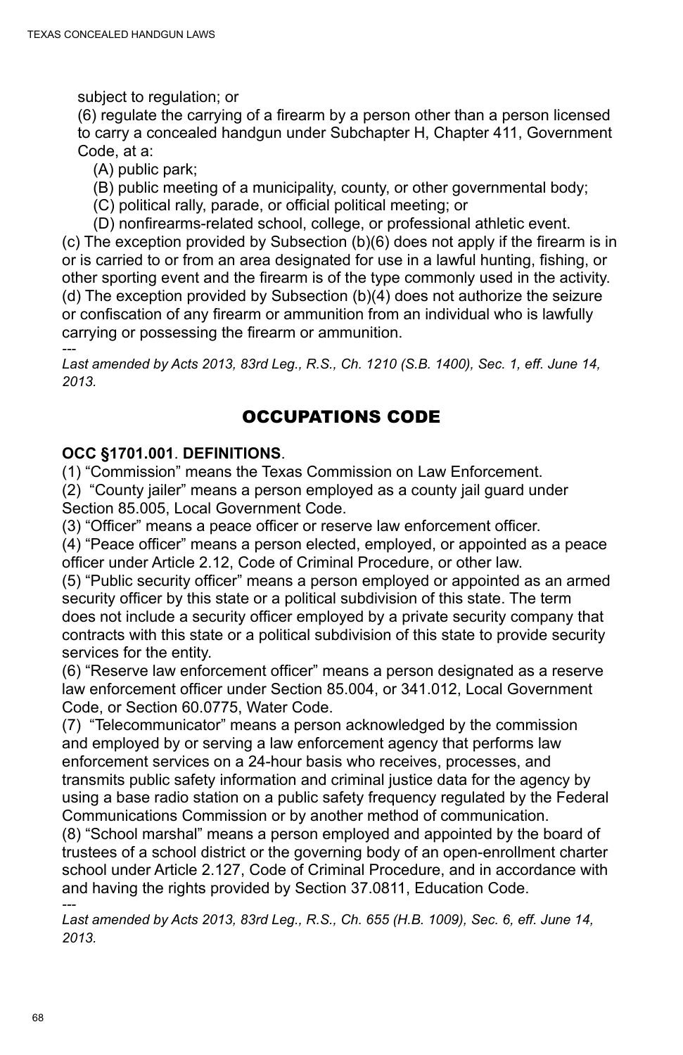subject to regulation; or

(6) regulate the carrying of a firearm by a person other than a person licensed to carry a concealed handgun under Subchapter H, Chapter 411, Government Code, at a:

(A) public park;

(B) public meeting of a municipality, county, or other governmental body;

(C) political rally, parade, or official political meeting; or

(D) nonfirearms-related school, college, or professional athletic event.

(c) The exception provided by Subsection (b)(6) does not apply if the firearm is in or is carried to or from an area designated for use in a lawful hunting, fishing, or other sporting event and the firearm is of the type commonly used in the activity.

(d) The exception provided by Subsection (b)(4) does not authorize the seizure or confiscation of any firearm or ammunition from an individual who is lawfully carrying or possessing the firearm or ammunition.

---

*Last amended by Acts 2013, 83rd Leg., R.S., Ch. 1210 (S.B. 1400), Sec. 1, eff. June 14, 2013.*

## OCCUPATIONS CODE

**OCC §1701.001**. **DEFINITIONS**.

(1) “Commission” means the Texas Commission on Law Enforcement.

(2) “County jailer” means a person employed as a county jail guard under Section 85.005, Local Government Code.

(3) “Officer” means a peace officer or reserve law enforcement officer.

(4) “Peace officer” means a person elected, employed, or appointed as a peace officer under Article 2.12, Code of Criminal Procedure, or other law.

(5) “Public security officer” means a person employed or appointed as an armed security officer by this state or a political subdivision of this state. The term does not include a security officer employed by a private security company that contracts with this state or a political subdivision of this state to provide security services for the entity.

(6) “Reserve law enforcement officer” means a person designated as a reserve law enforcement officer under Section 85.004, or 341.012, Local Government Code, or Section 60.0775, Water Code.

(7) “Telecommunicator” means a person acknowledged by the commission and employed by or serving a law enforcement agency that performs law enforcement services on a 24-hour basis who receives, processes, and transmits public safety information and criminal justice data for the agency by using a base radio station on a public safety frequency regulated by the Federal Communications Commission or by another method of communication.

(8) “School marshal” means a person employed and appointed by the board of trustees of a school district or the governing body of an open-enrollment charter school under Article 2.127, Code of Criminal Procedure, and in accordance with and having the rights provided by Section 37.0811, Education Code.

---

*Last amended by Acts 2013, 83rd Leg., R.S., Ch. 655 (H.B. 1009), Sec. 6, eff. June 14, 2013.*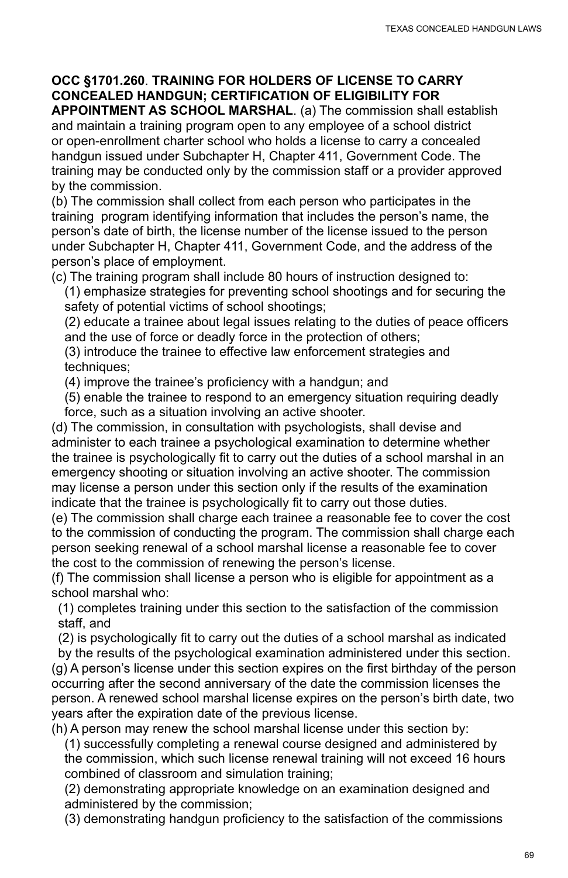**OCC §1701.260**. **TRAINING FOR HOLDERS OF LICENSE TO CARRY CONCEALED HANDGUN; CERTIFICATION OF ELIGIBILITY FOR APPOINTMENT AS SCHOOL MARSHAL**. (a) The commission shall establish and maintain a training program open to any employee of a school district or open-enrollment charter school who holds a license to carry a concealed handgun issued under Subchapter H, Chapter 411, Government Code. The training may be conducted only by the commission staff or a provider approved by the commission.

(b) The commission shall collect from each person who participates in the training program identifying information that includes the person's name, the person's date of birth, the license number of the license issued to the person under Subchapter H, Chapter 411, Government Code, and the address of the person's place of employment.

(c) The training program shall include 80 hours of instruction designed to:

(1) emphasize strategies for preventing school shootings and for securing the safety of potential victims of school shootings;

(2) educate a trainee about legal issues relating to the duties of peace officers and the use of force or deadly force in the protection of others;

(3) introduce the trainee to effective law enforcement strategies and techniques;

(4) improve the trainee's proficiency with a handgun; and

(5) enable the trainee to respond to an emergency situation requiring deadly force, such as a situation involving an active shooter.

(d) The commission, in consultation with psychologists, shall devise and administer to each trainee a psychological examination to determine whether the trainee is psychologically fit to carry out the duties of a school marshal in an emergency shooting or situation involving an active shooter. The commission may license a person under this section only if the results of the examination indicate that the trainee is psychologically fit to carry out those duties.

(e) The commission shall charge each trainee a reasonable fee to cover the cost to the commission of conducting the program. The commission shall charge each person seeking renewal of a school marshal license a reasonable fee to cover the cost to the commission of renewing the person's license.

(f) The commission shall license a person who is eligible for appointment as a school marshal who:

(1) completes training under this section to the satisfaction of the commission staff, and

(2) is psychologically fit to carry out the duties of a school marshal as indicated by the results of the psychological examination administered under this section.

(g) A person's license under this section expires on the first birthday of the person occurring after the second anniversary of the date the commission licenses the person. A renewed school marshal license expires on the person's birth date, two years after the expiration date of the previous license.

(h) A person may renew the school marshal license under this section by:

(1) successfully completing a renewal course designed and administered by the commission, which such license renewal training will not exceed 16 hours combined of classroom and simulation training;

(2) demonstrating appropriate knowledge on an examination designed and administered by the commission;

(3) demonstrating handgun proficiency to the satisfaction of the commissions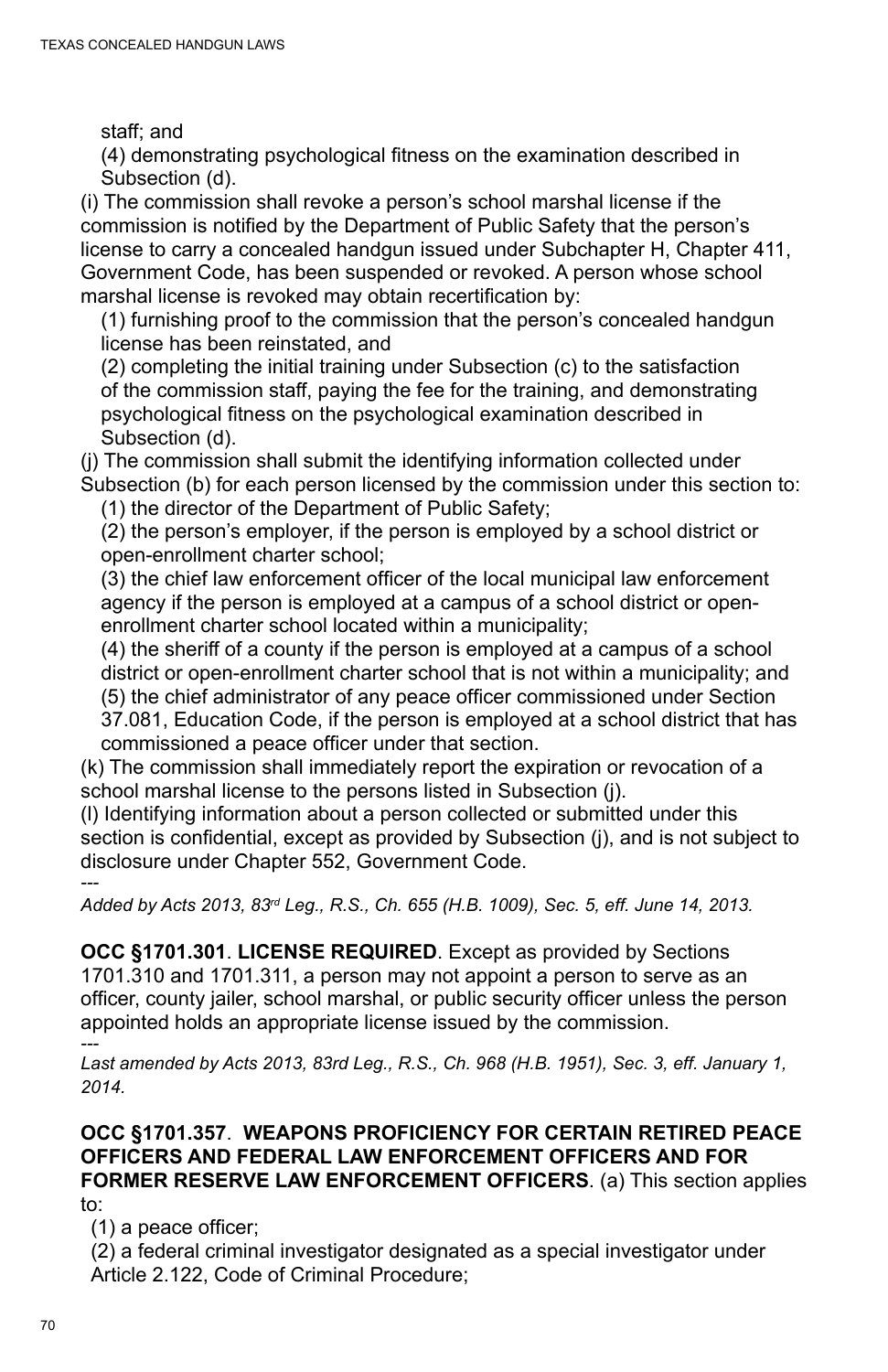staff; and

(4) demonstrating psychological fitness on the examination described in Subsection (d).

(i) The commission shall revoke a person's school marshal license if the commission is notified by the Department of Public Safety that the person's license to carry a concealed handgun issued under Subchapter H, Chapter 411, Government Code, has been suspended or revoked. A person whose school marshal license is revoked may obtain recertification by:

(1) furnishing proof to the commission that the person's concealed handgun license has been reinstated, and

(2) completing the initial training under Subsection (c) to the satisfaction of the commission staff, paying the fee for the training, and demonstrating psychological fitness on the psychological examination described in Subsection (d).

(j) The commission shall submit the identifying information collected under Subsection (b) for each person licensed by the commission under this section to:

(1) the director of the Department of Public Safety;

(2) the person's employer, if the person is employed by a school district or open-enrollment charter school;

(3) the chief law enforcement officer of the local municipal law enforcement agency if the person is employed at a campus of a school district or open-enrollment charter school located within a municipality;

(4) the sheriff of a county if the person is employed at a campus of a school district or open-enrollment charter school that is not within a municipality; and

(5) the chief administrator of any peace officer commissioned under Section 37.081, Education Code, if the person is employed at a school district that has commissioned a peace officer under that section.

(k) The commission shall immediately report the expiration or revocation of a school marshal license to the persons listed in Subsection (j).

(l) Identifying information about a person collected or submitted under this section is confidential, except as provided by Subsection (j), and is not subject to disclosure under Chapter 552, Government Code.

---

*Added by Acts 2013, 83rd Leg., R.S., Ch. 655 (H.B. 1009), Sec. 5, eff. June 14, 2013.*

**OCC §1701.301**. **LICENSE REQUIRED**. Except as provided by Sections 1701.310 and 1701.311, a person may not appoint a person to serve as an officer, county jailer, school marshal, or public security officer unless the person appointed holds an appropriate license issued by the commission.

---

*Last amended by Acts 2013, 83rd Leg., R.S., Ch. 968 (H.B. 1951), Sec. 3, eff. January 1, 2014.*

**OCC §1701.357**. **WEAPONS PROFICIENCY FOR CERTAIN RETIRED PEACE OFFICERS AND FEDERAL LAW ENFORCEMENT OFFICERS AND FOR FORMER RESERVE LAW ENFORCEMENT OFFICERS**. (a) This section applies to:

(1) a peace officer;

(2) a federal criminal investigator designated as a special investigator under Article 2.122, Code of Criminal Procedure;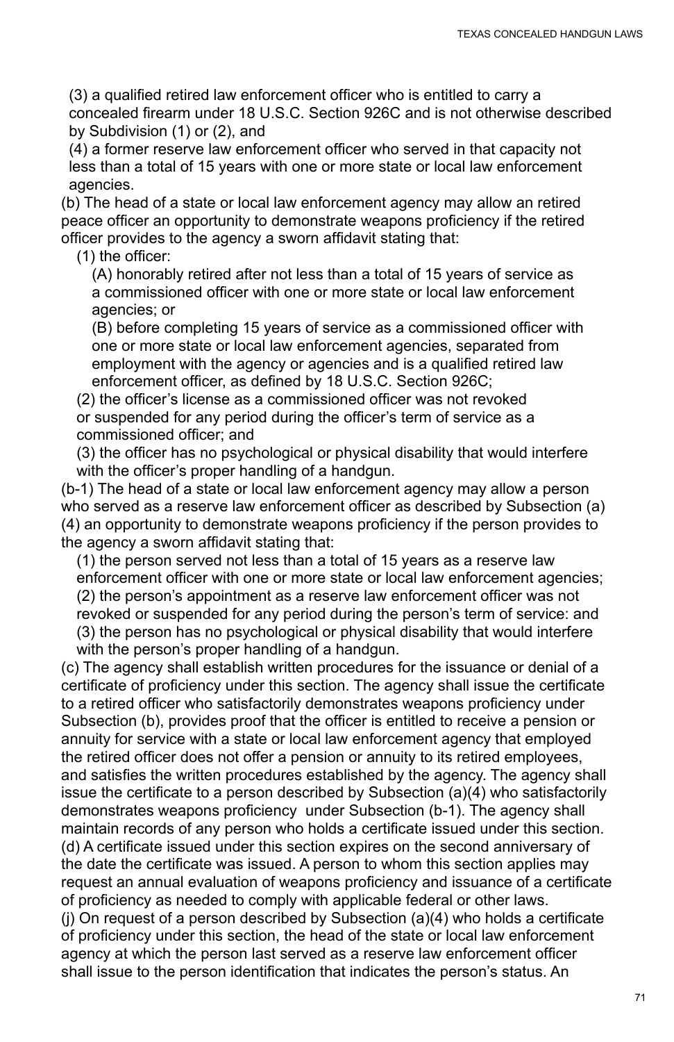(3) a qualified retired law enforcement officer who is entitled to carry a concealed firearm under 18 U.S.C. Section 926C and is not otherwise described by Subdivision (1) or (2), and

(4) a former reserve law enforcement officer who served in that capacity not less than a total of 15 years with one or more state or local law enforcement agencies.

(b) The head of a state or local law enforcement agency may allow an retired peace officer an opportunity to demonstrate weapons proficiency if the retired officer provides to the agency a sworn affidavit stating that:

(1) the officer:

(A) honorably retired after not less than a total of 15 years of service as a commissioned officer with one or more state or local law enforcement agencies; or

(B) before completing 15 years of service as a commissioned officer with one or more state or local law enforcement agencies, separated from employment with the agency or agencies and is a qualified retired law enforcement officer, as defined by 18 U.S.C. Section 926C;

(2) the officer's license as a commissioned officer was not revoked or suspended for any period during the officer's term of service as a commissioned officer; and

(3) the officer has no psychological or physical disability that would interfere with the officer's proper handling of a handgun.

(b-1) The head of a state or local law enforcement agency may allow a person who served as a reserve law enforcement officer as described by Subsection (a)(4) an opportunity to demonstrate weapons proficiency if the person provides to the agency a sworn affidavit stating that:

(1) the person served not less than a total of 15 years as a reserve law enforcement officer with one or more state or local law enforcement agencies;

(2) the person's appointment as a reserve law enforcement officer was not revoked or suspended for any period during the person's term of service: and

(3) the person has no psychological or physical disability that would interfere with the person's proper handling of a handgun.

(c) The agency shall establish written procedures for the issuance or denial of a certificate of proficiency under this section. The agency shall issue the certificate to a retired officer who satisfactorily demonstrates weapons proficiency under Subsection (b), provides proof that the officer is entitled to receive a pension or annuity for service with a state or local law enforcement agency that employed the retired officer does not offer a pension or annuity to its retired employees, and satisfies the written procedures established by the agency. The agency shall issue the certificate to a person described by Subsection (a)(4) who satisfactorily demonstrates weapons proficiency under Subsection (b-1). The agency shall maintain records of any person who holds a certificate issued under this section.

(d) A certificate issued under this section expires on the second anniversary of the date the certificate was issued. A person to whom this section applies may request an annual evaluation of weapons proficiency and issuance of a certificate of proficiency as needed to comply with applicable federal or other laws.

(j) On request of a person described by Subsection (a)(4) who holds a certificate of proficiency under this section, the head of the state or local law enforcement agency at which the person last served as a reserve law enforcement officer shall issue to the person identification that indicates the person's status. An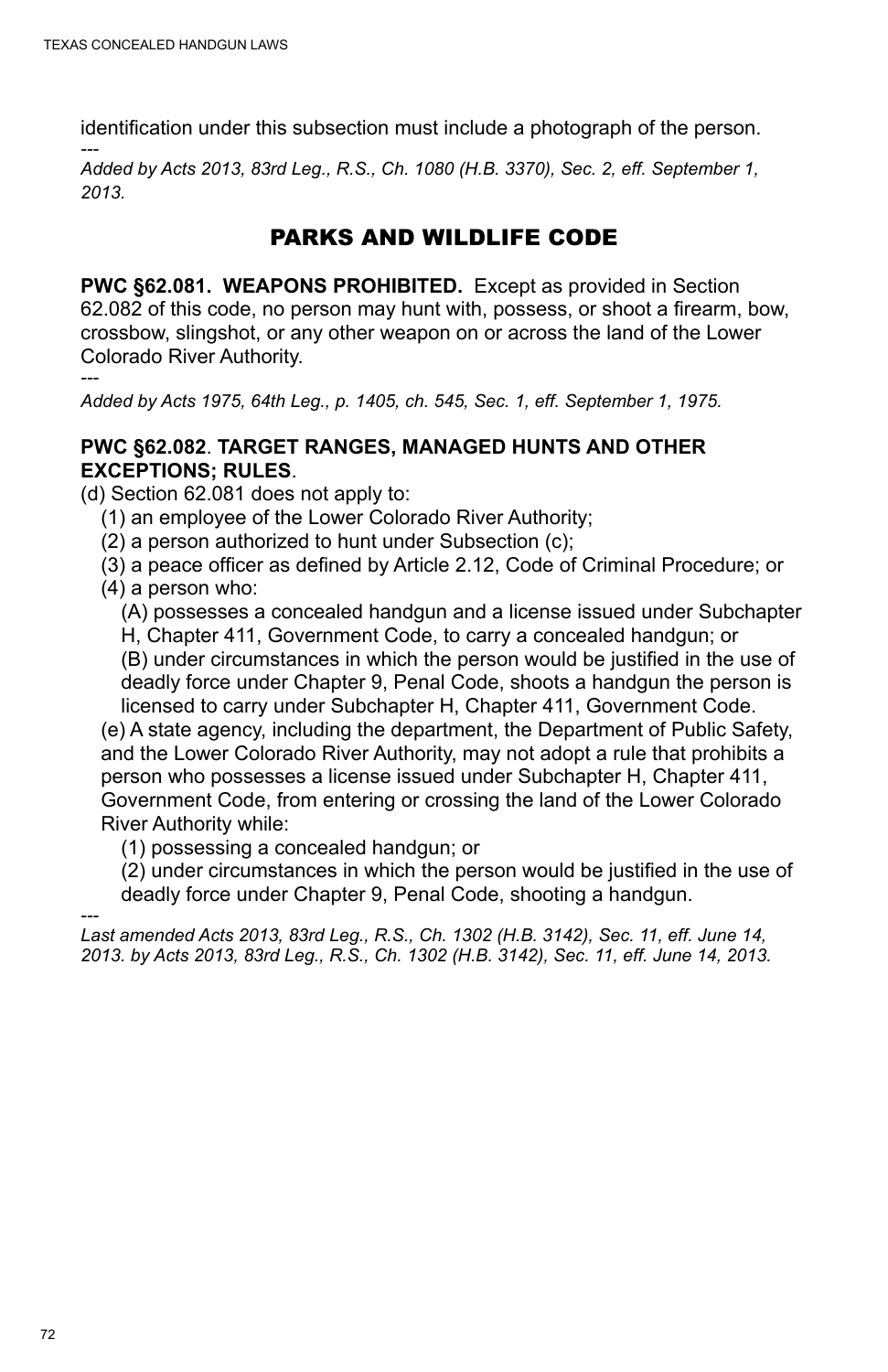identification under this subsection must include a photograph of the person.

---

*Added by Acts 2013, 83rd Leg., R.S., Ch. 1080 (H.B. 3370), Sec. 2, eff. September 1, 2013.*

## PARKS AND WILDLIFE CODE

**PWC §62.081. WEAPONS PROHIBITED.** Except as provided in Section 62.082 of this code, no person may hunt with, possess, or shoot a firearm, bow, crossbow, slingshot, or any other weapon on or across the land of the Lower Colorado River Authority.

---

*Added by Acts 1975, 64th Leg., p. 1405, ch. 545, Sec. 1, eff. September 1, 1975.*

**PWC §62.082. TARGET RANGES, MANAGED HUNTS AND OTHER EXCEPTIONS; RULES.**

(d) Section 62.081 does not apply to:

(1) an employee of the Lower Colorado River Authority;

(2) a person authorized to hunt under Subsection (c);

(3) a peace officer as defined by Article 2.12, Code of Criminal Procedure; or

(4) a person who:

(A) possesses a concealed handgun and a license issued under Subchapter H, Chapter 411, Government Code, to carry a concealed handgun; or

(B) under circumstances in which the person would be justified in the use of deadly force under Chapter 9, Penal Code, shoots a handgun the person is licensed to carry under Subchapter H, Chapter 411, Government Code.

(e) A state agency, including the department, the Department of Public Safety, and the Lower Colorado River Authority, may not adopt a rule that prohibits a person who possesses a license issued under Subchapter H, Chapter 411, Government Code, from entering or crossing the land of the Lower Colorado River Authority while:

(1) possessing a concealed handgun; or

(2) under circumstances in which the person would be justified in the use of deadly force under Chapter 9, Penal Code, shooting a handgun.

---

*Last amended Acts 2013, 83rd Leg., R.S., Ch. 1302 (H.B. 3142), Sec. 11, eff. June 14, 2013. by Acts 2013, 83rd Leg., R.S., Ch. 1302 (H.B. 3142), Sec. 11, eff. June 14, 2013.*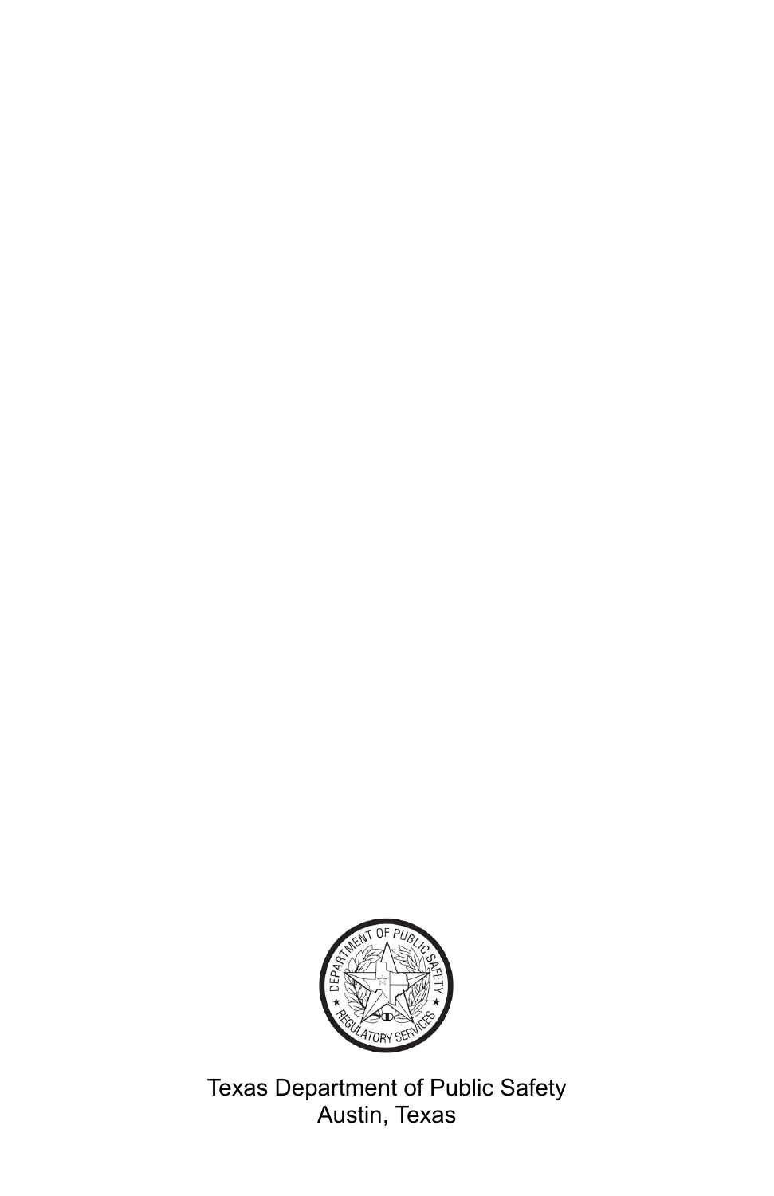Texas Department of Public Safety
Austin, Texas